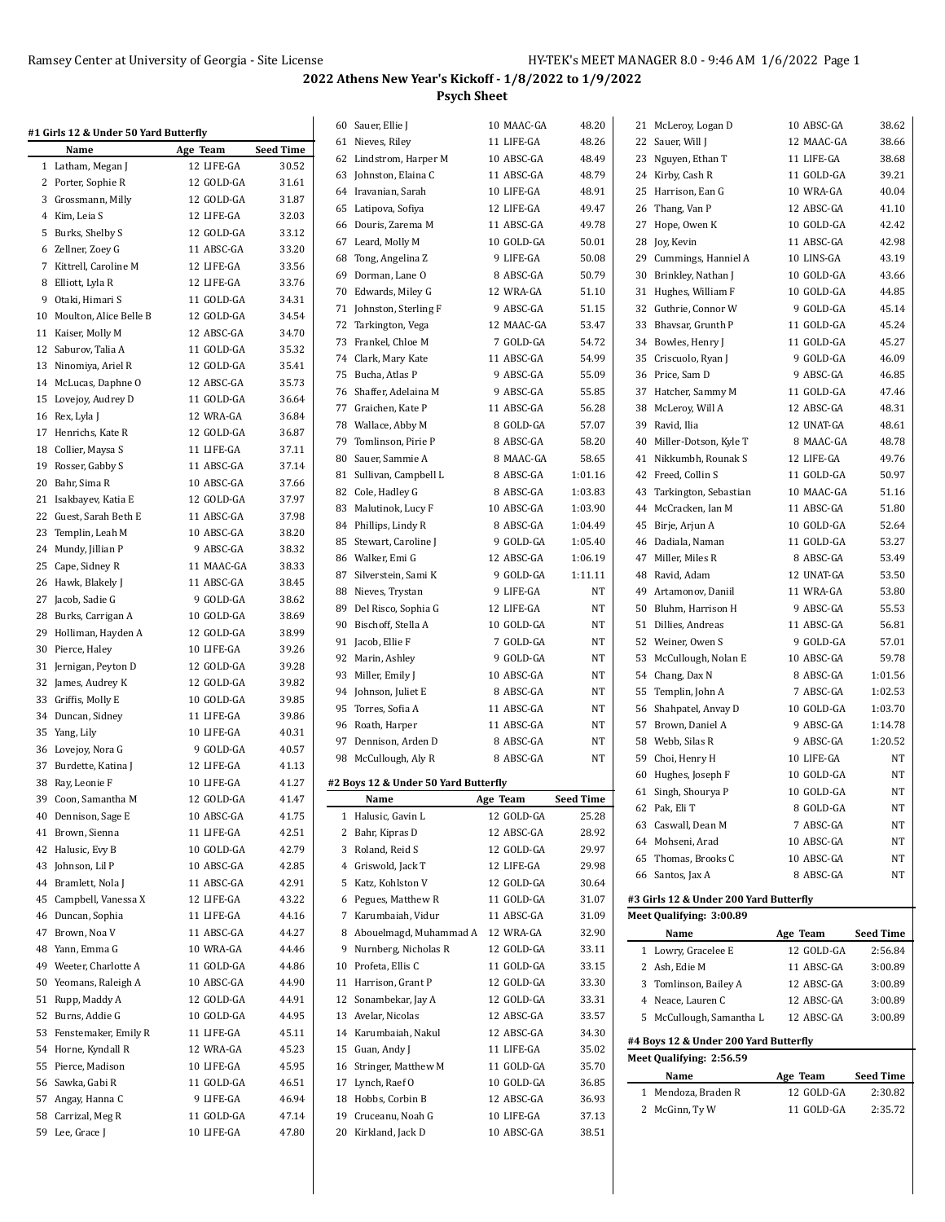# 2022 Athens New Year's Kickoff - 1/8/2022 to 1/9/2022

## Psych Sheet

### #1 Girls 12 & Under 50 Yard Butterfly

| | Name | Age | Team | Seed Time |
|---|---|---|---|---|
| 1 | Latham, Megan J | 12 | LIFE-GA | 30.52 |
| 2 | Porter, Sophie R | 12 | GOLD-GA | 31.61 |
| 3 | Grossmann, Milly | 12 | GOLD-GA | 31.87 |
| 4 | Kim, Leia S | 12 | LIFE-GA | 32.03 |
| 5 | Burks, Shelby S | 12 | GOLD-GA | 33.12 |
| 6 | Zellner, Zoey G | 11 | ABSC-GA | 33.20 |
| 7 | Kittrell, Caroline M | 12 | LIFE-GA | 33.56 |
| 8 | Elliott, Lyla R | 12 | LIFE-GA | 33.76 |
| 9 | Otaki, Himari S | 11 | GOLD-GA | 34.31 |
| 10 | Moulton, Alice Belle B | 12 | GOLD-GA | 34.54 |
| 11 | Kaiser, Molly M | 12 | ABSC-GA | 34.70 |
| 12 | Saburov, Talia A | 11 | GOLD-GA | 35.32 |
| 13 | Ninomiya, Ariel R | 12 | GOLD-GA | 35.41 |
| 14 | McLucas, Daphne O | 12 | ABSC-GA | 35.73 |
| 15 | Lovejoy, Audrey D | 11 | GOLD-GA | 36.64 |
| 16 | Rex, Lyla J | 12 | WRA-GA | 36.84 |
| 17 | Henrichs, Kate R | 12 | GOLD-GA | 36.87 |
| 18 | Collier, Maysa S | 11 | LIFE-GA | 37.11 |
| 19 | Rosser, Gabby S | 11 | ABSC-GA | 37.14 |
| 20 | Bahr, Sima R | 10 | ABSC-GA | 37.66 |
| 21 | Isakbayev, Katia E | 12 | GOLD-GA | 37.97 |
| 22 | Guest, Sarah Beth E | 11 | ABSC-GA | 37.98 |
| 23 | Templin, Leah M | 10 | ABSC-GA | 38.20 |
| 24 | Mundy, Jillian P | 9 | ABSC-GA | 38.32 |
| 25 | Cape, Sidney R | 11 | MAAC-GA | 38.33 |
| 26 | Hawk, Blakely J | 11 | ABSC-GA | 38.45 |
| 27 | Jacob, Sadie G | 9 | GOLD-GA | 38.62 |
| 28 | Burks, Carrigan A | 10 | GOLD-GA | 38.69 |
| 29 | Holliman, Hayden A | 12 | GOLD-GA | 38.99 |
| 30 | Pierce, Haley | 10 | LIFE-GA | 39.26 |
| 31 | Jernigan, Peyton D | 12 | GOLD-GA | 39.28 |
| 32 | James, Audrey K | 12 | GOLD-GA | 39.82 |
| 33 | Griffis, Molly E | 10 | GOLD-GA | 39.85 |
| 34 | Duncan, Sidney | 11 | LIFE-GA | 39.86 |
| 35 | Yang, Lily | 10 | LIFE-GA | 40.31 |
| 36 | Lovejoy, Nora G | 9 | GOLD-GA | 40.57 |
| 37 | Burdette, Katina J | 12 | LIFE-GA | 41.13 |
| 38 | Ray, Leonie F | 10 | LIFE-GA | 41.27 |
| 39 | Coon, Samantha M | 12 | GOLD-GA | 41.47 |
| 40 | Dennison, Sage E | 10 | ABSC-GA | 41.75 |
| 41 | Brown, Sienna | 11 | LIFE-GA | 42.51 |
| 42 | Halusic, Evy B | 10 | GOLD-GA | 42.79 |
| 43 | Johnson, Lil P | 10 | ABSC-GA | 42.85 |
| 44 | Bramlett, Nola J | 11 | ABSC-GA | 42.91 |
| 45 | Campbell, Vanessa X | 12 | LIFE-GA | 43.22 |
| 46 | Duncan, Sophia | 11 | LIFE-GA | 44.16 |
| 47 | Brown, Noa V | 11 | ABSC-GA | 44.27 |
| 48 | Yann, Emma G | 10 | WRA-GA | 44.46 |
| 49 | Weeter, Charlotte A | 11 | GOLD-GA | 44.86 |
| 50 | Yeomans, Raleigh A | 10 | ABSC-GA | 44.90 |
| 51 | Rupp, Maddy A | 12 | GOLD-GA | 44.91 |
| 52 | Burns, Addie G | 10 | GOLD-GA | 44.95 |
| 53 | Fenstemaker, Emily R | 11 | LIFE-GA | 45.11 |
| 54 | Horne, Kyndall R | 12 | WRA-GA | 45.23 |
| 55 | Pierce, Madison | 10 | LIFE-GA | 45.95 |
| 56 | Sawka, Gabi R | 11 | GOLD-GA | 46.51 |
| 57 | Angay, Hanna C | 9 | LIFE-GA | 46.94 |
| 58 | Carrizal, Meg R | 11 | GOLD-GA | 47.14 |
| 59 | Lee, Grace J | 10 | LIFE-GA | 47.80 |
| 60 | Sauer, Ellie J | 10 | MAAC-GA | 48.20 |
| 61 | Nieves, Riley | 11 | LIFE-GA | 48.26 |
| 62 | Lindstrom, Harper M | 10 | ABSC-GA | 48.49 |
| 63 | Johnston, Elaina C | 11 | ABSC-GA | 48.79 |
| 64 | Iravanian, Sarah | 10 | LIFE-GA | 48.91 |
| 65 | Latipova, Sofiya | 12 | LIFE-GA | 49.47 |
| 66 | Douris, Zarema M | 11 | ABSC-GA | 49.78 |
| 67 | Leard, Molly M | 10 | GOLD-GA | 50.01 |
| 68 | Tong, Angelina Z | 9 | LIFE-GA | 50.08 |
| 69 | Dorman, Lane O | 8 | ABSC-GA | 50.79 |
| 70 | Edwards, Miley G | 12 | WRA-GA | 51.10 |
| 71 | Johnston, Sterling F | 9 | ABSC-GA | 51.15 |
| 72 | Tarkington, Vega | 12 | MAAC-GA | 53.47 |
| 73 | Frankel, Chloe M | 7 | GOLD-GA | 54.72 |
| 74 | Clark, Mary Kate | 11 | ABSC-GA | 54.99 |
| 75 | Bucha, Atlas P | 9 | ABSC-GA | 55.09 |
| 76 | Shaffer, Adelaina M | 9 | ABSC-GA | 55.85 |
| 77 | Graichen, Kate P | 11 | ABSC-GA | 56.28 |
| 78 | Wallace, Abby M | 8 | GOLD-GA | 57.07 |
| 79 | Tomlinson, Pirie P | 8 | ABSC-GA | 58.20 |
| 80 | Sauer, Sammie A | 8 | MAAC-GA | 58.65 |
| 81 | Sullivan, Campbell L | 8 | ABSC-GA | 1:01.16 |
| 82 | Cole, Hadley G | 8 | ABSC-GA | 1:03.83 |
| 83 | Malutinok, Lucy F | 10 | ABSC-GA | 1:03.90 |
| 84 | Phillips, Lindy R | 8 | ABSC-GA | 1:04.49 |
| 85 | Stewart, Caroline J | 9 | GOLD-GA | 1:05.40 |
| 86 | Walker, Emi G | 12 | ABSC-GA | 1:06.19 |
| 87 | Silverstein, Sami K | 9 | GOLD-GA | 1:11.11 |
| 88 | Nieves, Trystan | 9 | LIFE-GA | NT |
| 89 | Del Risco, Sophia G | 12 | LIFE-GA | NT |
| 90 | Bischoff, Stella A | 10 | GOLD-GA | NT |
| 91 | Jacob, Ellie F | 7 | GOLD-GA | NT |
| 92 | Marin, Ashley | 9 | GOLD-GA | NT |
| 93 | Miller, Emily J | 10 | ABSC-GA | NT |
| 94 | Johnson, Juliet E | 8 | ABSC-GA | NT |
| 95 | Torres, Sofia A | 11 | ABSC-GA | NT |
| 96 | Roath, Harper | 11 | ABSC-GA | NT |
| 97 | Dennison, Arden D | 8 | ABSC-GA | NT |
| 98 | McCullough, Aly R | 8 | ABSC-GA | NT |

### #2 Boys 12 & Under 50 Yard Butterfly

| | Name | Age | Team | Seed Time |
|---|---|---|---|---|
| 1 | Halusic, Gavin L | 12 | GOLD-GA | 25.28 |
| 2 | Bahr, Kipras D | 12 | ABSC-GA | 28.92 |
| 3 | Roland, Reid S | 12 | GOLD-GA | 29.97 |
| 4 | Griswold, Jack T | 12 | LIFE-GA | 29.98 |
| 5 | Katz, Kohlston V | 12 | GOLD-GA | 30.64 |
| 6 | Pegues, Matthew R | 11 | GOLD-GA | 31.07 |
| 7 | Karumbaiah, Vidur | 11 | ABSC-GA | 31.09 |
| 8 | Abouelmagd, Muhammad A | 12 | WRA-GA | 32.90 |
| 9 | Nurnberg, Nicholas R | 12 | GOLD-GA | 33.11 |
| 10 | Profeta, Ellis C | 11 | GOLD-GA | 33.15 |
| 11 | Harrison, Grant P | 12 | GOLD-GA | 33.30 |
| 12 | Sonambekar, Jay A | 12 | GOLD-GA | 33.31 |
| 13 | Avelar, Nicolas | 12 | ABSC-GA | 33.57 |
| 14 | Karumbaiah, Nakul | 12 | ABSC-GA | 34.30 |
| 15 | Guan, Andy J | 11 | LIFE-GA | 35.02 |
| 16 | Stringer, Matthew M | 11 | GOLD-GA | 35.70 |
| 17 | Lynch, Raef O | 10 | GOLD-GA | 36.85 |
| 18 | Hobbs, Corbin B | 12 | ABSC-GA | 36.93 |
| 19 | Cruceanu, Noah G | 10 | LIFE-GA | 37.13 |
| 20 | Kirkland, Jack D | 10 | ABSC-GA | 38.51 |
| 21 | McLeroy, Logan D | 10 | ABSC-GA | 38.62 |
| 22 | Sauer, Will J | 12 | MAAC-GA | 38.66 |
| 23 | Nguyen, Ethan T | 11 | LIFE-GA | 38.68 |
| 24 | Kirby, Cash R | 11 | GOLD-GA | 39.21 |
| 25 | Harrison, Ean G | 10 | WRA-GA | 40.04 |
| 26 | Thang, Van P | 12 | ABSC-GA | 41.10 |
| 27 | Hope, Owen K | 10 | GOLD-GA | 42.42 |
| 28 | Joy, Kevin | 11 | ABSC-GA | 42.98 |
| 29 | Cummings, Hanniel A | 10 | LINS-GA | 43.19 |
| 30 | Brinkley, Nathan J | 10 | GOLD-GA | 43.66 |
| 31 | Hughes, William F | 10 | GOLD-GA | 44.85 |
| 32 | Guthrie, Connor W | 9 | GOLD-GA | 45.14 |
| 33 | Bhavsar, Grunth P | 11 | GOLD-GA | 45.24 |
| 34 | Bowles, Henry J | 11 | GOLD-GA | 45.27 |
| 35 | Criscuolo, Ryan J | 9 | GOLD-GA | 46.09 |
| 36 | Price, Sam D | 9 | ABSC-GA | 46.85 |
| 37 | Hatcher, Sammy M | 11 | GOLD-GA | 47.46 |
| 38 | McLeroy, Will A | 12 | ABSC-GA | 48.31 |
| 39 | Ravid, Ilia | 12 | UNAT-GA | 48.61 |
| 40 | Miller-Dotson, Kyle T | 8 | MAAC-GA | 48.78 |
| 41 | Nikkumbh, Rounak S | 12 | LIFE-GA | 49.76 |
| 42 | Freed, Collin S | 11 | GOLD-GA | 50.97 |
| 43 | Tarkington, Sebastian | 10 | MAAC-GA | 51.16 |
| 44 | McCracken, Ian M | 11 | ABSC-GA | 51.80 |
| 45 | Birje, Arjun A | 10 | GOLD-GA | 52.64 |
| 46 | Dadiala, Naman | 11 | GOLD-GA | 53.27 |
| 47 | Miller, Miles R | 8 | ABSC-GA | 53.49 |
| 48 | Ravid, Adam | 12 | UNAT-GA | 53.50 |
| 49 | Artamonov, Daniil | 11 | WRA-GA | 53.80 |
| 50 | Bluhm, Harrison H | 9 | ABSC-GA | 55.53 |
| 51 | Dillies, Andreas | 11 | ABSC-GA | 56.81 |
| 52 | Weiner, Owen S | 9 | GOLD-GA | 57.01 |
| 53 | McCullough, Nolan E | 10 | ABSC-GA | 59.78 |
| 54 | Chang, Dax N | 8 | ABSC-GA | 1:01.56 |
| 55 | Templin, John A | 7 | ABSC-GA | 1:02.53 |
| 56 | Shahpatel, Anvay D | 10 | GOLD-GA | 1:03.70 |
| 57 | Brown, Daniel A | 9 | ABSC-GA | 1:14.78 |
| 58 | Webb, Silas R | 9 | ABSC-GA | 1:20.52 |
| 59 | Choi, Henry H | 10 | LIFE-GA | NT |
| 60 | Hughes, Joseph F | 10 | GOLD-GA | NT |
| 61 | Singh, Shourya P | 10 | GOLD-GA | NT |
| 62 | Pak, Eli T | 8 | GOLD-GA | NT |
| 63 | Caswall, Dean M | 7 | ABSC-GA | NT |
| 64 | Mohseni, Arad | 10 | ABSC-GA | NT |
| 65 | Thomas, Brooks C | 10 | ABSC-GA | NT |
| 66 | Santos, Jax A | 8 | ABSC-GA | NT |

### #3 Girls 12 & Under 200 Yard Butterfly

**Meet Qualifying: 3:00.89**

| | Name | Age | Team | Seed Time |
|---|---|---|---|---|
| 1 | Lowry, Gracelee E | 12 | GOLD-GA | 2:56.84 |
| 2 | Ash, Edie M | 11 | ABSC-GA | 3:00.89 |
| 3 | Tomlinson, Bailey A | 12 | ABSC-GA | 3:00.89 |
| 4 | Neace, Lauren C | 12 | ABSC-GA | 3:00.89 |
| 5 | McCullough, Samantha L | 12 | ABSC-GA | 3:00.89 |

### #4 Boys 12 & Under 200 Yard Butterfly

**Meet Qualifying: 2:56.59**

| | Name | Age | Team | Seed Time |
|---|---|---|---|---|
| 1 | Mendoza, Braden R | 12 | GOLD-GA | 2:30.82 |
| 2 | McGinn, Ty W | 11 | GOLD-GA | 2:35.72 |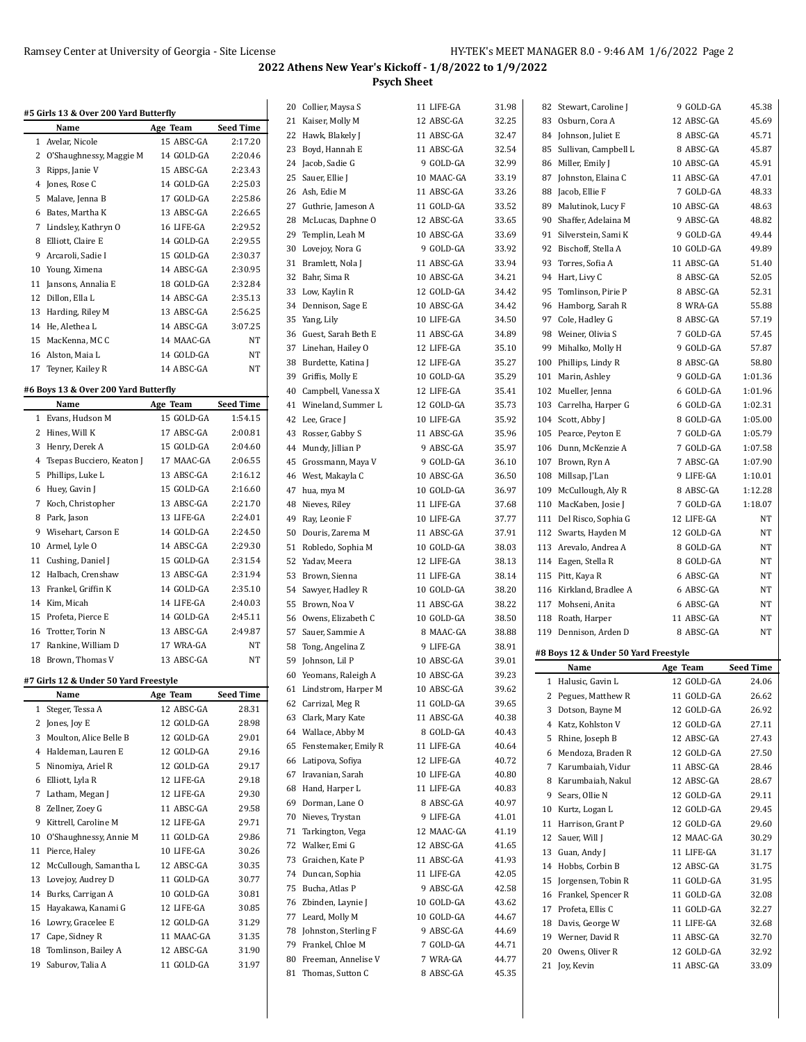## 2022 Athens New Year's Kickoff - 1/8/2022 to 1/9/2022

### Psych Sheet

#### #5 Girls 13 & Over 200 Yard Butterfly

| | Name | Age | Team | Seed Time |
|---|---|---|---|---|
| 1 | Avelar, Nicole | 15 | ABSC-GA | 2:17.20 |
| 2 | O'Shaughnessy, Maggie M | 14 | GOLD-GA | 2:20.46 |
| 3 | Ripps, Janie V | 15 | ABSC-GA | 2:23.43 |
| 4 | Jones, Rose C | 14 | GOLD-GA | 2:25.03 |
| 5 | Malave, Jenna B | 17 | GOLD-GA | 2:25.86 |
| 6 | Bates, Martha K | 13 | ABSC-GA | 2:26.65 |
| 7 | Lindsley, Kathryn O | 16 | LIFE-GA | 2:29.52 |
| 8 | Elliott, Claire E | 14 | GOLD-GA | 2:29.55 |
| 9 | Arcaroli, Sadie I | 15 | GOLD-GA | 2:30.37 |
| 10 | Young, Ximena | 14 | ABSC-GA | 2:30.95 |
| 11 | Jansons, Annalia E | 18 | GOLD-GA | 2:32.84 |
| 12 | Dillon, Ella L | 14 | ABSC-GA | 2:35.13 |
| 13 | Harding, Riley M | 13 | ABSC-GA | 2:56.25 |
| 14 | He, Alethea L | 14 | ABSC-GA | 3:07.25 |
| 15 | MacKenna, MC C | 14 | MAAC-GA | NT |
| 16 | Alston, Maia L | 14 | GOLD-GA | NT |
| 17 | Teyner, Kailey R | 14 | ABSC-GA | NT |

#### #6 Boys 13 & Over 200 Yard Butterfly

| | Name | Age | Team | Seed Time |
|---|---|---|---|---|
| 1 | Evans, Hudson M | 15 | GOLD-GA | 1:54.15 |
| 2 | Hines, Will K | 17 | ABSC-GA | 2:00.81 |
| 3 | Henry, Derek A | 15 | GOLD-GA | 2:04.60 |
| 4 | Tsepas Bucciero, Keaton J | 17 | MAAC-GA | 2:06.55 |
| 5 | Phillips, Luke L | 13 | ABSC-GA | 2:16.12 |
| 6 | Huey, Gavin J | 15 | GOLD-GA | 2:16.60 |
| 7 | Koch, Christopher | 13 | ABSC-GA | 2:21.70 |
| 8 | Park, Jason | 13 | LIFE-GA | 2:24.01 |
| 9 | Wisehart, Carson E | 14 | GOLD-GA | 2:24.50 |
| 10 | Armel, Lyle O | 14 | ABSC-GA | 2:29.30 |
| 11 | Cushing, Daniel J | 15 | GOLD-GA | 2:31.54 |
| 12 | Halbach, Crenshaw | 13 | ABSC-GA | 2:31.94 |
| 13 | Frankel, Griffin K | 14 | GOLD-GA | 2:35.10 |
| 14 | Kim, Micah | 14 | LIFE-GA | 2:40.03 |
| 15 | Profeta, Pierce E | 14 | GOLD-GA | 2:45.11 |
| 16 | Trotter, Torin N | 13 | ABSC-GA | 2:49.87 |
| 17 | Rankine, William D | 17 | WRA-GA | NT |
| 18 | Brown, Thomas V | 13 | ABSC-GA | NT |

#### #7 Girls 12 & Under 50 Yard Freestyle

| | Name | Age | Team | Seed Time |
|---|---|---|---|---|
| 1 | Steger, Tessa A | 12 | ABSC-GA | 28.31 |
| 2 | Jones, Joy E | 12 | GOLD-GA | 28.98 |
| 3 | Moulton, Alice Belle B | 12 | GOLD-GA | 29.01 |
| 4 | Haldeman, Lauren E | 12 | GOLD-GA | 29.16 |
| 5 | Ninomiya, Ariel R | 12 | GOLD-GA | 29.17 |
| 6 | Elliott, Lyla R | 12 | LIFE-GA | 29.18 |
| 7 | Latham, Megan J | 12 | LIFE-GA | 29.30 |
| 8 | Zellner, Zoey G | 11 | ABSC-GA | 29.58 |
| 9 | Kittrell, Caroline M | 12 | LIFE-GA | 29.71 |
| 10 | O'Shaughnessy, Annie M | 11 | GOLD-GA | 29.86 |
| 11 | Pierce, Haley | 10 | LIFE-GA | 30.26 |
| 12 | McCullough, Samantha L | 12 | ABSC-GA | 30.35 |
| 13 | Lovejoy, Audrey D | 11 | GOLD-GA | 30.77 |
| 14 | Burks, Carrigan A | 10 | GOLD-GA | 30.81 |
| 15 | Hayakawa, Kanami G | 12 | LIFE-GA | 30.85 |
| 16 | Lowry, Gracelee E | 12 | GOLD-GA | 31.29 |
| 17 | Cape, Sidney R | 11 | MAAC-GA | 31.35 |
| 18 | Tomlinson, Bailey A | 12 | ABSC-GA | 31.90 |
| 19 | Saburov, Talia A | 11 | GOLD-GA | 31.97 |
| 20 | Collier, Maysa S | 11 | LIFE-GA | 31.98 |
| 21 | Kaiser, Molly M | 12 | ABSC-GA | 32.25 |
| 22 | Hawk, Blakely J | 11 | ABSC-GA | 32.47 |
| 23 | Boyd, Hannah E | 11 | ABSC-GA | 32.54 |
| 24 | Jacob, Sadie G | 9 | GOLD-GA | 32.99 |
| 25 | Sauer, Ellie J | 10 | MAAC-GA | 33.19 |
| 26 | Ash, Edie M | 11 | ABSC-GA | 33.26 |
| 27 | Guthrie, Jameson A | 11 | GOLD-GA | 33.52 |
| 28 | McLucas, Daphne O | 12 | ABSC-GA | 33.65 |
| 29 | Templin, Leah M | 10 | ABSC-GA | 33.69 |
| 30 | Lovejoy, Nora G | 9 | GOLD-GA | 33.92 |
| 31 | Bramlett, Nola J | 11 | ABSC-GA | 33.94 |
| 32 | Bahr, Sima R | 10 | ABSC-GA | 34.21 |
| 33 | Low, Kaylin R | 12 | GOLD-GA | 34.42 |
| 34 | Dennison, Sage E | 10 | ABSC-GA | 34.42 |
| 35 | Yang, Lily | 10 | LIFE-GA | 34.50 |
| 36 | Guest, Sarah Beth E | 11 | ABSC-GA | 34.89 |
| 37 | Linehan, Hailey O | 12 | LIFE-GA | 35.10 |
| 38 | Burdette, Katina J | 12 | LIFE-GA | 35.27 |
| 39 | Griffis, Molly E | 10 | GOLD-GA | 35.29 |
| 40 | Campbell, Vanessa X | 12 | LIFE-GA | 35.41 |
| 41 | Wineland, Summer L | 12 | GOLD-GA | 35.73 |
| 42 | Lee, Grace J | 10 | LIFE-GA | 35.92 |
| 43 | Rosser, Gabby S | 11 | ABSC-GA | 35.96 |
| 44 | Mundy, Jillian P | 9 | ABSC-GA | 35.97 |
| 45 | Grossmann, Maya V | 9 | GOLD-GA | 36.10 |
| 46 | West, Makayla C | 10 | ABSC-GA | 36.50 |
| 47 | hua, mya M | 10 | GOLD-GA | 36.97 |
| 48 | Nieves, Riley | 11 | LIFE-GA | 37.68 |
| 49 | Ray, Leonie F | 10 | LIFE-GA | 37.77 |
| 50 | Douris, Zarema M | 11 | ABSC-GA | 37.91 |
| 51 | Robledo, Sophia M | 10 | GOLD-GA | 38.03 |
| 52 | Yadav, Meera | 12 | LIFE-GA | 38.13 |
| 53 | Brown, Sienna | 11 | LIFE-GA | 38.14 |
| 54 | Sawyer, Hadley R | 10 | GOLD-GA | 38.20 |
| 55 | Brown, Noa V | 11 | ABSC-GA | 38.22 |
| 56 | Owens, Elizabeth C | 10 | GOLD-GA | 38.50 |
| 57 | Sauer, Sammie A | 8 | MAAC-GA | 38.88 |
| 58 | Tong, Angelina Z | 9 | LIFE-GA | 38.91 |
| 59 | Johnson, Lil P | 10 | ABSC-GA | 39.01 |
| 60 | Yeomans, Raleigh A | 10 | ABSC-GA | 39.23 |
| 61 | Lindstrom, Harper M | 10 | ABSC-GA | 39.62 |
| 62 | Carrizal, Meg R | 11 | GOLD-GA | 39.65 |
| 63 | Clark, Mary Kate | 11 | ABSC-GA | 40.38 |
| 64 | Wallace, Abby M | 8 | GOLD-GA | 40.43 |
| 65 | Fenstemaker, Emily R | 11 | LIFE-GA | 40.64 |
| 66 | Latipova, Sofiya | 12 | LIFE-GA | 40.72 |
| 67 | Iravanian, Sarah | 10 | LIFE-GA | 40.80 |
| 68 | Hand, Harper L | 11 | LIFE-GA | 40.83 |
| 69 | Dorman, Lane O | 8 | ABSC-GA | 40.97 |
| 70 | Nieves, Trystan | 9 | LIFE-GA | 41.01 |
| 71 | Tarkington, Vega | 12 | MAAC-GA | 41.19 |
| 72 | Walker, Emi G | 12 | ABSC-GA | 41.65 |
| 73 | Graichen, Kate P | 11 | ABSC-GA | 41.93 |
| 74 | Duncan, Sophia | 11 | LIFE-GA | 42.05 |
| 75 | Bucha, Atlas P | 9 | ABSC-GA | 42.58 |
| 76 | Zbinden, Laynie J | 10 | GOLD-GA | 43.62 |
| 77 | Leard, Molly M | 10 | GOLD-GA | 44.67 |
| 78 | Johnston, Sterling F | 9 | ABSC-GA | 44.69 |
| 79 | Frankel, Chloe M | 7 | GOLD-GA | 44.71 |
| 80 | Freeman, Annelise V | 7 | WRA-GA | 44.77 |
| 81 | Thomas, Sutton C | 8 | ABSC-GA | 45.35 |
| 82 | Stewart, Caroline J | 9 | GOLD-GA | 45.38 |
| 83 | Osburn, Cora A | 12 | ABSC-GA | 45.69 |
| 84 | Johnson, Juliet E | 8 | ABSC-GA | 45.71 |
| 85 | Sullivan, Campbell L | 8 | ABSC-GA | 45.87 |
| 86 | Miller, Emily J | 10 | ABSC-GA | 45.91 |
| 87 | Johnston, Elaina C | 11 | ABSC-GA | 47.01 |
| 88 | Jacob, Ellie F | 7 | GOLD-GA | 48.33 |
| 89 | Malutinok, Lucy F | 10 | ABSC-GA | 48.63 |
| 90 | Shaffer, Adelaina M | 9 | ABSC-GA | 48.82 |
| 91 | Silverstein, Sami K | 9 | GOLD-GA | 49.44 |
| 92 | Bischoff, Stella A | 10 | GOLD-GA | 49.89 |
| 93 | Torres, Sofia A | 11 | ABSC-GA | 51.40 |
| 94 | Hart, Livy C | 8 | ABSC-GA | 52.05 |
| 95 | Tomlinson, Pirie P | 8 | ABSC-GA | 52.31 |
| 96 | Hamborg, Sarah R | 8 | WRA-GA | 55.88 |
| 97 | Cole, Hadley G | 8 | ABSC-GA | 57.19 |
| 98 | Weiner, Olivia S | 7 | GOLD-GA | 57.45 |
| 99 | Mihalko, Molly H | 9 | GOLD-GA | 57.87 |
| 100 | Phillips, Lindy R | 8 | ABSC-GA | 58.80 |
| 101 | Marin, Ashley | 9 | GOLD-GA | 1:01.36 |
| 102 | Mueller, Jenna | 6 | GOLD-GA | 1:01.96 |
| 103 | Carrelha, Harper G | 6 | GOLD-GA | 1:02.31 |
| 104 | Scott, Abby J | 8 | GOLD-GA | 1:05.00 |
| 105 | Pearce, Peyton E | 7 | GOLD-GA | 1:05.79 |
| 106 | Dunn, McKenzie A | 7 | GOLD-GA | 1:07.58 |
| 107 | Brown, Ryn A | 7 | ABSC-GA | 1:07.90 |
| 108 | Millsap, J'Lan | 9 | LIFE-GA | 1:10.01 |
| 109 | McCullough, Aly R | 8 | ABSC-GA | 1:12.28 |
| 110 | MacKaben, Josie J | 7 | GOLD-GA | 1:18.07 |
| 111 | Del Risco, Sophia G | 12 | LIFE-GA | NT |
| 112 | Swarts, Hayden M | 12 | GOLD-GA | NT |
| 113 | Arevalo, Andrea A | 8 | GOLD-GA | NT |
| 114 | Eagen, Stella R | 8 | GOLD-GA | NT |
| 115 | Pitt, Kaya R | 6 | ABSC-GA | NT |
| 116 | Kirkland, Bradlee A | 6 | ABSC-GA | NT |
| 117 | Mohseni, Anita | 6 | ABSC-GA | NT |
| 118 | Roath, Harper | 11 | ABSC-GA | NT |
| 119 | Dennison, Arden D | 8 | ABSC-GA | NT |

#### #8 Boys 12 & Under 50 Yard Freestyle

| | Name | Age | Team | Seed Time |
|---|---|---|---|---|
| 1 | Halusic, Gavin L | 12 | GOLD-GA | 24.06 |
| 2 | Pegues, Matthew R | 11 | GOLD-GA | 26.62 |
| 3 | Dotson, Bayne M | 12 | GOLD-GA | 26.92 |
| 4 | Katz, Kohlston V | 12 | GOLD-GA | 27.11 |
| 5 | Rhine, Joseph B | 12 | ABSC-GA | 27.43 |
| 6 | Mendoza, Braden R | 12 | GOLD-GA | 27.50 |
| 7 | Karumbaiah, Vidur | 11 | ABSC-GA | 28.46 |
| 8 | Karumbaiah, Nakul | 12 | ABSC-GA | 28.67 |
| 9 | Sears, Ollie N | 12 | GOLD-GA | 29.11 |
| 10 | Kurtz, Logan L | 12 | GOLD-GA | 29.45 |
| 11 | Harrison, Grant P | 12 | GOLD-GA | 29.60 |
| 12 | Sauer, Will J | 12 | MAAC-GA | 30.29 |
| 13 | Guan, Andy J | 11 | LIFE-GA | 31.17 |
| 14 | Hobbs, Corbin B | 12 | ABSC-GA | 31.75 |
| 15 | Jorgensen, Tobin R | 11 | GOLD-GA | 31.95 |
| 16 | Frankel, Spencer R | 11 | GOLD-GA | 32.08 |
| 17 | Profeta, Ellis C | 11 | GOLD-GA | 32.27 |
| 18 | Davis, George W | 11 | LIFE-GA | 32.68 |
| 19 | Werner, David R | 11 | ABSC-GA | 32.70 |
| 20 | Owens, Oliver R | 12 | GOLD-GA | 32.92 |
| 21 | Joy, Kevin | 11 | ABSC-GA | 33.09 |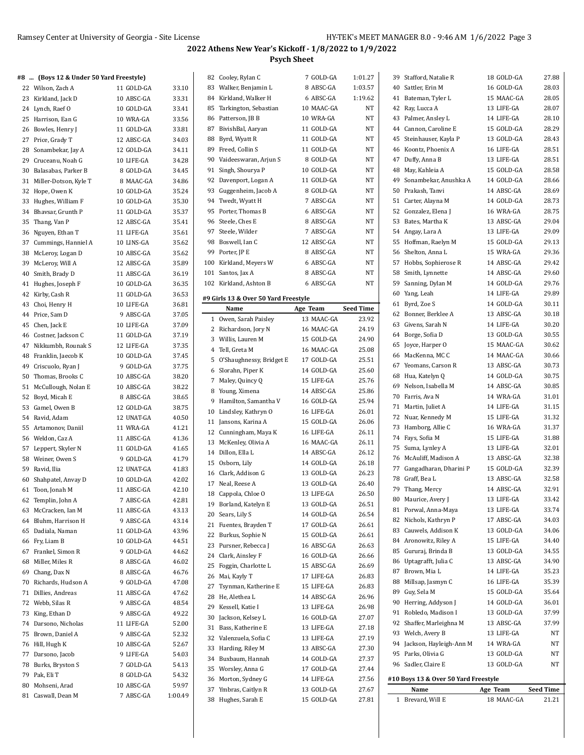## 2022 Athens New Year's Kickoff - 1/8/2022 to 1/9/2022

### Psych Sheet

#### #8 ... (Boys 12 & Under 50 Yard Freestyle)

| | Name | Age | Team | Seed Time |
|---|---|---|---|---|
| 22 | Wilson, Zach A | 11 | GOLD-GA | 33.10 |
| 23 | Kirkland, Jack D | 10 | ABSC-GA | 33.31 |
| 24 | Lynch, Raef O | 10 | GOLD-GA | 33.41 |
| 25 | Harrison, Ean G | 10 | WRA-GA | 33.56 |
| 26 | Bowles, Henry J | 11 | GOLD-GA | 33.81 |
| 27 | Price, Grady T | 12 | ABSC-GA | 34.03 |
| 28 | Sonambekar, Jay A | 12 | GOLD-GA | 34.11 |
| 29 | Cruceanu, Noah G | 10 | LIFE-GA | 34.28 |
| 30 | Balasabas, Parker B | 8 | GOLD-GA | 34.45 |
| 31 | Miller-Dotson, Kyle T | 8 | MAAC-GA | 34.86 |
| 32 | Hope, Owen K | 10 | GOLD-GA | 35.24 |
| 33 | Hughes, William F | 10 | GOLD-GA | 35.30 |
| 34 | Bhavsar, Grunth P | 11 | GOLD-GA | 35.37 |
| 35 | Thang, Van P | 12 | ABSC-GA | 35.41 |
| 36 | Nguyen, Ethan T | 11 | LIFE-GA | 35.61 |
| 37 | Cummings, Hanniel A | 10 | LINS-GA | 35.62 |
| 38 | McLeroy, Logan D | 10 | ABSC-GA | 35.62 |
| 39 | McLeroy, Will A | 12 | ABSC-GA | 35.89 |
| 40 | Smith, Brady D | 11 | ABSC-GA | 36.19 |
| 41 | Hughes, Joseph F | 10 | GOLD-GA | 36.35 |
| 42 | Kirby, Cash R | 11 | GOLD-GA | 36.53 |
| 43 | Choi, Henry H | 10 | LIFE-GA | 36.81 |
| 44 | Price, Sam D | 9 | ABSC-GA | 37.05 |
| 45 | Chen, Jack E | 10 | LIFE-GA | 37.09 |
| 46 | Costner, Jackson C | 11 | GOLD-GA | 37.19 |
| 47 | Nikkumbh, Rounak S | 12 | LIFE-GA | 37.35 |
| 48 | Franklin, Jaecob K | 10 | GOLD-GA | 37.45 |
| 49 | Criscuolo, Ryan J | 9 | GOLD-GA | 37.75 |
| 50 | Thomas, Brooks C | 10 | ABSC-GA | 38.20 |
| 51 | McCullough, Nolan E | 10 | ABSC-GA | 38.22 |
| 52 | Boyd, Micah E | 8 | ABSC-GA | 38.65 |
| 53 | Gamel, Owen B | 12 | GOLD-GA | 38.75 |
| 54 | Ravid, Adam | 12 | UNAT-GA | 40.50 |
| 55 | Artamonov, Daniil | 11 | WRA-GA | 41.21 |
| 56 | Weldon, Caz A | 11 | ABSC-GA | 41.36 |
| 57 | Leppert, Skyler N | 11 | GOLD-GA | 41.65 |
| 58 | Weiner, Owen S | 9 | GOLD-GA | 41.79 |
| 59 | Ravid, Ilia | 12 | UNAT-GA | 41.83 |
| 60 | Shahpatel, Anvay D | 10 | GOLD-GA | 42.02 |
| 61 | Toon, Jonah M | 11 | ABSC-GA | 42.10 |
| 62 | Templin, John A | 7 | ABSC-GA | 42.81 |
| 63 | McCracken, Ian M | 11 | ABSC-GA | 43.13 |
| 64 | Bluhm, Harrison H | 9 | ABSC-GA | 43.14 |
| 65 | Dadiala, Naman | 11 | GOLD-GA | 43.96 |
| 66 | Fry, Liam B | 10 | GOLD-GA | 44.51 |
| 67 | Frankel, Simon R | 9 | GOLD-GA | 44.62 |
| 68 | Miller, Miles R | 8 | ABSC-GA | 46.02 |
| 69 | Chang, Dax N | 8 | ABSC-GA | 46.76 |
| 70 | Richards, Hudson A | 9 | GOLD-GA | 47.08 |
| 71 | Dillies, Andreas | 11 | ABSC-GA | 47.62 |
| 72 | Webb, Silas R | 9 | ABSC-GA | 48.54 |
| 73 | King, Ethan D | 9 | ABSC-GA | 49.22 |
| 74 | Darsono, Nicholas | 11 | LIFE-GA | 52.00 |
| 75 | Brown, Daniel A | 9 | ABSC-GA | 52.32 |
| 76 | Hill, Hugh K | 10 | ABSC-GA | 52.67 |
| 77 | Darsono, Jacob | 9 | LIFE-GA | 54.03 |
| 78 | Burks, Bryston S | 7 | GOLD-GA | 54.13 |
| 79 | Pak, Eli T | 8 | GOLD-GA | 54.32 |
| 80 | Mohseni, Arad | 10 | ABSC-GA | 59.97 |
| 81 | Caswall, Dean M | 7 | ABSC-GA | 1:00.49 |
| 82 | Cooley, Rylan C | 7 | GOLD-GA | 1:01.27 |
| 83 | Walker, Benjamin L | 8 | ABSC-GA | 1:03.57 |
| 84 | Kirkland, Walker H | 6 | ABSC-GA | 1:19.62 |
| 85 | Tarkington, Sebastian | 10 | MAAC-GA | NT |
| 86 | Patterson, JB B | 10 | WRA-GA | NT |
| 87 | BivishBal, Aaryan | 11 | GOLD-GA | NT |
| 88 | Byrd, Wyatt R | 11 | GOLD-GA | NT |
| 89 | Freed, Collin S | 11 | GOLD-GA | NT |
| 90 | Vaideeswaran, Arjun S | 8 | GOLD-GA | NT |
| 91 | Singh, Shourya P | 10 | GOLD-GA | NT |
| 92 | Davenport, Logan A | 11 | GOLD-GA | NT |
| 93 | Guggenheim, Jacob A | 8 | GOLD-GA | NT |
| 94 | Twedt, Wyatt H | 7 | ABSC-GA | NT |
| 95 | Porter, Thomas B | 6 | ABSC-GA | NT |
| 96 | Steele, Ches E | 8 | ABSC-GA | NT |
| 97 | Steele, Wilder | 7 | ABSC-GA | NT |
| 98 | Boswell, Ian C | 12 | ABSC-GA | NT |
| 99 | Porter, JP E | 8 | ABSC-GA | NT |
| 100 | Kirkland, Meyers W | 6 | ABSC-GA | NT |
| 101 | Santos, Jax A | 8 | ABSC-GA | NT |
| 102 | Kirkland, Ashton B | 6 | ABSC-GA | NT |

#### #9 Girls 13 & Over 50 Yard Freestyle

| | Name | Age | Team | Seed Time |
|---|---|---|---|---|
| 1 | Owen, Sarah Paisley | 13 | MAAC-GA | 23.92 |
| 2 | Richardson, Jory N | 16 | MAAC-GA | 24.19 |
| 3 | Willis, Lauren M | 15 | GOLD-GA | 24.90 |
| 4 | Tell, Greta M | 16 | MAAC-GA | 25.08 |
| 5 | O'Shaughnessy, Bridget E | 17 | GOLD-GA | 25.51 |
| 6 | Slorahn, Piper K | 14 | GOLD-GA | 25.60 |
| 7 | Maley, Quincy Q | 15 | LIFE-GA | 25.76 |
| 8 | Young, Ximena | 14 | ABSC-GA | 25.86 |
| 9 | Hamilton, Samantha V | 16 | GOLD-GA | 25.94 |
| 10 | Lindsley, Kathryn O | 16 | LIFE-GA | 26.01 |
| 11 | Jansons, Karina A | 15 | GOLD-GA | 26.06 |
| 12 | Cunningham, Maya K | 16 | LIFE-GA | 26.11 |
| 13 | McKenley, Olivia A | 16 | MAAC-GA | 26.11 |
| 14 | Dillon, Ella L | 14 | ABSC-GA | 26.12 |
| 15 | Osborn, Lily | 14 | GOLD-GA | 26.18 |
| 16 | Clark, Addison G | 13 | GOLD-GA | 26.23 |
| 17 | Neal, Reese A | 13 | GOLD-GA | 26.40 |
| 18 | Cappola, Chloe O | 13 | LIFE-GA | 26.50 |
| 19 | Borland, Katelyn E | 13 | GOLD-GA | 26.51 |
| 20 | Sears, Lily S | 14 | GOLD-GA | 26.54 |
| 21 | Fuentes, Brayden T | 17 | GOLD-GA | 26.61 |
| 22 | Burkus, Sophie N | 15 | GOLD-GA | 26.61 |
| 23 | Pursner, Rebecca J | 16 | ABSC-GA | 26.63 |
| 24 | Clark, Ainsley F | 16 | GOLD-GA | 26.66 |
| 25 | Foggin, Charlotte L | 15 | ABSC-GA | 26.69 |
| 26 | Mai, Kayly T | 17 | LIFE-GA | 26.83 |
| 27 | Tsynman, Katherine E | 15 | LIFE-GA | 26.83 |
| 28 | He, Alethea L | 14 | ABSC-GA | 26.96 |
| 29 | Kessell, Katie I | 13 | LIFE-GA | 26.98 |
| 30 | Jackson, Kelsey L | 16 | GOLD-GA | 27.07 |
| 31 | Bass, Katherine E | 13 | LIFE-GA | 27.18 |
| 32 | Valenzuela, Sofia C | 13 | LIFE-GA | 27.19 |
| 33 | Harding, Riley M | 13 | ABSC-GA | 27.30 |
| 34 | Buxbaum, Hannah | 14 | GOLD-GA | 27.37 |
| 35 | Worsley, Anna G | 17 | GOLD-GA | 27.44 |
| 36 | Morton, Sydney G | 14 | LIFE-GA | 27.56 |
| 37 | Ymbras, Caitlyn R | 13 | GOLD-GA | 27.67 |
| 38 | Hughes, Sarah E | 15 | GOLD-GA | 27.81 |
| 39 | Stafford, Natalie R | 18 | GOLD-GA | 27.88 |
| 40 | Sattler, Erin M | 16 | GOLD-GA | 28.03 |
| 41 | Bateman, Tyler L | 15 | MAAC-GA | 28.05 |
| 42 | Ray, Lucca A | 13 | LIFE-GA | 28.07 |
| 43 | Palmer, Ansley L | 14 | LIFE-GA | 28.10 |
| 44 | Cannon, Caroline E | 15 | GOLD-GA | 28.29 |
| 45 | Steinhauser, Kayla P | 13 | GOLD-GA | 28.43 |
| 46 | Koontz, Phoenix A | 16 | LIFE-GA | 28.51 |
| 47 | Duffy, Anna B | 13 | LIFE-GA | 28.51 |
| 48 | May, Kahleia A | 15 | GOLD-GA | 28.58 |
| 49 | Sonambekar, Anushka A | 14 | GOLD-GA | 28.66 |
| 50 | Prakash, Tanvi | 14 | ABSC-GA | 28.69 |
| 51 | Carter, Alayna M | 14 | GOLD-GA | 28.73 |
| 52 | Gonzalez, Elena J | 16 | WRA-GA | 28.75 |
| 53 | Bates, Martha K | 13 | ABSC-GA | 29.04 |
| 54 | Angay, Lara A | 13 | LIFE-GA | 29.09 |
| 55 | Hoffman, Raelyn M | 15 | GOLD-GA | 29.13 |
| 56 | Shelton, Anna L | 15 | WRA-GA | 29.36 |
| 57 | Hobbs, Sophierose R | 14 | ABSC-GA | 29.42 |
| 58 | Smith, Lynnette | 14 | ABSC-GA | 29.60 |
| 59 | Sanning, Dylan M | 14 | GOLD-GA | 29.76 |
| 60 | Yang, Leah | 14 | LIFE-GA | 29.89 |
| 61 | Byrd, Zoe S | 14 | GOLD-GA | 30.11 |
| 62 | Bonner, Berklee A | 13 | ABSC-GA | 30.18 |
| 63 | Givens, Sarah N | 14 | LIFE-GA | 30.20 |
| 64 | Borge, Sofia D | 13 | GOLD-GA | 30.55 |
| 65 | Joyce, Harper O | 15 | MAAC-GA | 30.62 |
| 66 | MacKenna, MC C | 14 | MAAC-GA | 30.66 |
| 67 | Yeomans, Carson R | 13 | ABSC-GA | 30.73 |
| 68 | Hua, Katelyn Q | 14 | GOLD-GA | 30.75 |
| 69 | Nelson, Isabella M | 14 | ABSC-GA | 30.85 |
| 70 | Farris, Ava N | 14 | WRA-GA | 31.01 |
| 71 | Martin, Juliet A | 14 | LIFE-GA | 31.15 |
| 72 | Nuar, Kennedy M | 15 | LIFE-GA | 31.32 |
| 73 | Hamborg, Allie C | 16 | WRA-GA | 31.37 |
| 74 | Fays, Sofia M | 15 | LIFE-GA | 31.88 |
| 75 | Suma, Lynley A | 13 | LIFE-GA | 32.01 |
| 76 | McAuliff, Madison A | 13 | ABSC-GA | 32.38 |
| 77 | Gangadharan, Dharini P | 15 | GOLD-GA | 32.39 |
| 78 | Graff, Bea L | 13 | ABSC-GA | 32.58 |
| 79 | Thang, Mercy | 14 | ABSC-GA | 32.91 |
| 80 | Maurice, Avery J | 13 | LIFE-GA | 33.42 |
| 81 | Porwal, Anna-Maya | 13 | LIFE-GA | 33.74 |
| 82 | Nichols, Kathryn P | 17 | ABSC-GA | 34.03 |
| 83 | Cauwels, Addison K | 13 | GOLD-GA | 34.06 |
| 84 | Aronowitz, Riley A | 15 | LIFE-GA | 34.40 |
| 85 | Gururaj, Brinda B | 13 | GOLD-GA | 34.55 |
| 86 | Uptagrafft, Julia C | 13 | ABSC-GA | 34.90 |
| 87 | Brown, Mia L | 14 | LIFE-GA | 35.23 |
| 88 | Millsap, Jasmyn C | 16 | LIFE-GA | 35.39 |
| 89 | Guy, Sela M | 15 | GOLD-GA | 35.64 |
| 90 | Herring, Addyson J | 14 | GOLD-GA | 36.01 |
| 91 | Robledo, Madison I | 13 | GOLD-GA | 37.99 |
| 92 | Shaffer, Marleighna M | 13 | ABSC-GA | 37.99 |
| 93 | Welch, Avery B | 13 | LIFE-GA | NT |
| 94 | Jackson, Hayleigh-Ann M | 14 | WRA-GA | NT |
| 95 | Parks, Olivia G | 13 | GOLD-GA | NT |
| 96 | Sadler, Claire E | 13 | GOLD-GA | NT |

#### #10 Boys 13 & Over 50 Yard Freestyle

| | Name | Age | Team | Seed Time |
|---|---|---|---|---|
| 1 | Brevard, Will E | 18 | MAAC-GA | 21.21 |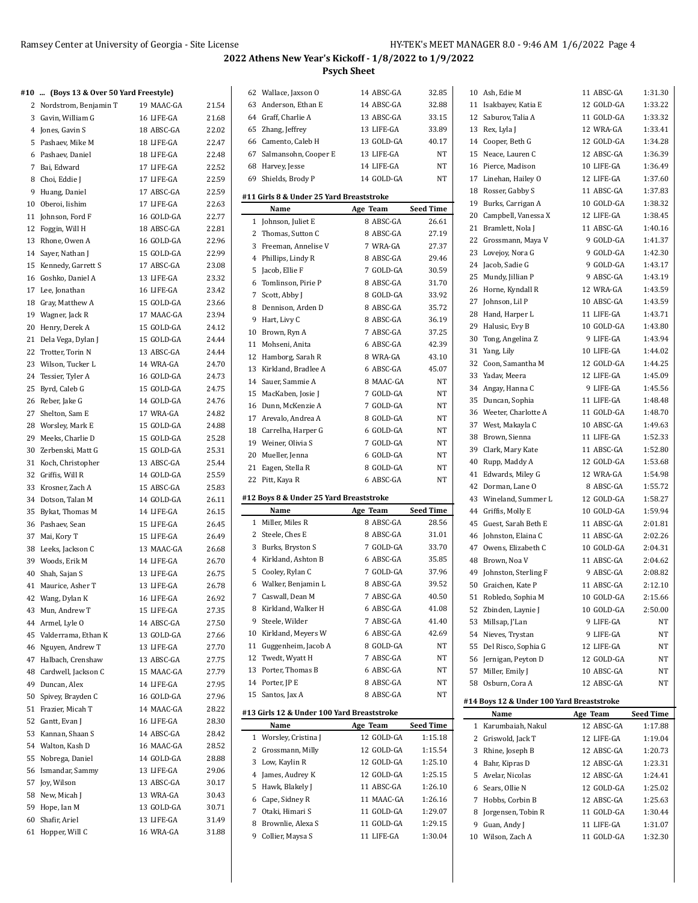## 2022 Athens New Year's Kickoff - 1/8/2022 to 1/9/2022

### Psych Sheet

#### #10 ... (Boys 13 & Over 50 Yard Freestyle)

| | Name | Age | Team | Seed Time |
|---|---|---|---|---|
| 2 | Nordstrom, Benjamin T | 19 | MAAC-GA | 21.54 |
| 3 | Gavin, William G | 16 | LIFE-GA | 21.68 |
| 4 | Jones, Gavin S | 18 | ABSC-GA | 22.02 |
| 5 | Pashaev, Mike M | 18 | LIFE-GA | 22.47 |
| 6 | Pashaev, Daniel | 18 | LIFE-GA | 22.48 |
| 7 | Bai, Edward | 17 | LIFE-GA | 22.52 |
| 8 | Choi, Eddie J | 17 | LIFE-GA | 22.59 |
| 9 | Huang, Daniel | 17 | ABSC-GA | 22.59 |
| 10 | Oberoi, Iishim | 17 | LIFE-GA | 22.63 |
| 11 | Johnson, Ford F | 16 | GOLD-GA | 22.77 |
| 12 | Foggin, Will H | 18 | ABSC-GA | 22.81 |
| 13 | Rhone, Owen A | 16 | GOLD-GA | 22.96 |
| 14 | Sayer, Nathan J | 15 | GOLD-GA | 22.99 |
| 15 | Kennedy, Garrett S | 17 | ABSC-GA | 23.08 |
| 16 | Goshko, Daniel A | 13 | LIFE-GA | 23.32 |
| 17 | Lee, Jonathan | 16 | LIFE-GA | 23.42 |
| 18 | Gray, Matthew A | 15 | GOLD-GA | 23.66 |
| 19 | Wagner, Jack R | 17 | MAAC-GA | 23.94 |
| 20 | Henry, Derek A | 15 | GOLD-GA | 24.12 |
| 21 | Dela Vega, Dylan J | 15 | GOLD-GA | 24.44 |
| 22 | Trotter, Torin N | 13 | ABSC-GA | 24.44 |
| 23 | Wilson, Tucker L | 14 | WRA-GA | 24.70 |
| 24 | Tessier, Tyler A | 16 | GOLD-GA | 24.73 |
| 25 | Byrd, Caleb G | 15 | GOLD-GA | 24.75 |
| 26 | Reber, Jake G | 14 | GOLD-GA | 24.76 |
| 27 | Shelton, Sam E | 17 | WRA-GA | 24.82 |
| 28 | Worsley, Mark E | 15 | GOLD-GA | 24.88 |
| 29 | Meeks, Charlie D | 15 | GOLD-GA | 25.28 |
| 30 | Zerbenski, Matt G | 15 | GOLD-GA | 25.31 |
| 31 | Koch, Christopher | 13 | ABSC-GA | 25.44 |
| 32 | Griffis, Will R | 14 | GOLD-GA | 25.59 |
| 33 | Krosner, Zach A | 15 | ABSC-GA | 25.83 |
| 34 | Dotson, Talan M | 14 | GOLD-GA | 26.11 |
| 35 | Bykat, Thomas M | 14 | LIFE-GA | 26.15 |
| 36 | Pashaev, Sean | 15 | LIFE-GA | 26.45 |
| 37 | Mai, Kory T | 15 | LIFE-GA | 26.49 |
| 38 | Leeks, Jackson C | 13 | MAAC-GA | 26.68 |
| 39 | Woods, Erik M | 14 | LIFE-GA | 26.70 |
| 40 | Shah, Sajan S | 13 | LIFE-GA | 26.75 |
| 41 | Maurice, Asher T | 13 | LIFE-GA | 26.78 |
| 42 | Wang, Dylan K | 16 | LIFE-GA | 26.92 |
| 43 | Mun, Andrew T | 15 | LIFE-GA | 27.35 |
| 44 | Armel, Lyle O | 14 | ABSC-GA | 27.50 |
| 45 | Valderrama, Ethan K | 13 | GOLD-GA | 27.66 |
| 46 | Nguyen, Andrew T | 13 | LIFE-GA | 27.70 |
| 47 | Halbach, Crenshaw | 13 | ABSC-GA | 27.75 |
| 48 | Cardwell, Jackson C | 15 | MAAC-GA | 27.79 |
| 49 | Duncan, Alex | 14 | LIFE-GA | 27.95 |
| 50 | Spivey, Brayden C | 16 | GOLD-GA | 27.96 |
| 51 | Frazier, Micah T | 14 | MAAC-GA | 28.22 |
| 52 | Gantt, Evan J | 16 | LIFE-GA | 28.30 |
| 53 | Kannan, Shaan S | 14 | ABSC-GA | 28.42 |
| 54 | Walton, Kash D | 16 | MAAC-GA | 28.52 |
| 55 | Nobrega, Daniel | 14 | GOLD-GA | 28.88 |
| 56 | Ismandar, Sammy | 13 | LIFE-GA | 29.06 |
| 57 | Joy, Wilson | 13 | ABSC-GA | 30.17 |
| 58 | New, Micah J | 13 | WRA-GA | 30.43 |
| 59 | Hope, Ian M | 13 | GOLD-GA | 30.71 |
| 60 | Shafir, Ariel | 13 | LIFE-GA | 31.49 |
| 61 | Hopper, Will C | 16 | WRA-GA | 31.88 |
| 62 | Wallace, Jaxson O | 14 | ABSC-GA | 32.85 |
| 63 | Anderson, Ethan E | 14 | ABSC-GA | 32.88 |
| 64 | Graff, Charlie A | 13 | ABSC-GA | 33.15 |
| 65 | Zhang, Jeffrey | 13 | LIFE-GA | 33.89 |
| 66 | Camento, Caleb H | 13 | GOLD-GA | 40.17 |
| 67 | Salmansohn, Cooper E | 13 | LIFE-GA | NT |
| 68 | Harvey, Jesse | 14 | LIFE-GA | NT |
| 69 | Shields, Brody P | 14 | GOLD-GA | NT |

#### #11 Girls 8 & Under 25 Yard Breaststroke

| | Name | Age | Team | Seed Time |
|---|---|---|---|---|
| 1 | Johnson, Juliet E | 8 | ABSC-GA | 26.61 |
| 2 | Thomas, Sutton C | 8 | ABSC-GA | 27.19 |
| 3 | Freeman, Annelise V | 7 | WRA-GA | 27.37 |
| 4 | Phillips, Lindy R | 8 | ABSC-GA | 29.46 |
| 5 | Jacob, Ellie F | 7 | GOLD-GA | 30.59 |
| 6 | Tomlinson, Pirie P | 8 | ABSC-GA | 31.70 |
| 7 | Scott, Abby J | 8 | GOLD-GA | 33.92 |
| 8 | Dennison, Arden D | 8 | ABSC-GA | 35.72 |
| 9 | Hart, Livy C | 8 | ABSC-GA | 36.19 |
| 10 | Brown, Ryn A | 7 | ABSC-GA | 37.25 |
| 11 | Mohseni, Anita | 6 | ABSC-GA | 42.39 |
| 12 | Hamborg, Sarah R | 8 | WRA-GA | 43.10 |
| 13 | Kirkland, Bradlee A | 6 | ABSC-GA | 45.07 |
| 14 | Sauer, Sammie A | 8 | MAAC-GA | NT |
| 15 | MacKaben, Josie J | 7 | GOLD-GA | NT |
| 16 | Dunn, McKenzie A | 7 | GOLD-GA | NT |
| 17 | Arevalo, Andrea A | 8 | GOLD-GA | NT |
| 18 | Carrelha, Harper G | 6 | GOLD-GA | NT |
| 19 | Weiner, Olivia S | 7 | GOLD-GA | NT |
| 20 | Mueller, Jenna | 6 | GOLD-GA | NT |
| 21 | Eagen, Stella R | 8 | GOLD-GA | NT |
| 22 | Pitt, Kaya R | 6 | ABSC-GA | NT |

#### #12 Boys 8 & Under 25 Yard Breaststroke

| | Name | Age | Team | Seed Time |
|---|---|---|---|---|
| 1 | Miller, Miles R | 8 | ABSC-GA | 28.56 |
| 2 | Steele, Ches E | 8 | ABSC-GA | 31.01 |
| 3 | Burks, Bryston S | 7 | GOLD-GA | 33.70 |
| 4 | Kirkland, Ashton B | 6 | ABSC-GA | 35.85 |
| 5 | Cooley, Rylan C | 7 | GOLD-GA | 37.96 |
| 6 | Walker, Benjamin L | 8 | ABSC-GA | 39.52 |
| 7 | Caswall, Dean M | 7 | ABSC-GA | 40.50 |
| 8 | Kirkland, Walker H | 6 | ABSC-GA | 41.08 |
| 9 | Steele, Wilder | 7 | ABSC-GA | 41.40 |
| 10 | Kirkland, Meyers W | 6 | ABSC-GA | 42.69 |
| 11 | Guggenheim, Jacob A | 8 | GOLD-GA | NT |
| 12 | Twedt, Wyatt H | 7 | ABSC-GA | NT |
| 13 | Porter, Thomas B | 6 | ABSC-GA | NT |
| 14 | Porter, JP E | 8 | ABSC-GA | NT |
| 15 | Santos, Jax A | 8 | ABSC-GA | NT |

#### #13 Girls 12 & Under 100 Yard Breaststroke

| | Name | Age | Team | Seed Time |
|---|---|---|---|---|
| 1 | Worsley, Cristina J | 12 | GOLD-GA | 1:15.18 |
| 2 | Grossmann, Milly | 12 | GOLD-GA | 1:15.54 |
| 3 | Low, Kaylin R | 12 | GOLD-GA | 1:25.10 |
| 4 | James, Audrey K | 12 | GOLD-GA | 1:25.15 |
| 5 | Hawk, Blakely J | 11 | ABSC-GA | 1:26.10 |
| 6 | Cape, Sidney R | 11 | MAAC-GA | 1:26.16 |
| 7 | Otaki, Himari S | 11 | GOLD-GA | 1:29.07 |
| 8 | Brownlie, Alexa S | 11 | GOLD-GA | 1:29.15 |
| 9 | Collier, Maysa S | 11 | LIFE-GA | 1:30.04 |
| 10 | Ash, Edie M | 11 | ABSC-GA | 1:31.30 |
| 11 | Isakbayev, Katia E | 12 | GOLD-GA | 1:33.22 |
| 12 | Saburov, Talia A | 11 | GOLD-GA | 1:33.32 |
| 13 | Rex, Lyla J | 12 | WRA-GA | 1:33.41 |
| 14 | Cooper, Beth G | 12 | GOLD-GA | 1:34.28 |
| 15 | Neace, Lauren C | 12 | ABSC-GA | 1:36.39 |
| 16 | Pierce, Madison | 10 | LIFE-GA | 1:36.49 |
| 17 | Linehan, Hailey O | 12 | LIFE-GA | 1:37.60 |
| 18 | Rosser, Gabby S | 11 | ABSC-GA | 1:37.83 |
| 19 | Burks, Carrigan A | 10 | GOLD-GA | 1:38.32 |
| 20 | Campbell, Vanessa X | 12 | LIFE-GA | 1:38.45 |
| 21 | Bramlett, Nola J | 11 | ABSC-GA | 1:40.16 |
| 22 | Grossmann, Maya V | 9 | GOLD-GA | 1:41.37 |
| 23 | Lovejoy, Nora G | 9 | GOLD-GA | 1:42.30 |
| 24 | Jacob, Sadie G | 9 | GOLD-GA | 1:43.17 |
| 25 | Mundy, Jillian P | 9 | ABSC-GA | 1:43.19 |
| 26 | Horne, Kyndall R | 12 | WRA-GA | 1:43.59 |
| 27 | Johnson, Lil P | 10 | ABSC-GA | 1:43.59 |
| 28 | Hand, Harper L | 11 | LIFE-GA | 1:43.71 |
| 29 | Halusic, Evy B | 10 | GOLD-GA | 1:43.80 |
| 30 | Tong, Angelina Z | 9 | LIFE-GA | 1:43.94 |
| 31 | Yang, Lily | 10 | LIFE-GA | 1:44.02 |
| 32 | Coon, Samantha M | 12 | GOLD-GA | 1:44.25 |
| 33 | Yadav, Meera | 12 | LIFE-GA | 1:45.09 |
| 34 | Angay, Hanna C | 9 | LIFE-GA | 1:45.56 |
| 35 | Duncan, Sophia | 11 | LIFE-GA | 1:48.48 |
| 36 | Weeter, Charlotte A | 11 | GOLD-GA | 1:48.70 |
| 37 | West, Makayla C | 10 | ABSC-GA | 1:49.63 |
| 38 | Brown, Sienna | 11 | LIFE-GA | 1:52.33 |
| 39 | Clark, Mary Kate | 11 | ABSC-GA | 1:52.80 |
| 40 | Rupp, Maddy A | 12 | GOLD-GA | 1:53.68 |
| 41 | Edwards, Miley G | 12 | WRA-GA | 1:54.98 |
| 42 | Dorman, Lane O | 8 | ABSC-GA | 1:55.72 |
| 43 | Wineland, Summer L | 12 | GOLD-GA | 1:58.27 |
| 44 | Griffis, Molly E | 10 | GOLD-GA | 1:59.94 |
| 45 | Guest, Sarah Beth E | 11 | ABSC-GA | 2:01.81 |
| 46 | Johnston, Elaina C | 11 | ABSC-GA | 2:02.26 |
| 47 | Owens, Elizabeth C | 10 | GOLD-GA | 2:04.31 |
| 48 | Brown, Noa V | 11 | ABSC-GA | 2:04.62 |
| 49 | Johnston, Sterling F | 9 | ABSC-GA | 2:08.82 |
| 50 | Graichen, Kate P | 11 | ABSC-GA | 2:12.10 |
| 51 | Robledo, Sophia M | 10 | GOLD-GA | 2:15.66 |
| 52 | Zbinden, Laynie J | 10 | GOLD-GA | 2:50.00 |
| 53 | Millsap, J'Lan | 9 | LIFE-GA | NT |
| 54 | Nieves, Trystan | 9 | LIFE-GA | NT |
| 55 | Del Risco, Sophia G | 12 | LIFE-GA | NT |
| 56 | Jernigan, Peyton D | 12 | GOLD-GA | NT |
| 57 | Miller, Emily J | 10 | ABSC-GA | NT |
| 58 | Osburn, Cora A | 12 | ABSC-GA | NT |

#### #14 Boys 12 & Under 100 Yard Breaststroke

| | Name | Age | Team | Seed Time |
|---|---|---|---|---|
| 1 | Karumbaiah, Nakul | 12 | ABSC-GA | 1:17.88 |
| 2 | Griswold, Jack T | 12 | LIFE-GA | 1:19.04 |
| 3 | Rhine, Joseph B | 12 | ABSC-GA | 1:20.73 |
| 4 | Bahr, Kipras D | 12 | ABSC-GA | 1:23.31 |
| 5 | Avelar, Nicolas | 12 | ABSC-GA | 1:24.41 |
| 6 | Sears, Ollie N | 12 | GOLD-GA | 1:25.02 |
| 7 | Hobbs, Corbin B | 12 | ABSC-GA | 1:25.63 |
| 8 | Jorgensen, Tobin R | 11 | GOLD-GA | 1:30.44 |
| 9 | Guan, Andy J | 11 | LIFE-GA | 1:31.07 |
| 10 | Wilson, Zach A | 11 | GOLD-GA | 1:32.30 |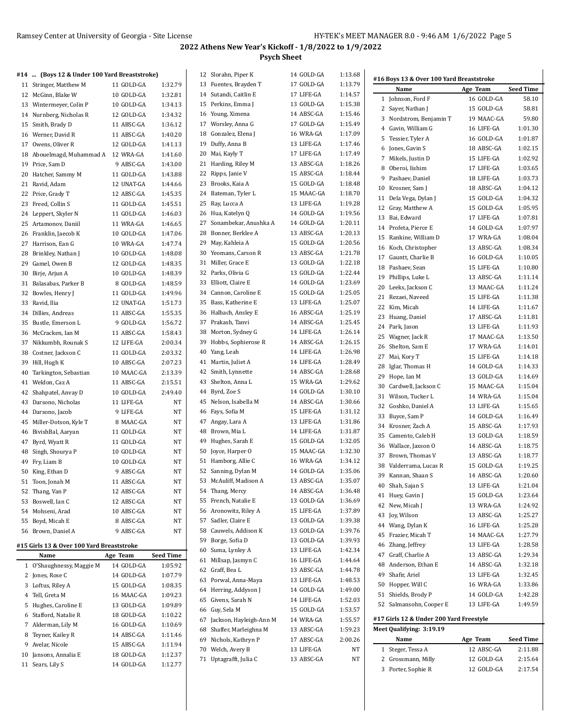## 2022 Athens New Year's Kickoff - 1/8/2022 to 1/9/2022

### Psych Sheet

#### #14 ... (Boys 12 & Under 100 Yard Breaststroke)

| | Name | Age | Team | Seed Time |
|---|---|---|---|---|
| 11 | Stringer, Matthew M | 11 | GOLD-GA | 1:32.79 |
| 12 | McGinn, Blake W | 10 | GOLD-GA | 1:32.81 |
| 13 | Wintermeyer, Colin P | 10 | GOLD-GA | 1:34.13 |
| 14 | Nurnberg, Nicholas R | 12 | GOLD-GA | 1:34.32 |
| 15 | Smith, Brady D | 11 | ABSC-GA | 1:36.12 |
| 16 | Werner, David R | 11 | ABSC-GA | 1:40.20 |
| 17 | Owens, Oliver R | 12 | GOLD-GA | 1:41.13 |
| 18 | Abouelmagd, Muhammad A | 12 | WRA-GA | 1:41.60 |
| 19 | Price, Sam D | 9 | ABSC-GA | 1:43.00 |
| 20 | Hatcher, Sammy M | 11 | GOLD-GA | 1:43.88 |
| 21 | Ravid, Adam | 12 | UNAT-GA | 1:44.66 |
| 22 | Price, Grady T | 12 | ABSC-GA | 1:45.35 |
| 23 | Freed, Collin S | 11 | GOLD-GA | 1:45.51 |
| 24 | Leppert, Skyler N | 11 | GOLD-GA | 1:46.03 |
| 25 | Artamonov, Daniil | 11 | WRA-GA | 1:46.65 |
| 26 | Franklin, Jaecob K | 10 | GOLD-GA | 1:47.06 |
| 27 | Harrison, Ean G | 10 | WRA-GA | 1:47.74 |
| 28 | Brinkley, Nathan J | 10 | GOLD-GA | 1:48.08 |
| 29 | Gamel, Owen B | 12 | GOLD-GA | 1:48.35 |
| 30 | Birje, Arjun A | 10 | GOLD-GA | 1:48.39 |
| 31 | Balasabas, Parker B | 8 | GOLD-GA | 1:48.59 |
| 32 | Bowles, Henry J | 11 | GOLD-GA | 1:49.96 |
| 33 | Ravid, Ilia | 12 | UNAT-GA | 1:51.73 |
| 34 | Dillies, Andreas | 11 | ABSC-GA | 1:55.35 |
| 35 | Bustle, Emerson L | 9 | GOLD-GA | 1:56.72 |
| 36 | McCracken, Ian M | 11 | ABSC-GA | 1:58.43 |
| 37 | Nikkumbh, Rounak S | 12 | LIFE-GA | 2:00.34 |
| 38 | Costner, Jackson C | 11 | GOLD-GA | 2:03.32 |
| 39 | Hill, Hugh K | 10 | ABSC-GA | 2:07.23 |
| 40 | Tarkington, Sebastian | 10 | MAAC-GA | 2:13.39 |
| 41 | Weldon, Caz A | 11 | ABSC-GA | 2:15.51 |
| 42 | Shahpatel, Anvay D | 10 | GOLD-GA | 2:49.40 |
| 43 | Darsono, Nicholas | 11 | LIFE-GA | NT |
| 44 | Darsono, Jacob | 9 | LIFE-GA | NT |
| 45 | Miller-Dotson, Kyle T | 8 | MAAC-GA | NT |
| 46 | BivishBal, Aaryan | 11 | GOLD-GA | NT |
| 47 | Byrd, Wyatt R | 11 | GOLD-GA | NT |
| 48 | Singh, Shourya P | 10 | GOLD-GA | NT |
| 49 | Fry, Liam B | 10 | GOLD-GA | NT |
| 50 | King, Ethan D | 9 | ABSC-GA | NT |
| 51 | Toon, Jonah M | 11 | ABSC-GA | NT |
| 52 | Thang, Van P | 12 | ABSC-GA | NT |
| 53 | Boswell, Ian C | 12 | ABSC-GA | NT |
| 54 | Mohseni, Arad | 10 | ABSC-GA | NT |
| 55 | Boyd, Micah E | 8 | ABSC-GA | NT |
| 56 | Brown, Daniel A | 9 | ABSC-GA | NT |

#### #15 Girls 13 & Over 100 Yard Breaststroke

| | Name | Age | Team | Seed Time |
|---|---|---|---|---|
| 1 | O'Shaughnessy, Maggie M | 14 | GOLD-GA | 1:05.92 |
| 2 | Jones, Rose C | 14 | GOLD-GA | 1:07.79 |
| 3 | Loftus, Riley A | 15 | GOLD-GA | 1:08.35 |
| 4 | Tell, Greta M | 16 | MAAC-GA | 1:09.23 |
| 5 | Hughes, Caroline E | 13 | GOLD-GA | 1:09.89 |
| 6 | Stafford, Natalie R | 18 | GOLD-GA | 1:10.22 |
| 7 | Alderman, Lily M | 16 | GOLD-GA | 1:10.69 |
| 8 | Teyner, Kailey R | 14 | ABSC-GA | 1:11.46 |
| 9 | Avelar, Nicole | 15 | ABSC-GA | 1:11.94 |
| 10 | Jansons, Annalia E | 18 | GOLD-GA | 1:12.37 |
| 11 | Sears, Lily S | 14 | GOLD-GA | 1:12.77 |
| 12 | Slorahn, Piper K | 14 | GOLD-GA | 1:13.68 |
| 13 | Fuentes, Brayden T | 17 | GOLD-GA | 1:13.79 |
| 14 | Sutandi, Caitlin E | 17 | LIFE-GA | 1:14.57 |
| 15 | Perkins, Emma J | 13 | GOLD-GA | 1:15.38 |
| 16 | Young, Ximena | 14 | ABSC-GA | 1:15.46 |
| 17 | Worsley, Anna G | 17 | GOLD-GA | 1:15.49 |
| 18 | Gonzalez, Elena J | 16 | WRA-GA | 1:17.09 |
| 19 | Duffy, Anna B | 13 | LIFE-GA | 1:17.46 |
| 20 | Mai, Kayly T | 17 | LIFE-GA | 1:17.49 |
| 21 | Harding, Riley M | 13 | ABSC-GA | 1:18.26 |
| 22 | Ripps, Janie V | 15 | ABSC-GA | 1:18.44 |
| 23 | Brooks, Kaia A | 15 | GOLD-GA | 1:18.48 |
| 24 | Bateman, Tyler L | 15 | MAAC-GA | 1:18.70 |
| 25 | Ray, Lucca A | 13 | LIFE-GA | 1:19.28 |
| 26 | Hua, Katelyn Q | 14 | GOLD-GA | 1:19.56 |
| 27 | Sonambekar, Anushka A | 14 | GOLD-GA | 1:20.11 |
| 28 | Bonner, Berklee A | 13 | ABSC-GA | 1:20.13 |
| 29 | May, Kahleia A | 15 | GOLD-GA | 1:20.56 |
| 30 | Yeomans, Carson R | 13 | ABSC-GA | 1:21.78 |
| 31 | Miller, Grace E | 13 | GOLD-GA | 1:22.18 |
| 32 | Parks, Olivia G | 13 | GOLD-GA | 1:22.44 |
| 33 | Elliott, Claire E | 14 | GOLD-GA | 1:23.69 |
| 34 | Cannon, Caroline E | 15 | GOLD-GA | 1:25.05 |
| 35 | Bass, Katherine E | 13 | LIFE-GA | 1:25.07 |
| 36 | Halbach, Ansley E | 16 | ABSC-GA | 1:25.19 |
| 37 | Prakash, Tanvi | 14 | ABSC-GA | 1:25.45 |
| 38 | Morton, Sydney G | 14 | LIFE-GA | 1:26.14 |
| 39 | Hobbs, Sophierose R | 14 | ABSC-GA | 1:26.15 |
| 40 | Yang, Leah | 14 | LIFE-GA | 1:26.98 |
| 41 | Martin, Juliet A | 14 | LIFE-GA | 1:28.49 |
| 42 | Smith, Lynnette | 14 | ABSC-GA | 1:28.68 |
| 43 | Shelton, Anna L | 15 | WRA-GA | 1:29.62 |
| 44 | Byrd, Zoe S | 14 | GOLD-GA | 1:30.10 |
| 45 | Nelson, Isabella M | 14 | ABSC-GA | 1:30.66 |
| 46 | Fays, Sofia M | 15 | LIFE-GA | 1:31.12 |
| 47 | Angay, Lara A | 13 | LIFE-GA | 1:31.86 |
| 48 | Brown, Mia L | 14 | LIFE-GA | 1:31.87 |
| 49 | Hughes, Sarah E | 15 | GOLD-GA | 1:32.05 |
| 50 | Joyce, Harper O | 15 | MAAC-GA | 1:32.30 |
| 51 | Hamborg, Allie C | 16 | WRA-GA | 1:34.12 |
| 52 | Sanning, Dylan M | 14 | GOLD-GA | 1:35.06 |
| 53 | McAuliff, Madison A | 13 | ABSC-GA | 1:35.07 |
| 54 | Thang, Mercy | 14 | ABSC-GA | 1:36.48 |
| 55 | French, Natalie E | 13 | GOLD-GA | 1:36.69 |
| 56 | Aronowitz, Riley A | 15 | LIFE-GA | 1:37.89 |
| 57 | Sadler, Claire E | 13 | GOLD-GA | 1:39.38 |
| 58 | Cauwels, Addison K | 13 | GOLD-GA | 1:39.76 |
| 59 | Borge, Sofia D | 13 | GOLD-GA | 1:39.93 |
| 60 | Suma, Lynley A | 13 | LIFE-GA | 1:42.34 |
| 61 | Millsap, Jasmyn C | 16 | LIFE-GA | 1:44.64 |
| 62 | Graff, Bea L | 13 | ABSC-GA | 1:44.78 |
| 63 | Porwal, Anna-Maya | 13 | LIFE-GA | 1:48.53 |
| 64 | Herring, Addyson J | 14 | GOLD-GA | 1:49.00 |
| 65 | Givens, Sarah N | 14 | LIFE-GA | 1:52.03 |
| 66 | Guy, Sela M | 15 | GOLD-GA | 1:53.57 |
| 67 | Jackson, Hayleigh-Ann M | 14 | WRA-GA | 1:55.57 |
| 68 | Shaffer, Marleighna M | 13 | ABSC-GA | 1:59.23 |
| 69 | Nichols, Kathryn P | 17 | ABSC-GA | 2:00.26 |
| 70 | Welch, Avery B | 13 | LIFE-GA | NT |
| 71 | Uptagrafft, Julia C | 13 | ABSC-GA | NT |

#### #16 Boys 13 & Over 100 Yard Breaststroke

| | Name | Age | Team | Seed Time |
|---|---|---|---|---|
| 1 | Johnson, Ford F | 16 | GOLD-GA | 58.10 |
| 2 | Sayer, Nathan J | 15 | GOLD-GA | 58.81 |
| 3 | Nordstrom, Benjamin T | 19 | MAAC-GA | 59.80 |
| 4 | Gavin, William G | 16 | LIFE-GA | 1:01.30 |
| 5 | Tessier, Tyler A | 16 | GOLD-GA | 1:01.87 |
| 6 | Jones, Gavin S | 18 | ABSC-GA | 1:02.15 |
| 7 | Mikels, Justin D | 15 | LIFE-GA | 1:02.92 |
| 8 | Oberoi, Iishim | 17 | LIFE-GA | 1:03.65 |
| 9 | Pashaev, Daniel | 18 | LIFE-GA | 1:03.73 |
| 10 | Krosner, Sam J | 18 | ABSC-GA | 1:04.12 |
| 11 | Dela Vega, Dylan J | 15 | GOLD-GA | 1:04.32 |
| 12 | Gray, Matthew A | 15 | GOLD-GA | 1:05.95 |
| 13 | Bai, Edward | 17 | LIFE-GA | 1:07.81 |
| 14 | Profeta, Pierce E | 14 | GOLD-GA | 1:07.97 |
| 15 | Rankine, William D | 17 | WRA-GA | 1:08.04 |
| 16 | Koch, Christopher | 13 | ABSC-GA | 1:08.34 |
| 17 | Gauntt, Charlie B | 16 | GOLD-GA | 1:10.05 |
| 18 | Pashaev, Sean | 15 | LIFE-GA | 1:10.80 |
| 19 | Phillips, Luke L | 13 | ABSC-GA | 1:11.14 |
| 20 | Leeks, Jackson C | 13 | MAAC-GA | 1:11.24 |
| 21 | Rezaei, Naveed | 15 | LIFE-GA | 1:11.38 |
| 22 | Kim, Micah | 14 | LIFE-GA | 1:11.67 |
| 23 | Huang, Daniel | 17 | ABSC-GA | 1:11.81 |
| 24 | Park, Jason | 13 | LIFE-GA | 1:11.93 |
| 25 | Wagner, Jack R | 17 | MAAC-GA | 1:13.50 |
| 26 | Shelton, Sam E | 17 | WRA-GA | 1:14.01 |
| 27 | Mai, Kory T | 15 | LIFE-GA | 1:14.18 |
| 28 | Iglar, Thomas H | 14 | GOLD-GA | 1:14.33 |
| 29 | Hope, Ian M | 13 | GOLD-GA | 1:14.69 |
| 30 | Cardwell, Jackson C | 15 | MAAC-GA | 1:15.04 |
| 31 | Wilson, Tucker L | 14 | WRA-GA | 1:15.04 |
| 32 | Goshko, Daniel A | 13 | LIFE-GA | 1:15.65 |
| 33 | Buyce, Sam P | 14 | GOLD-GA | 1:16.49 |
| 34 | Krosner, Zach A | 15 | ABSC-GA | 1:17.93 |
| 35 | Camento, Caleb H | 13 | GOLD-GA | 1:18.59 |
| 36 | Wallace, Jaxson O | 14 | ABSC-GA | 1:18.75 |
| 37 | Brown, Thomas V | 13 | ABSC-GA | 1:18.77 |
| 38 | Valderrama, Lucas R | 15 | GOLD-GA | 1:19.25 |
| 39 | Kannan, Shaan S | 14 | ABSC-GA | 1:20.60 |
| 40 | Shah, Sajan S | 13 | LIFE-GA | 1:21.04 |
| 41 | Huey, Gavin J | 15 | GOLD-GA | 1:23.64 |
| 42 | New, Micah J | 13 | WRA-GA | 1:24.92 |
| 43 | Joy, Wilson | 13 | ABSC-GA | 1:25.27 |
| 44 | Wang, Dylan K | 16 | LIFE-GA | 1:25.28 |
| 45 | Frazier, Micah T | 14 | MAAC-GA | 1:27.79 |
| 46 | Zhang, Jeffrey | 13 | LIFE-GA | 1:28.58 |
| 47 | Graff, Charlie A | 13 | ABSC-GA | 1:29.34 |
| 48 | Anderson, Ethan E | 14 | ABSC-GA | 1:32.18 |
| 49 | Shafir, Ariel | 13 | LIFE-GA | 1:32.45 |
| 50 | Hopper, Will C | 16 | WRA-GA | 1:33.86 |
| 51 | Shields, Brody P | 14 | GOLD-GA | 1:42.28 |
| 52 | Salmansohn, Cooper E | 13 | LIFE-GA | 1:49.59 |

#### #17 Girls 12 & Under 200 Yard Freestyle

Meet Qualifying: 3:19.19

| | Name | Age | Team | Seed Time |
|---|---|---|---|---|
| 1 | Steger, Tessa A | 12 | ABSC-GA | 2:11.88 |
| 2 | Grossmann, Milly | 12 | GOLD-GA | 2:15.64 |
| 3 | Porter, Sophie R | 12 | GOLD-GA | 2:17.54 |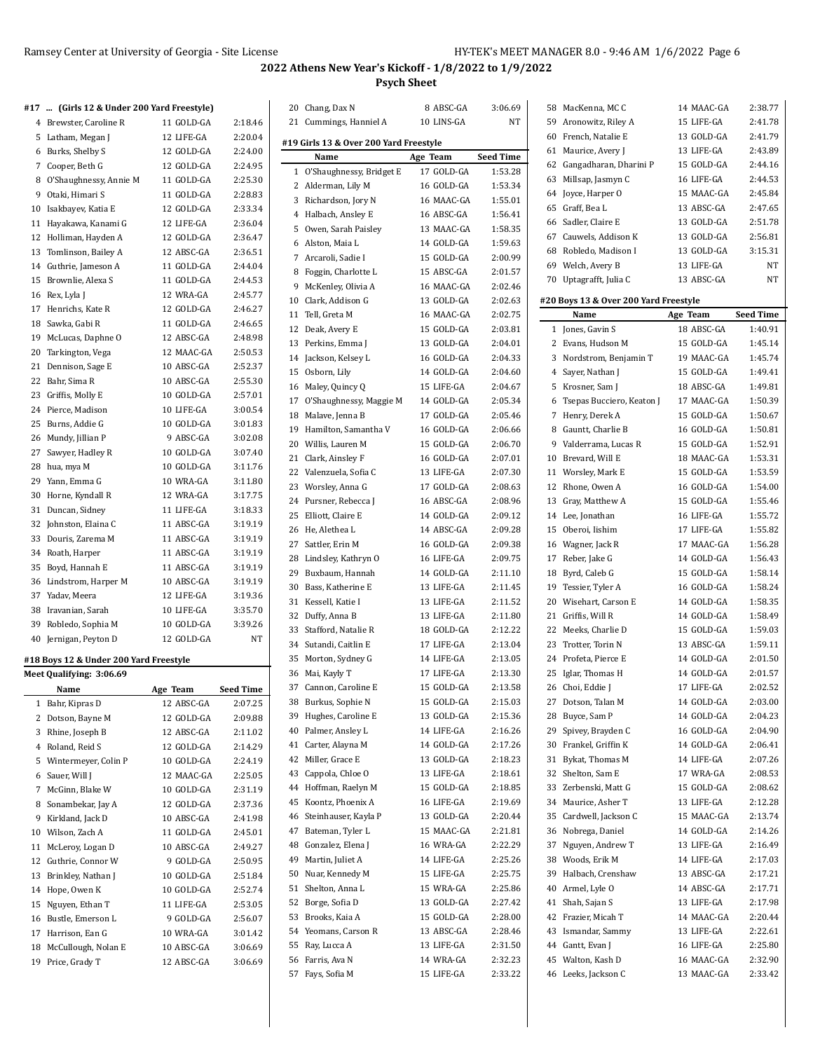## 2022 Athens New Year's Kickoff - 1/8/2022 to 1/9/2022

### Psych Sheet

#### #17 ... (Girls 12 & Under 200 Yard Freestyle)

| # | Name | Age | Team | Seed Time |
|---|---|---|---|---|
| 4 | Brewster, Caroline R | 11 | GOLD-GA | 2:18.46 |
| 5 | Latham, Megan J | 12 | LIFE-GA | 2:20.04 |
| 6 | Burks, Shelby S | 12 | GOLD-GA | 2:24.00 |
| 7 | Cooper, Beth G | 12 | GOLD-GA | 2:24.95 |
| 8 | O'Shaughnessy, Annie M | 11 | GOLD-GA | 2:25.30 |
| 9 | Otaki, Himari S | 11 | GOLD-GA | 2:28.83 |
| 10 | Isakbayev, Katia E | 12 | GOLD-GA | 2:33.34 |
| 11 | Hayakawa, Kanami G | 12 | LIFE-GA | 2:36.04 |
| 12 | Holliman, Hayden A | 12 | GOLD-GA | 2:36.47 |
| 13 | Tomlinson, Bailey A | 12 | ABSC-GA | 2:36.51 |
| 14 | Guthrie, Jameson A | 11 | GOLD-GA | 2:44.04 |
| 15 | Brownlie, Alexa S | 11 | GOLD-GA | 2:44.53 |
| 16 | Rex, Lyla J | 12 | WRA-GA | 2:45.77 |
| 17 | Henrichs, Kate R | 12 | GOLD-GA | 2:46.27 |
| 18 | Sawka, Gabi R | 11 | GOLD-GA | 2:46.65 |
| 19 | McLucas, Daphne O | 12 | ABSC-GA | 2:48.98 |
| 20 | Tarkington, Vega | 12 | MAAC-GA | 2:50.53 |
| 21 | Dennison, Sage E | 10 | ABSC-GA | 2:52.37 |
| 22 | Bahr, Sima R | 10 | ABSC-GA | 2:55.30 |
| 23 | Griffis, Molly E | 10 | GOLD-GA | 2:57.01 |
| 24 | Pierce, Madison | 10 | LIFE-GA | 3:00.54 |
| 25 | Burns, Addie G | 10 | GOLD-GA | 3:01.83 |
| 26 | Mundy, Jillian P | 9 | ABSC-GA | 3:02.08 |
| 27 | Sawyer, Hadley R | 10 | GOLD-GA | 3:07.40 |
| 28 | hua, mya M | 10 | GOLD-GA | 3:11.76 |
| 29 | Yann, Emma G | 10 | WRA-GA | 3:11.80 |
| 30 | Horne, Kyndall R | 12 | WRA-GA | 3:17.75 |
| 31 | Duncan, Sidney | 11 | LIFE-GA | 3:18.33 |
| 32 | Johnston, Elaina C | 11 | ABSC-GA | 3:19.19 |
| 33 | Douris, Zarema M | 11 | ABSC-GA | 3:19.19 |
| 34 | Roath, Harper | 11 | ABSC-GA | 3:19.19 |
| 35 | Boyd, Hannah E | 11 | ABSC-GA | 3:19.19 |
| 36 | Lindstrom, Harper M | 10 | ABSC-GA | 3:19.19 |
| 37 | Yadav, Meera | 12 | LIFE-GA | 3:19.36 |
| 38 | Iravanian, Sarah | 10 | LIFE-GA | 3:35.70 |
| 39 | Robledo, Sophia M | 10 | GOLD-GA | 3:39.26 |
| 40 | Jernigan, Peyton D | 12 | GOLD-GA | NT |

#### #18 Boys 12 & Under 200 Yard Freestyle

Meet Qualifying: 3:06.69

| # | Name | Age | Team | Seed Time |
|---|---|---|---|---|
| 1 | Bahr, Kipras D | 12 | ABSC-GA | 2:07.25 |
| 2 | Dotson, Bayne M | 12 | GOLD-GA | 2:09.88 |
| 3 | Rhine, Joseph B | 12 | ABSC-GA | 2:11.02 |
| 4 | Roland, Reid S | 12 | GOLD-GA | 2:14.29 |
| 5 | Wintermeyer, Colin P | 10 | GOLD-GA | 2:24.19 |
| 6 | Sauer, Will J | 12 | MAAC-GA | 2:25.05 |
| 7 | McGinn, Blake W | 10 | GOLD-GA | 2:31.19 |
| 8 | Sonambekar, Jay A | 12 | GOLD-GA | 2:37.36 |
| 9 | Kirkland, Jack D | 10 | ABSC-GA | 2:41.98 |
| 10 | Wilson, Zach A | 11 | GOLD-GA | 2:45.01 |
| 11 | McLeroy, Logan D | 10 | ABSC-GA | 2:49.27 |
| 12 | Guthrie, Connor W | 9 | GOLD-GA | 2:50.95 |
| 13 | Brinkley, Nathan J | 10 | GOLD-GA | 2:51.84 |
| 14 | Hope, Owen K | 10 | GOLD-GA | 2:52.74 |
| 15 | Nguyen, Ethan T | 11 | LIFE-GA | 2:53.05 |
| 16 | Bustle, Emerson L | 9 | GOLD-GA | 2:56.07 |
| 17 | Harrison, Ean G | 10 | WRA-GA | 3:01.42 |
| 18 | McCullough, Nolan E | 10 | ABSC-GA | 3:06.69 |
| 19 | Price, Grady T | 12 | ABSC-GA | 3:06.69 |
| 20 | Chang, Dax N | 8 | ABSC-GA | 3:06.69 |
| 21 | Cummings, Hanniel A | 10 | LINS-GA | NT |

#### #19 Girls 13 & Over 200 Yard Freestyle

| # | Name | Age | Team | Seed Time |
|---|---|---|---|---|
| 1 | O'Shaughnessy, Bridget E | 17 | GOLD-GA | 1:53.28 |
| 2 | Alderman, Lily M | 16 | GOLD-GA | 1:53.34 |
| 3 | Richardson, Jory N | 16 | MAAC-GA | 1:55.01 |
| 4 | Halbach, Ansley E | 16 | ABSC-GA | 1:56.41 |
| 5 | Owen, Sarah Paisley | 13 | MAAC-GA | 1:58.35 |
| 6 | Alston, Maia L | 14 | GOLD-GA | 1:59.63 |
| 7 | Arcaroli, Sadie I | 15 | GOLD-GA | 2:00.99 |
| 8 | Foggin, Charlotte L | 15 | ABSC-GA | 2:01.57 |
| 9 | McKenley, Olivia A | 16 | MAAC-GA | 2:02.46 |
| 10 | Clark, Addison G | 13 | GOLD-GA | 2:02.63 |
| 11 | Tell, Greta M | 16 | MAAC-GA | 2:02.75 |
| 12 | Deak, Avery E | 15 | GOLD-GA | 2:03.81 |
| 13 | Perkins, Emma J | 13 | GOLD-GA | 2:04.01 |
| 14 | Jackson, Kelsey L | 16 | GOLD-GA | 2:04.33 |
| 15 | Osborn, Lily | 14 | GOLD-GA | 2:04.60 |
| 16 | Maley, Quincy Q | 15 | LIFE-GA | 2:04.67 |
| 17 | O'Shaughnessy, Maggie M | 14 | GOLD-GA | 2:05.34 |
| 18 | Malave, Jenna B | 17 | GOLD-GA | 2:05.46 |
| 19 | Hamilton, Samantha V | 16 | GOLD-GA | 2:06.66 |
| 20 | Willis, Lauren M | 15 | GOLD-GA | 2:06.70 |
| 21 | Clark, Ainsley F | 16 | GOLD-GA | 2:07.01 |
| 22 | Valenzuela, Sofia C | 13 | LIFE-GA | 2:07.30 |
| 23 | Worsley, Anna G | 17 | GOLD-GA | 2:08.63 |
| 24 | Pursner, Rebecca J | 16 | ABSC-GA | 2:08.96 |
| 25 | Elliott, Claire E | 14 | GOLD-GA | 2:09.12 |
| 26 | He, Alethea L | 14 | ABSC-GA | 2:09.28 |
| 27 | Sattler, Erin M | 16 | GOLD-GA | 2:09.38 |
| 28 | Lindsley, Kathryn O | 16 | LIFE-GA | 2:09.75 |
| 29 | Buxbaum, Hannah | 14 | GOLD-GA | 2:11.10 |
| 30 | Bass, Katherine E | 13 | LIFE-GA | 2:11.45 |
| 31 | Kessell, Katie I | 13 | LIFE-GA | 2:11.52 |
| 32 | Duffy, Anna B | 13 | LIFE-GA | 2:11.80 |
| 33 | Stafford, Natalie R | 18 | GOLD-GA | 2:12.22 |
| 34 | Sutandi, Caitlin E | 17 | LIFE-GA | 2:13.04 |
| 35 | Morton, Sydney G | 14 | LIFE-GA | 2:13.05 |
| 36 | Mai, Kayly T | 17 | LIFE-GA | 2:13.30 |
| 37 | Cannon, Caroline E | 15 | GOLD-GA | 2:13.58 |
| 38 | Burkus, Sophie N | 15 | GOLD-GA | 2:15.03 |
| 39 | Hughes, Caroline E | 13 | GOLD-GA | 2:15.36 |
| 40 | Palmer, Ansley L | 14 | LIFE-GA | 2:16.26 |
| 41 | Carter, Alayna M | 14 | GOLD-GA | 2:17.26 |
| 42 | Miller, Grace E | 13 | GOLD-GA | 2:18.23 |
| 43 | Cappola, Chloe O | 13 | LIFE-GA | 2:18.61 |
| 44 | Hoffman, Raelyn M | 15 | GOLD-GA | 2:18.85 |
| 45 | Koontz, Phoenix A | 16 | LIFE-GA | 2:19.69 |
| 46 | Steinhauser, Kayla P | 13 | GOLD-GA | 2:20.44 |
| 47 | Bateman, Tyler L | 15 | MAAC-GA | 2:21.81 |
| 48 | Gonzalez, Elena J | 16 | WRA-GA | 2:22.29 |
| 49 | Martin, Juliet A | 14 | LIFE-GA | 2:25.26 |
| 50 | Nuar, Kennedy M | 15 | LIFE-GA | 2:25.75 |
| 51 | Shelton, Anna L | 15 | WRA-GA | 2:25.86 |
| 52 | Borge, Sofia D | 13 | GOLD-GA | 2:27.42 |
| 53 | Brooks, Kaia A | 15 | GOLD-GA | 2:28.00 |
| 54 | Yeomans, Carson R | 13 | ABSC-GA | 2:28.46 |
| 55 | Ray, Lucca A | 13 | LIFE-GA | 2:31.50 |
| 56 | Farris, Ava N | 14 | WRA-GA | 2:32.23 |
| 57 | Fays, Sofia M | 15 | LIFE-GA | 2:33.22 |
| 58 | MacKenna, MC C | 14 | MAAC-GA | 2:38.77 |
| 59 | Aronowitz, Riley A | 15 | LIFE-GA | 2:41.78 |
| 60 | French, Natalie E | 13 | GOLD-GA | 2:41.79 |
| 61 | Maurice, Avery J | 13 | LIFE-GA | 2:43.89 |
| 62 | Gangadharan, Dharini P | 15 | GOLD-GA | 2:44.16 |
| 63 | Millsap, Jasmyn C | 16 | LIFE-GA | 2:44.53 |
| 64 | Joyce, Harper O | 15 | MAAC-GA | 2:45.84 |
| 65 | Graff, Bea L | 13 | ABSC-GA | 2:47.65 |
| 66 | Sadler, Claire E | 13 | GOLD-GA | 2:51.78 |
| 67 | Cauwels, Addison K | 13 | GOLD-GA | 2:56.81 |
| 68 | Robledo, Madison I | 13 | GOLD-GA | 3:15.31 |
| 69 | Welch, Avery B | 13 | LIFE-GA | NT |
| 70 | Uptagrafft, Julia C | 13 | ABSC-GA | NT |

#### #20 Boys 13 & Over 200 Yard Freestyle

| # | Name | Age | Team | Seed Time |
|---|---|---|---|---|
| 1 | Jones, Gavin S | 18 | ABSC-GA | 1:40.91 |
| 2 | Evans, Hudson M | 15 | GOLD-GA | 1:45.14 |
| 3 | Nordstrom, Benjamin T | 19 | MAAC-GA | 1:45.74 |
| 4 | Sayer, Nathan J | 15 | GOLD-GA | 1:49.41 |
| 5 | Krosner, Sam J | 18 | ABSC-GA | 1:49.81 |
| 6 | Tsepas Bucciero, Keaton J | 17 | MAAC-GA | 1:50.39 |
| 7 | Henry, Derek A | 15 | GOLD-GA | 1:50.67 |
| 8 | Gauntt, Charlie B | 16 | GOLD-GA | 1:50.81 |
| 9 | Valderrama, Lucas R | 15 | GOLD-GA | 1:52.91 |
| 10 | Brevard, Will E | 18 | MAAC-GA | 1:53.31 |
| 11 | Worsley, Mark E | 15 | GOLD-GA | 1:53.59 |
| 12 | Rhone, Owen A | 16 | GOLD-GA | 1:54.00 |
| 13 | Gray, Matthew A | 15 | GOLD-GA | 1:55.46 |
| 14 | Lee, Jonathan | 16 | LIFE-GA | 1:55.72 |
| 15 | Oberoi, Iishim | 17 | LIFE-GA | 1:55.82 |
| 16 | Wagner, Jack R | 17 | MAAC-GA | 1:56.28 |
| 17 | Reber, Jake G | 14 | GOLD-GA | 1:56.43 |
| 18 | Byrd, Caleb G | 15 | GOLD-GA | 1:58.14 |
| 19 | Tessier, Tyler A | 16 | GOLD-GA | 1:58.24 |
| 20 | Wisehart, Carson E | 14 | GOLD-GA | 1:58.35 |
| 21 | Griffis, Will R | 14 | GOLD-GA | 1:58.49 |
| 22 | Meeks, Charlie D | 15 | GOLD-GA | 1:59.03 |
| 23 | Trotter, Torin N | 13 | ABSC-GA | 1:59.11 |
| 24 | Profeta, Pierce E | 14 | GOLD-GA | 2:01.50 |
| 25 | Iglar, Thomas H | 14 | GOLD-GA | 2:01.57 |
| 26 | Choi, Eddie J | 17 | LIFE-GA | 2:02.52 |
| 27 | Dotson, Talan M | 14 | GOLD-GA | 2:03.00 |
| 28 | Buyce, Sam P | 14 | GOLD-GA | 2:04.23 |
| 29 | Spivey, Brayden C | 16 | GOLD-GA | 2:04.90 |
| 30 | Frankel, Griffin K | 14 | GOLD-GA | 2:06.41 |
| 31 | Bykat, Thomas M | 14 | LIFE-GA | 2:07.26 |
| 32 | Shelton, Sam E | 17 | WRA-GA | 2:08.53 |
| 33 | Zerbenski, Matt G | 15 | GOLD-GA | 2:08.62 |
| 34 | Maurice, Asher T | 13 | LIFE-GA | 2:12.28 |
| 35 | Cardwell, Jackson C | 15 | MAAC-GA | 2:13.74 |
| 36 | Nobrega, Daniel | 14 | GOLD-GA | 2:14.26 |
| 37 | Nguyen, Andrew T | 13 | LIFE-GA | 2:16.49 |
| 38 | Woods, Erik M | 14 | LIFE-GA | 2:17.03 |
| 39 | Halbach, Crenshaw | 13 | ABSC-GA | 2:17.21 |
| 40 | Armel, Lyle O | 14 | ABSC-GA | 2:17.71 |
| 41 | Shah, Sajan S | 13 | LIFE-GA | 2:17.98 |
| 42 | Frazier, Micah T | 14 | MAAC-GA | 2:20.44 |
| 43 | Ismandar, Sammy | 13 | LIFE-GA | 2:22.61 |
| 44 | Gantt, Evan J | 16 | LIFE-GA | 2:25.80 |
| 45 | Walton, Kash D | 16 | MAAC-GA | 2:32.90 |
| 46 | Leeks, Jackson C | 13 | MAAC-GA | 2:33.42 |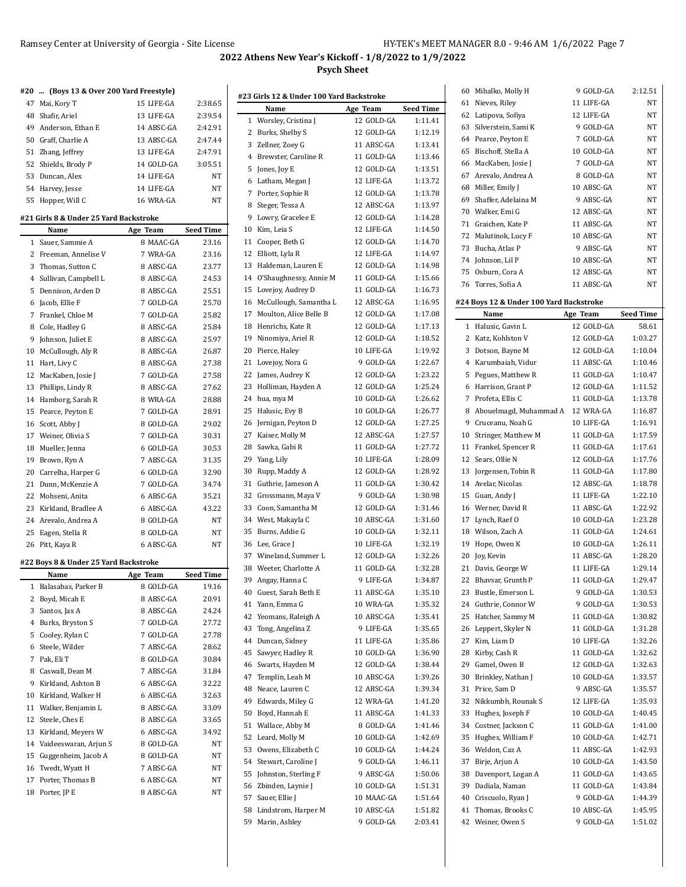## 2022 Athens New Year's Kickoff - 1/8/2022 to 1/9/2022

### Psych Sheet

#### #20 ... (Boys 13 & Over 200 Yard Freestyle)

| # | Name | Age | Team | Seed Time |
|---|---|---|---|---|
| 47 | Mai, Kory T | 15 | LIFE-GA | 2:38.65 |
| 48 | Shafir, Ariel | 13 | LIFE-GA | 2:39.54 |
| 49 | Anderson, Ethan E | 14 | ABSC-GA | 2:42.91 |
| 50 | Graff, Charlie A | 13 | ABSC-GA | 2:47.44 |
| 51 | Zhang, Jeffrey | 13 | LIFE-GA | 2:47.91 |
| 52 | Shields, Brody P | 14 | GOLD-GA | 3:05.51 |
| 53 | Duncan, Alex | 14 | LIFE-GA | NT |
| 54 | Harvey, Jesse | 14 | LIFE-GA | NT |
| 55 | Hopper, Will C | 16 | WRA-GA | NT |

#### #21 Girls 8 & Under 25 Yard Backstroke

| # | Name | Age | Team | Seed Time |
|---|---|---|---|---|
| 1 | Sauer, Sammie A | 8 | MAAC-GA | 23.16 |
| 2 | Freeman, Annelise V | 7 | WRA-GA | 23.16 |
| 3 | Thomas, Sutton C | 8 | ABSC-GA | 23.77 |
| 4 | Sullivan, Campbell L | 8 | ABSC-GA | 24.53 |
| 5 | Dennison, Arden D | 8 | ABSC-GA | 25.51 |
| 6 | Jacob, Ellie F | 7 | GOLD-GA | 25.70 |
| 7 | Frankel, Chloe M | 7 | GOLD-GA | 25.82 |
| 8 | Cole, Hadley G | 8 | ABSC-GA | 25.84 |
| 9 | Johnson, Juliet E | 8 | ABSC-GA | 25.97 |
| 10 | McCullough, Aly R | 8 | ABSC-GA | 26.87 |
| 11 | Hart, Livy C | 8 | ABSC-GA | 27.38 |
| 12 | MacKaben, Josie J | 7 | GOLD-GA | 27.58 |
| 13 | Phillips, Lindy R | 8 | ABSC-GA | 27.62 |
| 14 | Hamborg, Sarah R | 8 | WRA-GA | 28.88 |
| 15 | Pearce, Peyton E | 7 | GOLD-GA | 28.91 |
| 16 | Scott, Abby J | 8 | GOLD-GA | 29.02 |
| 17 | Weiner, Olivia S | 7 | GOLD-GA | 30.31 |
| 18 | Mueller, Jenna | 6 | GOLD-GA | 30.53 |
| 19 | Brown, Ryn A | 7 | ABSC-GA | 31.35 |
| 20 | Carrelha, Harper G | 6 | GOLD-GA | 32.90 |
| 21 | Dunn, McKenzie A | 7 | GOLD-GA | 34.74 |
| 22 | Mohseni, Anita | 6 | ABSC-GA | 35.21 |
| 23 | Kirkland, Bradlee A | 6 | ABSC-GA | 43.22 |
| 24 | Arevalo, Andrea A | 8 | GOLD-GA | NT |
| 25 | Eagen, Stella R | 8 | GOLD-GA | NT |
| 26 | Pitt, Kaya R | 6 | ABSC-GA | NT |

#### #22 Boys 8 & Under 25 Yard Backstroke

| # | Name | Age | Team | Seed Time |
|---|---|---|---|---|
| 1 | Balasabas, Parker B | 8 | GOLD-GA | 19.16 |
| 2 | Boyd, Micah E | 8 | ABSC-GA | 20.91 |
| 3 | Santos, Jax A | 8 | ABSC-GA | 24.24 |
| 4 | Burks, Bryston S | 7 | GOLD-GA | 27.72 |
| 5 | Cooley, Rylan C | 7 | GOLD-GA | 27.78 |
| 6 | Steele, Wilder | 7 | ABSC-GA | 28.62 |
| 7 | Pak, Eli T | 8 | GOLD-GA | 30.84 |
| 8 | Caswall, Dean M | 7 | ABSC-GA | 31.84 |
| 9 | Kirkland, Ashton B | 6 | ABSC-GA | 32.22 |
| 10 | Kirkland, Walker H | 6 | ABSC-GA | 32.63 |
| 11 | Walker, Benjamin L | 8 | ABSC-GA | 33.09 |
| 12 | Steele, Ches E | 8 | ABSC-GA | 33.65 |
| 13 | Kirkland, Meyers W | 6 | ABSC-GA | 34.92 |
| 14 | Vaideeswaran, Arjun S | 8 | GOLD-GA | NT |
| 15 | Guggenheim, Jacob A | 8 | GOLD-GA | NT |
| 16 | Twedt, Wyatt H | 7 | ABSC-GA | NT |
| 17 | Porter, Thomas B | 6 | ABSC-GA | NT |
| 18 | Porter, JP E | 8 | ABSC-GA | NT |

#### #23 Girls 12 & Under 100 Yard Backstroke

| # | Name | Age | Team | Seed Time |
|---|---|---|---|---|
| 1 | Worsley, Cristina J | 12 | GOLD-GA | 1:11.41 |
| 2 | Burks, Shelby S | 12 | GOLD-GA | 1:12.19 |
| 3 | Zellner, Zoey G | 11 | ABSC-GA | 1:13.41 |
| 4 | Brewster, Caroline R | 11 | GOLD-GA | 1:13.46 |
| 5 | Jones, Joy E | 12 | GOLD-GA | 1:13.51 |
| 6 | Latham, Megan J | 12 | LIFE-GA | 1:13.72 |
| 7 | Porter, Sophie R | 12 | GOLD-GA | 1:13.78 |
| 8 | Steger, Tessa A | 12 | ABSC-GA | 1:13.97 |
| 9 | Lowry, Gracelee E | 12 | GOLD-GA | 1:14.28 |
| 10 | Kim, Leia S | 12 | LIFE-GA | 1:14.50 |
| 11 | Cooper, Beth G | 12 | GOLD-GA | 1:14.70 |
| 12 | Elliott, Lyla R | 12 | LIFE-GA | 1:14.97 |
| 13 | Haldeman, Lauren E | 12 | GOLD-GA | 1:14.98 |
| 14 | O'Shaughnessy, Annie M | 11 | GOLD-GA | 1:15.66 |
| 15 | Lovejoy, Audrey D | 11 | GOLD-GA | 1:16.73 |
| 16 | McCullough, Samantha L | 12 | ABSC-GA | 1:16.95 |
| 17 | Moulton, Alice Belle B | 12 | GOLD-GA | 1:17.08 |
| 18 | Henrichs, Kate R | 12 | GOLD-GA | 1:17.13 |
| 19 | Ninomiya, Ariel R | 12 | GOLD-GA | 1:18.52 |
| 20 | Pierce, Haley | 10 | LIFE-GA | 1:19.92 |
| 21 | Lovejoy, Nora G | 9 | GOLD-GA | 1:22.67 |
| 22 | James, Audrey K | 12 | GOLD-GA | 1:23.22 |
| 23 | Holliman, Hayden A | 12 | GOLD-GA | 1:25.24 |
| 24 | hua, mya M | 10 | GOLD-GA | 1:26.62 |
| 25 | Halusic, Evy B | 10 | GOLD-GA | 1:26.77 |
| 26 | Jernigan, Peyton D | 12 | GOLD-GA | 1:27.25 |
| 27 | Kaiser, Molly M | 12 | ABSC-GA | 1:27.57 |
| 28 | Sawka, Gabi R | 11 | GOLD-GA | 1:27.72 |
| 29 | Yang, Lily | 10 | LIFE-GA | 1:28.09 |
| 30 | Rupp, Maddy A | 12 | GOLD-GA | 1:28.92 |
| 31 | Guthrie, Jameson A | 11 | GOLD-GA | 1:30.42 |
| 32 | Grossmann, Maya V | 9 | GOLD-GA | 1:30.98 |
| 33 | Coon, Samantha M | 12 | GOLD-GA | 1:31.46 |
| 34 | West, Makayla C | 10 | ABSC-GA | 1:31.60 |
| 35 | Burns, Addie G | 10 | GOLD-GA | 1:32.11 |
| 36 | Lee, Grace J | 10 | LIFE-GA | 1:32.19 |
| 37 | Wineland, Summer L | 12 | GOLD-GA | 1:32.26 |
| 38 | Weeter, Charlotte A | 11 | GOLD-GA | 1:32.28 |
| 39 | Angay, Hanna C | 9 | LIFE-GA | 1:34.87 |
| 40 | Guest, Sarah Beth E | 11 | ABSC-GA | 1:35.10 |
| 41 | Yann, Emma G | 10 | WRA-GA | 1:35.32 |
| 42 | Yeomans, Raleigh A | 10 | ABSC-GA | 1:35.41 |
| 43 | Tong, Angelina Z | 9 | LIFE-GA | 1:35.65 |
| 44 | Duncan, Sidney | 11 | LIFE-GA | 1:35.86 |
| 45 | Sawyer, Hadley R | 10 | GOLD-GA | 1:36.90 |
| 46 | Swarts, Hayden M | 12 | GOLD-GA | 1:38.44 |
| 47 | Templin, Leah M | 10 | ABSC-GA | 1:39.26 |
| 48 | Neace, Lauren C | 12 | ABSC-GA | 1:39.34 |
| 49 | Edwards, Miley G | 12 | WRA-GA | 1:41.20 |
| 50 | Boyd, Hannah E | 11 | ABSC-GA | 1:41.33 |
| 51 | Wallace, Abby M | 8 | GOLD-GA | 1:41.46 |
| 52 | Leard, Molly M | 10 | GOLD-GA | 1:42.69 |
| 53 | Owens, Elizabeth C | 10 | GOLD-GA | 1:44.24 |
| 54 | Stewart, Caroline J | 9 | GOLD-GA | 1:46.11 |
| 55 | Johnston, Sterling F | 9 | ABSC-GA | 1:50.06 |
| 56 | Zbinden, Laynie J | 10 | GOLD-GA | 1:51.31 |
| 57 | Sauer, Ellie J | 10 | MAAC-GA | 1:51.64 |
| 58 | Lindstrom, Harper M | 10 | ABSC-GA | 1:51.82 |
| 59 | Marin, Ashley | 9 | GOLD-GA | 2:03.41 |
| 60 | Mihalko, Molly H | 9 | GOLD-GA | 2:12.51 |
| 61 | Nieves, Riley | 11 | LIFE-GA | NT |
| 62 | Latipova, Sofiya | 12 | LIFE-GA | NT |
| 63 | Silverstein, Sami K | 9 | GOLD-GA | NT |
| 64 | Pearce, Peyton E | 7 | GOLD-GA | NT |
| 65 | Bischoff, Stella A | 10 | GOLD-GA | NT |
| 66 | MacKaben, Josie J | 7 | GOLD-GA | NT |
| 67 | Arevalo, Andrea A | 8 | GOLD-GA | NT |
| 68 | Miller, Emily J | 10 | ABSC-GA | NT |
| 69 | Shaffer, Adelaina M | 9 | ABSC-GA | NT |
| 70 | Walker, Emi G | 12 | ABSC-GA | NT |
| 71 | Graichen, Kate P | 11 | ABSC-GA | NT |
| 72 | Malutinok, Lucy F | 10 | ABSC-GA | NT |
| 73 | Bucha, Atlas P | 9 | ABSC-GA | NT |
| 74 | Johnson, Lil P | 10 | ABSC-GA | NT |
| 75 | Osburn, Cora A | 12 | ABSC-GA | NT |
| 76 | Torres, Sofia A | 11 | ABSC-GA | NT |

#### #24 Boys 12 & Under 100 Yard Backstroke

| # | Name | Age | Team | Seed Time |
|---|---|---|---|---|
| 1 | Halusic, Gavin L | 12 | GOLD-GA | 58.61 |
| 2 | Katz, Kohlston V | 12 | GOLD-GA | 1:03.27 |
| 3 | Dotson, Bayne M | 12 | GOLD-GA | 1:10.04 |
| 4 | Karumbaiah, Vidur | 11 | ABSC-GA | 1:10.46 |
| 5 | Pegues, Matthew R | 11 | GOLD-GA | 1:10.47 |
| 6 | Harrison, Grant P | 12 | GOLD-GA | 1:11.52 |
| 7 | Profeta, Ellis C | 11 | GOLD-GA | 1:13.78 |
| 8 | Abouelmagd, Muhammad A | 12 | WRA-GA | 1:16.87 |
| 9 | Cruceanu, Noah G | 10 | LIFE-GA | 1:16.91 |
| 10 | Stringer, Matthew M | 11 | GOLD-GA | 1:17.59 |
| 11 | Frankel, Spencer R | 11 | GOLD-GA | 1:17.61 |
| 12 | Sears, Ollie N | 12 | GOLD-GA | 1:17.76 |
| 13 | Jorgensen, Tobin R | 11 | GOLD-GA | 1:17.80 |
| 14 | Avelar, Nicolas | 12 | ABSC-GA | 1:18.78 |
| 15 | Guan, Andy J | 11 | LIFE-GA | 1:22.10 |
| 16 | Werner, David R | 11 | ABSC-GA | 1:22.92 |
| 17 | Lynch, Raef O | 10 | GOLD-GA | 1:23.28 |
| 18 | Wilson, Zach A | 11 | GOLD-GA | 1:24.61 |
| 19 | Hope, Owen K | 10 | GOLD-GA | 1:26.11 |
| 20 | Joy, Kevin | 11 | ABSC-GA | 1:28.20 |
| 21 | Davis, George W | 11 | LIFE-GA | 1:29.14 |
| 22 | Bhavsar, Grunth P | 11 | GOLD-GA | 1:29.47 |
| 23 | Bustle, Emerson L | 9 | GOLD-GA | 1:30.53 |
| 24 | Guthrie, Connor W | 9 | GOLD-GA | 1:30.53 |
| 25 | Hatcher, Sammy M | 11 | GOLD-GA | 1:30.82 |
| 26 | Leppert, Skyler N | 11 | GOLD-GA | 1:31.28 |
| 27 | Kim, Liam D | 10 | LIFE-GA | 1:32.26 |
| 28 | Kirby, Cash R | 11 | GOLD-GA | 1:32.62 |
| 29 | Gamel, Owen B | 12 | GOLD-GA | 1:32.63 |
| 30 | Brinkley, Nathan J | 10 | GOLD-GA | 1:33.57 |
| 31 | Price, Sam D | 9 | ABSC-GA | 1:35.57 |
| 32 | Nikkumbh, Rounak S | 12 | LIFE-GA | 1:35.93 |
| 33 | Hughes, Joseph F | 10 | GOLD-GA | 1:40.45 |
| 34 | Costner, Jackson C | 11 | GOLD-GA | 1:41.00 |
| 35 | Hughes, William F | 10 | GOLD-GA | 1:42.71 |
| 36 | Weldon, Caz A | 11 | ABSC-GA | 1:42.93 |
| 37 | Birje, Arjun A | 10 | GOLD-GA | 1:43.50 |
| 38 | Davenport, Logan A | 11 | GOLD-GA | 1:43.65 |
| 39 | Dadiala, Naman | 11 | GOLD-GA | 1:43.84 |
| 40 | Criscuolo, Ryan J | 9 | GOLD-GA | 1:44.39 |
| 41 | Thomas, Brooks C | 10 | ABSC-GA | 1:45.95 |
| 42 | Weiner, Owen S | 9 | GOLD-GA | 1:51.02 |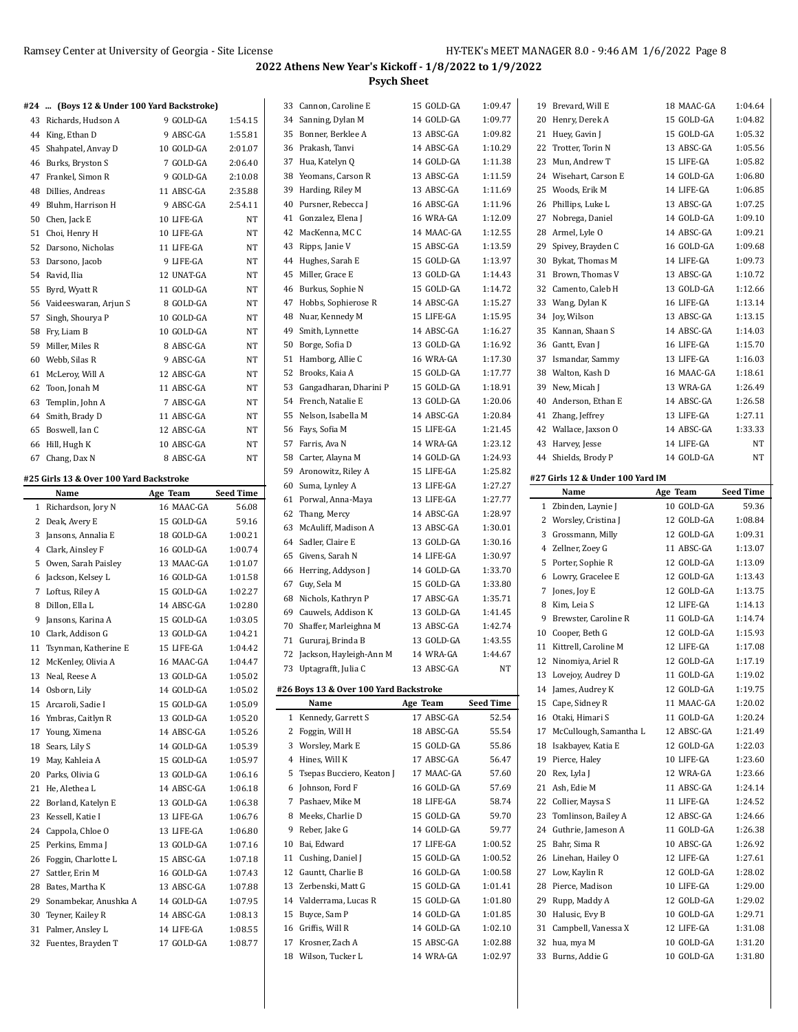## 2022 Athens New Year's Kickoff - 1/8/2022 to 1/9/2022

### Psych Sheet

#### #24 ... (Boys 12 & Under 100 Yard Backstroke)

| | Name | Age | Team | Seed Time |
|---|---|---|---|---|
| 43 | Richards, Hudson A | 9 | GOLD-GA | 1:54.15 |
| 44 | King, Ethan D | 9 | ABSC-GA | 1:55.81 |
| 45 | Shahpatel, Anvay D | 10 | GOLD-GA | 2:01.07 |
| 46 | Burks, Bryston S | 7 | GOLD-GA | 2:06.40 |
| 47 | Frankel, Simon R | 9 | GOLD-GA | 2:10.08 |
| 48 | Dillies, Andreas | 11 | ABSC-GA | 2:35.88 |
| 49 | Bluhm, Harrison H | 9 | ABSC-GA | 2:54.11 |
| 50 | Chen, Jack E | 10 | LIFE-GA | NT |
| 51 | Choi, Henry H | 10 | LIFE-GA | NT |
| 52 | Darsono, Nicholas | 11 | LIFE-GA | NT |
| 53 | Darsono, Jacob | 9 | LIFE-GA | NT |
| 54 | Ravid, Ilia | 12 | UNAT-GA | NT |
| 55 | Byrd, Wyatt R | 11 | GOLD-GA | NT |
| 56 | Vaideeswaran, Arjun S | 8 | GOLD-GA | NT |
| 57 | Singh, Shourya P | 10 | GOLD-GA | NT |
| 58 | Fry, Liam B | 10 | GOLD-GA | NT |
| 59 | Miller, Miles R | 8 | ABSC-GA | NT |
| 60 | Webb, Silas R | 9 | ABSC-GA | NT |
| 61 | McLeroy, Will A | 12 | ABSC-GA | NT |
| 62 | Toon, Jonah M | 11 | ABSC-GA | NT |
| 63 | Templin, John A | 7 | ABSC-GA | NT |
| 64 | Smith, Brady D | 11 | ABSC-GA | NT |
| 65 | Boswell, Ian C | 12 | ABSC-GA | NT |
| 66 | Hill, Hugh K | 10 | ABSC-GA | NT |
| 67 | Chang, Dax N | 8 | ABSC-GA | NT |

#### #25 Girls 13 & Over 100 Yard Backstroke

| | Name | Age | Team | Seed Time |
|---|---|---|---|---|
| 1 | Richardson, Jory N | 16 | MAAC-GA | 56.08 |
| 2 | Deak, Avery E | 15 | GOLD-GA | 59.16 |
| 3 | Jansons, Annalia E | 18 | GOLD-GA | 1:00.21 |
| 4 | Clark, Ainsley F | 16 | GOLD-GA | 1:00.74 |
| 5 | Owen, Sarah Paisley | 13 | MAAC-GA | 1:01.07 |
| 6 | Jackson, Kelsey L | 16 | GOLD-GA | 1:01.58 |
| 7 | Loftus, Riley A | 15 | GOLD-GA | 1:02.27 |
| 8 | Dillon, Ella L | 14 | ABSC-GA | 1:02.80 |
| 9 | Jansons, Karina A | 15 | GOLD-GA | 1:03.05 |
| 10 | Clark, Addison G | 13 | GOLD-GA | 1:04.21 |
| 11 | Tsynman, Katherine E | 15 | LIFE-GA | 1:04.42 |
| 12 | McKenley, Olivia A | 16 | MAAC-GA | 1:04.47 |
| 13 | Neal, Reese A | 13 | GOLD-GA | 1:05.02 |
| 14 | Osborn, Lily | 14 | GOLD-GA | 1:05.02 |
| 15 | Arcaroli, Sadie I | 15 | GOLD-GA | 1:05.09 |
| 16 | Ymbras, Caitlyn R | 13 | GOLD-GA | 1:05.20 |
| 17 | Young, Ximena | 14 | ABSC-GA | 1:05.26 |
| 18 | Sears, Lily S | 14 | GOLD-GA | 1:05.39 |
| 19 | May, Kahleia A | 15 | GOLD-GA | 1:05.97 |
| 20 | Parks, Olivia G | 13 | GOLD-GA | 1:06.16 |
| 21 | He, Alethea L | 14 | ABSC-GA | 1:06.18 |
| 22 | Borland, Katelyn E | 13 | GOLD-GA | 1:06.38 |
| 23 | Kessell, Katie I | 13 | LIFE-GA | 1:06.76 |
| 24 | Cappola, Chloe O | 13 | LIFE-GA | 1:06.80 |
| 25 | Perkins, Emma J | 13 | GOLD-GA | 1:07.16 |
| 26 | Foggin, Charlotte L | 15 | ABSC-GA | 1:07.18 |
| 27 | Sattler, Erin M | 16 | GOLD-GA | 1:07.43 |
| 28 | Bates, Martha K | 13 | ABSC-GA | 1:07.88 |
| 29 | Sonambekar, Anushka A | 14 | GOLD-GA | 1:07.95 |
| 30 | Teyner, Kailey R | 14 | ABSC-GA | 1:08.13 |
| 31 | Palmer, Ansley L | 14 | LIFE-GA | 1:08.55 |
| 32 | Fuentes, Brayden T | 17 | GOLD-GA | 1:08.77 |
| 33 | Cannon, Caroline E | 15 | GOLD-GA | 1:09.47 |
| 34 | Sanning, Dylan M | 14 | GOLD-GA | 1:09.77 |
| 35 | Bonner, Berklee A | 13 | ABSC-GA | 1:09.82 |
| 36 | Prakash, Tanvi | 14 | ABSC-GA | 1:10.29 |
| 37 | Hua, Katelyn Q | 14 | GOLD-GA | 1:11.38 |
| 38 | Yeomans, Carson R | 13 | ABSC-GA | 1:11.59 |
| 39 | Harding, Riley M | 13 | ABSC-GA | 1:11.69 |
| 40 | Pursner, Rebecca J | 16 | ABSC-GA | 1:11.96 |
| 41 | Gonzalez, Elena J | 16 | WRA-GA | 1:12.09 |
| 42 | MacKenna, MC C | 14 | MAAC-GA | 1:12.55 |
| 43 | Ripps, Janie V | 15 | ABSC-GA | 1:13.59 |
| 44 | Hughes, Sarah E | 15 | GOLD-GA | 1:13.97 |
| 45 | Miller, Grace E | 13 | GOLD-GA | 1:14.43 |
| 46 | Burkus, Sophie N | 15 | GOLD-GA | 1:14.72 |
| 47 | Hobbs, Sophierose R | 14 | ABSC-GA | 1:15.27 |
| 48 | Nuar, Kennedy M | 15 | LIFE-GA | 1:15.95 |
| 49 | Smith, Lynnette | 14 | ABSC-GA | 1:16.27 |
| 50 | Borge, Sofia D | 13 | GOLD-GA | 1:16.92 |
| 51 | Hamborg, Allie C | 16 | WRA-GA | 1:17.30 |
| 52 | Brooks, Kaia A | 15 | GOLD-GA | 1:17.77 |
| 53 | Gangadharan, Dharini P | 15 | GOLD-GA | 1:18.91 |
| 54 | French, Natalie E | 13 | GOLD-GA | 1:20.06 |
| 55 | Nelson, Isabella M | 14 | ABSC-GA | 1:20.84 |
| 56 | Fays, Sofia M | 15 | LIFE-GA | 1:21.45 |
| 57 | Farris, Ava N | 14 | WRA-GA | 1:23.12 |
| 58 | Carter, Alayna M | 14 | GOLD-GA | 1:24.93 |
| 59 | Aronowitz, Riley A | 15 | LIFE-GA | 1:25.82 |
| 60 | Suma, Lynley A | 13 | LIFE-GA | 1:27.27 |
| 61 | Porwal, Anna-Maya | 13 | LIFE-GA | 1:27.77 |
| 62 | Thang, Mercy | 14 | ABSC-GA | 1:28.97 |
| 63 | McAuliff, Madison A | 13 | ABSC-GA | 1:30.01 |
| 64 | Sadler, Claire E | 13 | GOLD-GA | 1:30.16 |
| 65 | Givens, Sarah N | 14 | LIFE-GA | 1:30.97 |
| 66 | Herring, Addyson J | 14 | GOLD-GA | 1:33.70 |
| 67 | Guy, Sela M | 15 | GOLD-GA | 1:33.80 |
| 68 | Nichols, Kathryn P | 17 | ABSC-GA | 1:35.71 |
| 69 | Cauwels, Addison K | 13 | GOLD-GA | 1:41.45 |
| 70 | Shaffer, Marleighna M | 13 | ABSC-GA | 1:42.74 |
| 71 | Gururaj, Brinda B | 13 | GOLD-GA | 1:43.55 |
| 72 | Jackson, Hayleigh-Ann M | 14 | WRA-GA | 1:44.67 |
| 73 | Uptagrafft, Julia C | 13 | ABSC-GA | NT |

#### #26 Boys 13 & Over 100 Yard Backstroke

| | Name | Age | Team | Seed Time |
|---|---|---|---|---|
| 1 | Kennedy, Garrett S | 17 | ABSC-GA | 52.54 |
| 2 | Foggin, Will H | 18 | ABSC-GA | 55.54 |
| 3 | Worsley, Mark E | 15 | GOLD-GA | 55.86 |
| 4 | Hines, Will K | 17 | ABSC-GA | 56.47 |
| 5 | Tsepas Bucciero, Keaton J | 17 | MAAC-GA | 57.60 |
| 6 | Johnson, Ford F | 16 | GOLD-GA | 57.69 |
| 7 | Pashaev, Mike M | 18 | LIFE-GA | 58.74 |
| 8 | Meeks, Charlie D | 15 | GOLD-GA | 59.70 |
| 9 | Reber, Jake G | 14 | GOLD-GA | 59.77 |
| 10 | Bai, Edward | 17 | LIFE-GA | 1:00.52 |
| 11 | Cushing, Daniel J | 15 | GOLD-GA | 1:00.52 |
| 12 | Gauntt, Charlie B | 16 | GOLD-GA | 1:00.58 |
| 13 | Zerbenski, Matt G | 15 | GOLD-GA | 1:01.41 |
| 14 | Valderrama, Lucas R | 15 | GOLD-GA | 1:01.80 |
| 15 | Buyce, Sam P | 14 | GOLD-GA | 1:01.85 |
| 16 | Griffis, Will R | 14 | GOLD-GA | 1:02.10 |
| 17 | Krosner, Zach A | 15 | ABSC-GA | 1:02.88 |
| 18 | Wilson, Tucker L | 14 | WRA-GA | 1:02.97 |
| 19 | Brevard, Will E | 18 | MAAC-GA | 1:04.64 |
| 20 | Henry, Derek A | 15 | GOLD-GA | 1:04.82 |
| 21 | Huey, Gavin J | 15 | GOLD-GA | 1:05.32 |
| 22 | Trotter, Torin N | 13 | ABSC-GA | 1:05.56 |
| 23 | Mun, Andrew T | 15 | LIFE-GA | 1:05.82 |
| 24 | Wisehart, Carson E | 14 | GOLD-GA | 1:06.80 |
| 25 | Woods, Erik M | 14 | LIFE-GA | 1:06.85 |
| 26 | Phillips, Luke L | 13 | ABSC-GA | 1:07.25 |
| 27 | Nobrega, Daniel | 14 | GOLD-GA | 1:09.10 |
| 28 | Armel, Lyle O | 14 | ABSC-GA | 1:09.21 |
| 29 | Spivey, Brayden C | 16 | GOLD-GA | 1:09.68 |
| 30 | Bykat, Thomas M | 14 | LIFE-GA | 1:09.73 |
| 31 | Brown, Thomas V | 13 | ABSC-GA | 1:10.72 |
| 32 | Camento, Caleb H | 13 | GOLD-GA | 1:12.66 |
| 33 | Wang, Dylan K | 16 | LIFE-GA | 1:13.14 |
| 34 | Joy, Wilson | 13 | ABSC-GA | 1:13.15 |
| 35 | Kannan, Shaan S | 14 | ABSC-GA | 1:14.03 |
| 36 | Gantt, Evan J | 16 | LIFE-GA | 1:15.70 |
| 37 | Ismandar, Sammy | 13 | LIFE-GA | 1:16.03 |
| 38 | Walton, Kash D | 16 | MAAC-GA | 1:18.61 |
| 39 | New, Micah J | 13 | WRA-GA | 1:26.49 |
| 40 | Anderson, Ethan E | 14 | ABSC-GA | 1:26.58 |
| 41 | Zhang, Jeffrey | 13 | LIFE-GA | 1:27.11 |
| 42 | Wallace, Jaxson O | 14 | ABSC-GA | 1:33.33 |
| 43 | Harvey, Jesse | 14 | LIFE-GA | NT |
| 44 | Shields, Brody P | 14 | GOLD-GA | NT |

#### #27 Girls 12 & Under 100 Yard IM

| | Name | Age | Team | Seed Time |
|---|---|---|---|---|
| 1 | Zbinden, Laynie J | 10 | GOLD-GA | 59.36 |
| 2 | Worsley, Cristina J | 12 | GOLD-GA | 1:08.84 |
| 3 | Grossmann, Milly | 12 | GOLD-GA | 1:09.31 |
| 4 | Zellner, Zoey G | 11 | ABSC-GA | 1:13.07 |
| 5 | Porter, Sophie R | 12 | GOLD-GA | 1:13.09 |
| 6 | Lowry, Gracelee E | 12 | GOLD-GA | 1:13.43 |
| 7 | Jones, Joy E | 12 | GOLD-GA | 1:13.75 |
| 8 | Kim, Leia S | 12 | LIFE-GA | 1:14.13 |
| 9 | Brewster, Caroline R | 11 | GOLD-GA | 1:14.74 |
| 10 | Cooper, Beth G | 12 | GOLD-GA | 1:15.93 |
| 11 | Kittrell, Caroline M | 12 | LIFE-GA | 1:17.08 |
| 12 | Ninomiya, Ariel R | 12 | GOLD-GA | 1:17.19 |
| 13 | Lovejoy, Audrey D | 11 | GOLD-GA | 1:19.02 |
| 14 | James, Audrey K | 12 | GOLD-GA | 1:19.75 |
| 15 | Cape, Sidney R | 11 | MAAC-GA | 1:20.02 |
| 16 | Otaki, Himari S | 11 | GOLD-GA | 1:20.24 |
| 17 | McCullough, Samantha L | 12 | ABSC-GA | 1:21.49 |
| 18 | Isakbayev, Katia E | 12 | GOLD-GA | 1:22.03 |
| 19 | Pierce, Haley | 10 | LIFE-GA | 1:23.60 |
| 20 | Rex, Lyla J | 12 | WRA-GA | 1:23.66 |
| 21 | Ash, Edie M | 11 | ABSC-GA | 1:24.14 |
| 22 | Collier, Maysa S | 11 | LIFE-GA | 1:24.52 |
| 23 | Tomlinson, Bailey A | 12 | ABSC-GA | 1:24.66 |
| 24 | Guthrie, Jameson A | 11 | GOLD-GA | 1:26.38 |
| 25 | Bahr, Sima R | 10 | ABSC-GA | 1:26.92 |
| 26 | Linehan, Hailey O | 12 | LIFE-GA | 1:27.61 |
| 27 | Low, Kaylin R | 12 | GOLD-GA | 1:28.02 |
| 28 | Pierce, Madison | 10 | LIFE-GA | 1:29.00 |
| 29 | Rupp, Maddy A | 12 | GOLD-GA | 1:29.02 |
| 30 | Halusic, Evy B | 10 | GOLD-GA | 1:29.71 |
| 31 | Campbell, Vanessa X | 12 | LIFE-GA | 1:31.08 |
| 32 | hua, mya M | 10 | GOLD-GA | 1:31.20 |
| 33 | Burns, Addie G | 10 | GOLD-GA | 1:31.80 |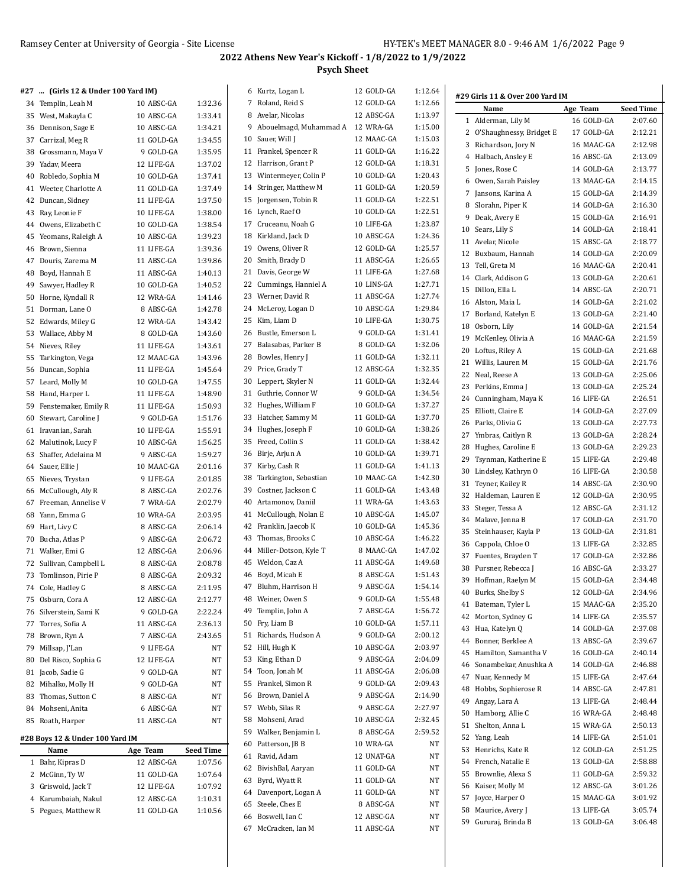## 2022 Athens New Year's Kickoff - 1/8/2022 to 1/9/2022

### Psych Sheet

#### #27 ... (Girls 12 & Under 100 Yard IM)

| | Name | Age | Team | Seed Time |
|---|---|---|---|---|
| 34 | Templin, Leah M | 10 | ABSC-GA | 1:32.36 |
| 35 | West, Makayla C | 10 | ABSC-GA | 1:33.41 |
| 36 | Dennison, Sage E | 10 | ABSC-GA | 1:34.21 |
| 37 | Carrizal, Meg R | 11 | GOLD-GA | 1:34.55 |
| 38 | Grossmann, Maya V | 9 | GOLD-GA | 1:35.95 |
| 39 | Yadav, Meera | 12 | LIFE-GA | 1:37.02 |
| 40 | Robledo, Sophia M | 10 | GOLD-GA | 1:37.41 |
| 41 | Weeter, Charlotte A | 11 | GOLD-GA | 1:37.49 |
| 42 | Duncan, Sidney | 11 | LIFE-GA | 1:37.50 |
| 43 | Ray, Leonie F | 10 | LIFE-GA | 1:38.00 |
| 44 | Owens, Elizabeth C | 10 | GOLD-GA | 1:38.54 |
| 45 | Yeomans, Raleigh A | 10 | ABSC-GA | 1:39.23 |
| 46 | Brown, Sienna | 11 | LIFE-GA | 1:39.36 |
| 47 | Douris, Zarema M | 11 | ABSC-GA | 1:39.86 |
| 48 | Boyd, Hannah E | 11 | ABSC-GA | 1:40.13 |
| 49 | Sawyer, Hadley R | 10 | GOLD-GA | 1:40.52 |
| 50 | Horne, Kyndall R | 12 | WRA-GA | 1:41.46 |
| 51 | Dorman, Lane O | 8 | ABSC-GA | 1:42.78 |
| 52 | Edwards, Miley G | 12 | WRA-GA | 1:43.42 |
| 53 | Wallace, Abby M | 8 | GOLD-GA | 1:43.60 |
| 54 | Nieves, Riley | 11 | LIFE-GA | 1:43.61 |
| 55 | Tarkington, Vega | 12 | MAAC-GA | 1:43.96 |
| 56 | Duncan, Sophia | 11 | LIFE-GA | 1:45.64 |
| 57 | Leard, Molly M | 10 | GOLD-GA | 1:47.55 |
| 58 | Hand, Harper L | 11 | LIFE-GA | 1:48.90 |
| 59 | Fenstemaker, Emily R | 11 | LIFE-GA | 1:50.93 |
| 60 | Stewart, Caroline J | 9 | GOLD-GA | 1:51.76 |
| 61 | Iravanian, Sarah | 10 | LIFE-GA | 1:55.91 |
| 62 | Malutinok, Lucy F | 10 | ABSC-GA | 1:56.25 |
| 63 | Shaffer, Adelaina M | 9 | ABSC-GA | 1:59.27 |
| 64 | Sauer, Ellie J | 10 | MAAC-GA | 2:01.16 |
| 65 | Nieves, Trystan | 9 | LIFE-GA | 2:01.85 |
| 66 | McCullough, Aly R | 8 | ABSC-GA | 2:02.76 |
| 67 | Freeman, Annelise V | 7 | WRA-GA | 2:02.79 |
| 68 | Yann, Emma G | 10 | WRA-GA | 2:03.95 |
| 69 | Hart, Livy C | 8 | ABSC-GA | 2:06.14 |
| 70 | Bucha, Atlas P | 9 | ABSC-GA | 2:06.72 |
| 71 | Walker, Emi G | 12 | ABSC-GA | 2:06.96 |
| 72 | Sullivan, Campbell L | 8 | ABSC-GA | 2:08.78 |
| 73 | Tomlinson, Pirie P | 8 | ABSC-GA | 2:09.32 |
| 74 | Cole, Hadley G | 8 | ABSC-GA | 2:11.95 |
| 75 | Osburn, Cora A | 12 | ABSC-GA | 2:12.77 |
| 76 | Silverstein, Sami K | 9 | GOLD-GA | 2:22.24 |
| 77 | Torres, Sofia A | 11 | ABSC-GA | 2:36.13 |
| 78 | Brown, Ryn A | 7 | ABSC-GA | 2:43.65 |
| 79 | Millsap, J'Lan | 9 | LIFE-GA | NT |
| 80 | Del Risco, Sophia G | 12 | LIFE-GA | NT |
| 81 | Jacob, Sadie G | 9 | GOLD-GA | NT |
| 82 | Mihalko, Molly H | 9 | GOLD-GA | NT |
| 83 | Thomas, Sutton C | 8 | ABSC-GA | NT |
| 84 | Mohseni, Anita | 6 | ABSC-GA | NT |
| 85 | Roath, Harper | 11 | ABSC-GA | NT |

#### #28 Boys 12 & Under 100 Yard IM

| | Name | Age | Team | Seed Time |
|---|---|---|---|---|
| 1 | Bahr, Kipras D | 12 | ABSC-GA | 1:07.56 |
| 2 | McGinn, Ty W | 11 | GOLD-GA | 1:07.64 |
| 3 | Griswold, Jack T | 12 | LIFE-GA | 1:07.92 |
| 4 | Karumbaiah, Nakul | 12 | ABSC-GA | 1:10.31 |
| 5 | Pegues, Matthew R | 11 | GOLD-GA | 1:10.56 |
| 6 | Kurtz, Logan L | 12 | GOLD-GA | 1:12.64 |
| 7 | Roland, Reid S | 12 | GOLD-GA | 1:12.66 |
| 8 | Avelar, Nicolas | 12 | ABSC-GA | 1:13.97 |
| 9 | Abouelmagd, Muhammad A | 12 | WRA-GA | 1:15.00 |
| 10 | Sauer, Will J | 12 | MAAC-GA | 1:15.03 |
| 11 | Frankel, Spencer R | 11 | GOLD-GA | 1:16.22 |
| 12 | Harrison, Grant P | 12 | GOLD-GA | 1:18.31 |
| 13 | Wintermeyer, Colin P | 10 | GOLD-GA | 1:20.43 |
| 14 | Stringer, Matthew M | 11 | GOLD-GA | 1:20.59 |
| 15 | Jorgensen, Tobin R | 11 | GOLD-GA | 1:22.51 |
| 16 | Lynch, Raef O | 10 | GOLD-GA | 1:22.51 |
| 17 | Cruceanu, Noah G | 10 | LIFE-GA | 1:23.87 |
| 18 | Kirkland, Jack D | 10 | ABSC-GA | 1:24.36 |
| 19 | Owens, Oliver R | 12 | GOLD-GA | 1:25.57 |
| 20 | Smith, Brady D | 11 | ABSC-GA | 1:26.65 |
| 21 | Davis, George W | 11 | LIFE-GA | 1:27.68 |
| 22 | Cummings, Hanniel A | 10 | LINS-GA | 1:27.71 |
| 23 | Werner, David R | 11 | ABSC-GA | 1:27.74 |
| 24 | McLeroy, Logan D | 10 | ABSC-GA | 1:29.84 |
| 25 | Kim, Liam D | 10 | LIFE-GA | 1:30.75 |
| 26 | Bustle, Emerson L | 9 | GOLD-GA | 1:31.41 |
| 27 | Balasabas, Parker B | 8 | GOLD-GA | 1:32.06 |
| 28 | Bowles, Henry J | 11 | GOLD-GA | 1:32.11 |
| 29 | Price, Grady T | 12 | ABSC-GA | 1:32.35 |
| 30 | Leppert, Skyler N | 11 | GOLD-GA | 1:32.44 |
| 31 | Guthrie, Connor W | 9 | GOLD-GA | 1:34.54 |
| 32 | Hughes, William F | 10 | GOLD-GA | 1:37.27 |
| 33 | Hatcher, Sammy M | 11 | GOLD-GA | 1:37.70 |
| 34 | Hughes, Joseph F | 10 | GOLD-GA | 1:38.26 |
| 35 | Freed, Collin S | 11 | GOLD-GA | 1:38.42 |
| 36 | Birje, Arjun A | 10 | GOLD-GA | 1:39.71 |
| 37 | Kirby, Cash R | 11 | GOLD-GA | 1:41.13 |
| 38 | Tarkington, Sebastian | 10 | MAAC-GA | 1:42.30 |
| 39 | Costner, Jackson C | 11 | GOLD-GA | 1:43.48 |
| 40 | Artamonov, Daniil | 11 | WRA-GA | 1:43.63 |
| 41 | McCullough, Nolan E | 10 | ABSC-GA | 1:45.07 |
| 42 | Franklin, Jaecob K | 10 | GOLD-GA | 1:45.36 |
| 43 | Thomas, Brooks C | 10 | ABSC-GA | 1:46.22 |
| 44 | Miller-Dotson, Kyle T | 8 | MAAC-GA | 1:47.02 |
| 45 | Weldon, Caz A | 11 | ABSC-GA | 1:49.68 |
| 46 | Boyd, Micah E | 8 | ABSC-GA | 1:51.43 |
| 47 | Bluhm, Harrison H | 9 | ABSC-GA | 1:54.14 |
| 48 | Weiner, Owen S | 9 | GOLD-GA | 1:55.48 |
| 49 | Templin, John A | 7 | ABSC-GA | 1:56.72 |
| 50 | Fry, Liam B | 10 | GOLD-GA | 1:57.11 |
| 51 | Richards, Hudson A | 9 | GOLD-GA | 2:00.12 |
| 52 | Hill, Hugh K | 10 | ABSC-GA | 2:03.97 |
| 53 | King, Ethan D | 9 | ABSC-GA | 2:04.09 |
| 54 | Toon, Jonah M | 11 | ABSC-GA | 2:06.08 |
| 55 | Frankel, Simon R | 9 | GOLD-GA | 2:09.43 |
| 56 | Brown, Daniel A | 9 | ABSC-GA | 2:14.90 |
| 57 | Webb, Silas R | 9 | ABSC-GA | 2:27.97 |
| 58 | Mohseni, Arad | 10 | ABSC-GA | 2:32.45 |
| 59 | Walker, Benjamin L | 8 | ABSC-GA | 2:59.52 |
| 60 | Patterson, JB B | 10 | WRA-GA | NT |
| 61 | Ravid, Adam | 12 | UNAT-GA | NT |
| 62 | BivishBal, Aaryan | 11 | GOLD-GA | NT |
| 63 | Byrd, Wyatt R | 11 | GOLD-GA | NT |
| 64 | Davenport, Logan A | 11 | GOLD-GA | NT |
| 65 | Steele, Ches E | 8 | ABSC-GA | NT |
| 66 | Boswell, Ian C | 12 | ABSC-GA | NT |
| 67 | McCracken, Ian M | 11 | ABSC-GA | NT |

#### #29 Girls 11 & Over 200 Yard IM

| | Name | Age | Team | Seed Time |
|---|---|---|---|---|
| 1 | Alderman, Lily M | 16 | GOLD-GA | 2:07.60 |
| 2 | O'Shaughnessy, Bridget E | 17 | GOLD-GA | 2:12.21 |
| 3 | Richardson, Jory N | 16 | MAAC-GA | 2:12.98 |
| 4 | Halbach, Ansley E | 16 | ABSC-GA | 2:13.09 |
| 5 | Jones, Rose C | 14 | GOLD-GA | 2:13.77 |
| 6 | Owen, Sarah Paisley | 13 | MAAC-GA | 2:14.15 |
| 7 | Jansons, Karina A | 15 | GOLD-GA | 2:14.39 |
| 8 | Slorahn, Piper K | 14 | GOLD-GA | 2:16.30 |
| 9 | Deak, Avery E | 15 | GOLD-GA | 2:16.91 |
| 10 | Sears, Lily S | 14 | GOLD-GA | 2:18.41 |
| 11 | Avelar, Nicole | 15 | ABSC-GA | 2:18.77 |
| 12 | Buxbaum, Hannah | 14 | GOLD-GA | 2:20.09 |
| 13 | Tell, Greta M | 16 | MAAC-GA | 2:20.41 |
| 14 | Clark, Addison G | 13 | GOLD-GA | 2:20.61 |
| 15 | Dillon, Ella L | 14 | ABSC-GA | 2:20.71 |
| 16 | Alston, Maia L | 14 | GOLD-GA | 2:21.02 |
| 17 | Borland, Katelyn E | 13 | GOLD-GA | 2:21.40 |
| 18 | Osborn, Lily | 14 | GOLD-GA | 2:21.54 |
| 19 | McKenley, Olivia A | 16 | MAAC-GA | 2:21.59 |
| 20 | Loftus, Riley A | 15 | GOLD-GA | 2:21.68 |
| 21 | Willis, Lauren M | 15 | GOLD-GA | 2:21.76 |
| 22 | Neal, Reese A | 13 | GOLD-GA | 2:25.06 |
| 23 | Perkins, Emma J | 13 | GOLD-GA | 2:25.24 |
| 24 | Cunningham, Maya K | 16 | LIFE-GA | 2:26.51 |
| 25 | Elliott, Claire E | 14 | GOLD-GA | 2:27.09 |
| 26 | Parks, Olivia G | 13 | GOLD-GA | 2:27.73 |
| 27 | Ymbras, Caitlyn R | 13 | GOLD-GA | 2:28.24 |
| 28 | Hughes, Caroline E | 13 | GOLD-GA | 2:29.23 |
| 29 | Tsynman, Katherine E | 15 | LIFE-GA | 2:29.48 |
| 30 | Lindsley, Kathryn O | 16 | LIFE-GA | 2:30.58 |
| 31 | Teyner, Kailey R | 14 | ABSC-GA | 2:30.90 |
| 32 | Haldeman, Lauren E | 12 | GOLD-GA | 2:30.95 |
| 33 | Steger, Tessa A | 12 | ABSC-GA | 2:31.12 |
| 34 | Malave, Jenna B | 17 | GOLD-GA | 2:31.70 |
| 35 | Steinhauser, Kayla P | 13 | GOLD-GA | 2:31.81 |
| 36 | Cappola, Chloe O | 13 | LIFE-GA | 2:32.85 |
| 37 | Fuentes, Brayden T | 17 | GOLD-GA | 2:32.86 |
| 38 | Pursner, Rebecca J | 16 | ABSC-GA | 2:33.27 |
| 39 | Hoffman, Raelyn M | 15 | GOLD-GA | 2:34.48 |
| 40 | Burks, Shelby S | 12 | GOLD-GA | 2:34.96 |
| 41 | Bateman, Tyler L | 15 | MAAC-GA | 2:35.20 |
| 42 | Morton, Sydney G | 14 | LIFE-GA | 2:35.57 |
| 43 | Hua, Katelyn Q | 14 | GOLD-GA | 2:37.08 |
| 44 | Bonner, Berklee A | 13 | ABSC-GA | 2:39.67 |
| 45 | Hamilton, Samantha V | 16 | GOLD-GA | 2:40.14 |
| 46 | Sonambekar, Anushka A | 14 | GOLD-GA | 2:46.88 |
| 47 | Nuar, Kennedy M | 15 | LIFE-GA | 2:47.64 |
| 48 | Hobbs, Sophierose R | 14 | ABSC-GA | 2:47.81 |
| 49 | Angay, Lara A | 13 | LIFE-GA | 2:48.44 |
| 50 | Hamborg, Allie C | 16 | WRA-GA | 2:48.48 |
| 51 | Shelton, Anna L | 15 | WRA-GA | 2:50.13 |
| 52 | Yang, Leah | 14 | LIFE-GA | 2:51.01 |
| 53 | Henrichs, Kate R | 12 | GOLD-GA | 2:51.25 |
| 54 | French, Natalie E | 13 | GOLD-GA | 2:58.88 |
| 55 | Brownlie, Alexa S | 11 | GOLD-GA | 2:59.32 |
| 56 | Kaiser, Molly M | 12 | ABSC-GA | 3:01.26 |
| 57 | Joyce, Harper O | 15 | MAAC-GA | 3:01.92 |
| 58 | Maurice, Avery J | 13 | LIFE-GA | 3:05.74 |
| 59 | Gururaj, Brinda B | 13 | GOLD-GA | 3:06.48 |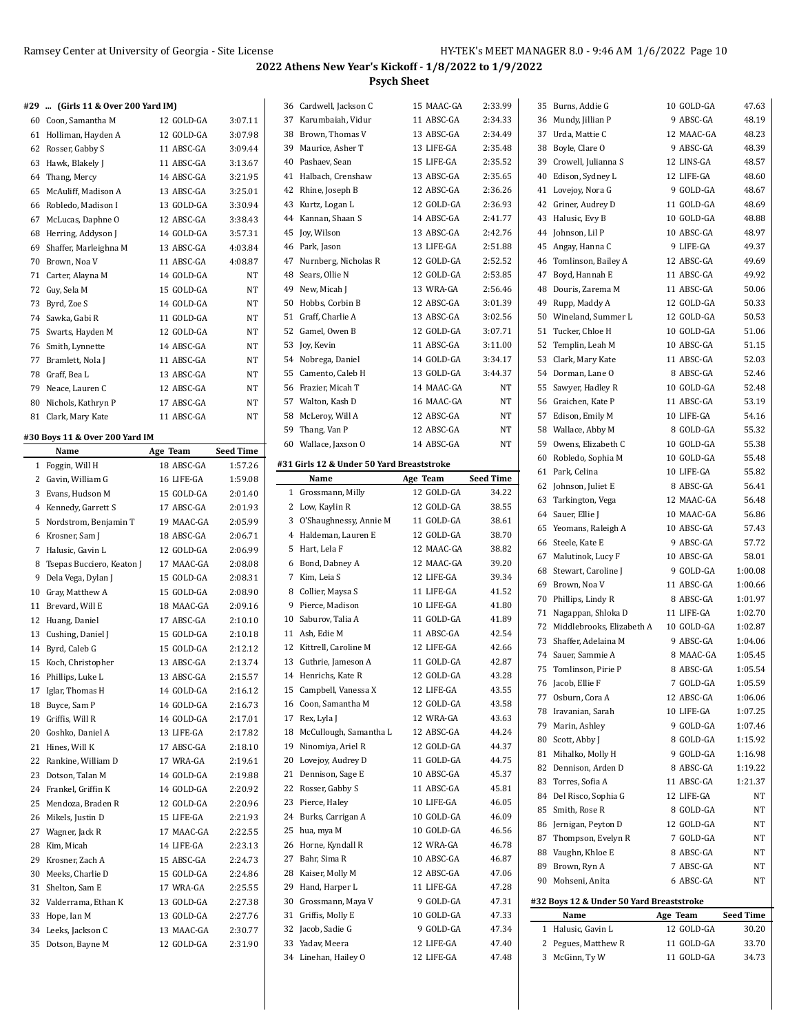## 2022 Athens New Year's Kickoff - 1/8/2022 to 1/9/2022

### Psych Sheet

#### #29 ... (Girls 11 & Over 200 Yard IM)

| | Name | Age | Team | Seed Time |
|---|---|---|---|---|
| 60 | Coon, Samantha M | 12 | GOLD-GA | 3:07.11 |
| 61 | Holliman, Hayden A | 12 | GOLD-GA | 3:07.98 |
| 62 | Rosser, Gabby S | 11 | ABSC-GA | 3:09.44 |
| 63 | Hawk, Blakely J | 11 | ABSC-GA | 3:13.67 |
| 64 | Thang, Mercy | 14 | ABSC-GA | 3:21.95 |
| 65 | McAuliff, Madison A | 13 | ABSC-GA | 3:25.01 |
| 66 | Robledo, Madison I | 13 | GOLD-GA | 3:30.94 |
| 67 | McLucas, Daphne O | 12 | ABSC-GA | 3:38.43 |
| 68 | Herring, Addyson J | 14 | GOLD-GA | 3:57.31 |
| 69 | Shaffer, Marleighna M | 13 | ABSC-GA | 4:03.84 |
| 70 | Brown, Noa V | 11 | ABSC-GA | 4:08.87 |
| 71 | Carter, Alayna M | 14 | GOLD-GA | NT |
| 72 | Guy, Sela M | 15 | GOLD-GA | NT |
| 73 | Byrd, Zoe S | 14 | GOLD-GA | NT |
| 74 | Sawka, Gabi R | 11 | GOLD-GA | NT |
| 75 | Swarts, Hayden M | 12 | GOLD-GA | NT |
| 76 | Smith, Lynnette | 14 | ABSC-GA | NT |
| 77 | Bramlett, Nola J | 11 | ABSC-GA | NT |
| 78 | Graff, Bea L | 13 | ABSC-GA | NT |
| 79 | Neace, Lauren C | 12 | ABSC-GA | NT |
| 80 | Nichols, Kathryn P | 17 | ABSC-GA | NT |
| 81 | Clark, Mary Kate | 11 | ABSC-GA | NT |

#### #30 Boys 11 & Over 200 Yard IM

| | Name | Age | Team | Seed Time |
|---|---|---|---|---|
| 1 | Foggin, Will H | 18 | ABSC-GA | 1:57.26 |
| 2 | Gavin, William G | 16 | LIFE-GA | 1:59.08 |
| 3 | Evans, Hudson M | 15 | GOLD-GA | 2:01.40 |
| 4 | Kennedy, Garrett S | 17 | ABSC-GA | 2:01.93 |
| 5 | Nordstrom, Benjamin T | 19 | MAAC-GA | 2:05.99 |
| 6 | Krosner, Sam J | 18 | ABSC-GA | 2:06.71 |
| 7 | Halusic, Gavin L | 12 | GOLD-GA | 2:06.99 |
| 8 | Tsepas Bucciero, Keaton J | 17 | MAAC-GA | 2:08.08 |
| 9 | Dela Vega, Dylan J | 15 | GOLD-GA | 2:08.31 |
| 10 | Gray, Matthew A | 15 | GOLD-GA | 2:08.90 |
| 11 | Brevard, Will E | 18 | MAAC-GA | 2:09.16 |
| 12 | Huang, Daniel | 17 | ABSC-GA | 2:10.10 |
| 13 | Cushing, Daniel J | 15 | GOLD-GA | 2:10.18 |
| 14 | Byrd, Caleb G | 15 | GOLD-GA | 2:12.12 |
| 15 | Koch, Christopher | 13 | ABSC-GA | 2:13.74 |
| 16 | Phillips, Luke L | 13 | ABSC-GA | 2:15.57 |
| 17 | Iglar, Thomas H | 14 | GOLD-GA | 2:16.12 |
| 18 | Buyce, Sam P | 14 | GOLD-GA | 2:16.73 |
| 19 | Griffis, Will R | 14 | GOLD-GA | 2:17.01 |
| 20 | Goshko, Daniel A | 13 | LIFE-GA | 2:17.82 |
| 21 | Hines, Will K | 17 | ABSC-GA | 2:18.10 |
| 22 | Rankine, William D | 17 | WRA-GA | 2:19.61 |
| 23 | Dotson, Talan M | 14 | GOLD-GA | 2:19.88 |
| 24 | Frankel, Griffin K | 14 | GOLD-GA | 2:20.92 |
| 25 | Mendoza, Braden R | 12 | GOLD-GA | 2:20.96 |
| 26 | Mikels, Justin D | 15 | LIFE-GA | 2:21.93 |
| 27 | Wagner, Jack R | 17 | MAAC-GA | 2:22.55 |
| 28 | Kim, Micah | 14 | LIFE-GA | 2:23.13 |
| 29 | Krosner, Zach A | 15 | ABSC-GA | 2:24.73 |
| 30 | Meeks, Charlie D | 15 | GOLD-GA | 2:24.86 |
| 31 | Shelton, Sam E | 17 | WRA-GA | 2:25.55 |
| 32 | Valderrama, Ethan K | 13 | GOLD-GA | 2:27.38 |
| 33 | Hope, Ian M | 13 | GOLD-GA | 2:27.76 |
| 34 | Leeks, Jackson C | 13 | MAAC-GA | 2:30.77 |
| 35 | Dotson, Bayne M | 12 | GOLD-GA | 2:31.90 |
| 36 | Cardwell, Jackson C | 15 | MAAC-GA | 2:33.99 |
| 37 | Karumbaiah, Vidur | 11 | ABSC-GA | 2:34.33 |
| 38 | Brown, Thomas V | 13 | ABSC-GA | 2:34.49 |
| 39 | Maurice, Asher T | 13 | LIFE-GA | 2:35.48 |
| 40 | Pashaev, Sean | 15 | LIFE-GA | 2:35.52 |
| 41 | Halbach, Crenshaw | 13 | ABSC-GA | 2:35.65 |
| 42 | Rhine, Joseph B | 12 | ABSC-GA | 2:36.26 |
| 43 | Kurtz, Logan L | 12 | GOLD-GA | 2:36.93 |
| 44 | Kannan, Shaan S | 14 | ABSC-GA | 2:41.77 |
| 45 | Joy, Wilson | 13 | ABSC-GA | 2:42.76 |
| 46 | Park, Jason | 13 | LIFE-GA | 2:51.88 |
| 47 | Nurnberg, Nicholas R | 12 | GOLD-GA | 2:52.52 |
| 48 | Sears, Ollie N | 12 | GOLD-GA | 2:53.85 |
| 49 | New, Micah J | 13 | WRA-GA | 2:56.46 |
| 50 | Hobbs, Corbin B | 12 | ABSC-GA | 3:01.39 |
| 51 | Graff, Charlie A | 13 | ABSC-GA | 3:02.56 |
| 52 | Gamel, Owen B | 12 | GOLD-GA | 3:07.71 |
| 53 | Joy, Kevin | 11 | ABSC-GA | 3:11.00 |
| 54 | Nobrega, Daniel | 14 | GOLD-GA | 3:34.17 |
| 55 | Camento, Caleb H | 13 | GOLD-GA | 3:44.37 |
| 56 | Frazier, Micah T | 14 | MAAC-GA | NT |
| 57 | Walton, Kash D | 16 | MAAC-GA | NT |
| 58 | McLeroy, Will A | 12 | ABSC-GA | NT |
| 59 | Thang, Van P | 12 | ABSC-GA | NT |
| 60 | Wallace, Jaxson O | 14 | ABSC-GA | NT |

#### #31 Girls 12 & Under 50 Yard Breaststroke

| | Name | Age | Team | Seed Time |
|---|---|---|---|---|
| 1 | Grossmann, Milly | 12 | GOLD-GA | 34.22 |
| 2 | Low, Kaylin R | 12 | GOLD-GA | 38.55 |
| 3 | O'Shaughnessy, Annie M | 11 | GOLD-GA | 38.61 |
| 4 | Haldeman, Lauren E | 12 | GOLD-GA | 38.70 |
| 5 | Hart, Lela F | 12 | MAAC-GA | 38.82 |
| 6 | Bond, Dabney A | 12 | MAAC-GA | 39.20 |
| 7 | Kim, Leia S | 12 | LIFE-GA | 39.34 |
| 8 | Collier, Maysa S | 11 | LIFE-GA | 41.52 |
| 9 | Pierce, Madison | 10 | LIFE-GA | 41.80 |
| 10 | Saburov, Talia A | 11 | GOLD-GA | 41.89 |
| 11 | Ash, Edie M | 11 | ABSC-GA | 42.54 |
| 12 | Kittrell, Caroline M | 12 | LIFE-GA | 42.66 |
| 13 | Guthrie, Jameson A | 11 | GOLD-GA | 42.87 |
| 14 | Henrichs, Kate R | 12 | GOLD-GA | 43.28 |
| 15 | Campbell, Vanessa X | 12 | LIFE-GA | 43.55 |
| 16 | Coon, Samantha M | 12 | GOLD-GA | 43.58 |
| 17 | Rex, Lyla J | 12 | WRA-GA | 43.63 |
| 18 | McCullough, Samantha L | 12 | ABSC-GA | 44.24 |
| 19 | Ninomiya, Ariel R | 12 | GOLD-GA | 44.37 |
| 20 | Lovejoy, Audrey D | 11 | GOLD-GA | 44.75 |
| 21 | Dennison, Sage E | 10 | ABSC-GA | 45.37 |
| 22 | Rosser, Gabby S | 11 | ABSC-GA | 45.81 |
| 23 | Pierce, Haley | 10 | LIFE-GA | 46.05 |
| 24 | Burks, Carrigan A | 10 | GOLD-GA | 46.09 |
| 25 | hua, mya M | 10 | GOLD-GA | 46.56 |
| 26 | Horne, Kyndall R | 12 | WRA-GA | 46.78 |
| 27 | Bahr, Sima R | 10 | ABSC-GA | 46.87 |
| 28 | Kaiser, Molly M | 12 | ABSC-GA | 47.06 |
| 29 | Hand, Harper L | 11 | LIFE-GA | 47.28 |
| 30 | Grossmann, Maya V | 9 | GOLD-GA | 47.31 |
| 31 | Griffis, Molly E | 10 | GOLD-GA | 47.33 |
| 32 | Jacob, Sadie G | 9 | GOLD-GA | 47.34 |
| 33 | Yadav, Meera | 12 | LIFE-GA | 47.40 |
| 34 | Linehan, Hailey O | 12 | LIFE-GA | 47.48 |
| 35 | Burns, Addie G | 10 | GOLD-GA | 47.63 |
| 36 | Mundy, Jillian P | 9 | ABSC-GA | 48.19 |
| 37 | Urda, Mattie C | 12 | MAAC-GA | 48.23 |
| 38 | Boyle, Clare O | 9 | ABSC-GA | 48.39 |
| 39 | Crowell, Julianna S | 12 | LINS-GA | 48.57 |
| 40 | Edison, Sydney L | 12 | LIFE-GA | 48.60 |
| 41 | Lovejoy, Nora G | 9 | GOLD-GA | 48.67 |
| 42 | Griner, Audrey D | 11 | GOLD-GA | 48.69 |
| 43 | Halusic, Evy B | 10 | GOLD-GA | 48.88 |
| 44 | Johnson, Lil P | 10 | ABSC-GA | 48.97 |
| 45 | Angay, Hanna C | 9 | LIFE-GA | 49.37 |
| 46 | Tomlinson, Bailey A | 12 | ABSC-GA | 49.69 |
| 47 | Boyd, Hannah E | 11 | ABSC-GA | 49.92 |
| 48 | Douris, Zarema M | 11 | ABSC-GA | 50.06 |
| 49 | Rupp, Maddy A | 12 | GOLD-GA | 50.33 |
| 50 | Wineland, Summer L | 12 | GOLD-GA | 50.53 |
| 51 | Tucker, Chloe H | 10 | GOLD-GA | 51.06 |
| 52 | Templin, Leah M | 10 | ABSC-GA | 51.15 |
| 53 | Clark, Mary Kate | 11 | ABSC-GA | 52.03 |
| 54 | Dorman, Lane O | 8 | ABSC-GA | 52.46 |
| 55 | Sawyer, Hadley R | 10 | GOLD-GA | 52.48 |
| 56 | Graichen, Kate P | 11 | ABSC-GA | 53.19 |
| 57 | Edison, Emily M | 10 | LIFE-GA | 54.16 |
| 58 | Wallace, Abby M | 8 | GOLD-GA | 55.32 |
| 59 | Owens, Elizabeth C | 10 | GOLD-GA | 55.38 |
| 60 | Robledo, Sophia M | 10 | GOLD-GA | 55.48 |
| 61 | Park, Celina | 10 | LIFE-GA | 55.82 |
| 62 | Johnson, Juliet E | 8 | ABSC-GA | 56.41 |
| 63 | Tarkington, Vega | 12 | MAAC-GA | 56.48 |
| 64 | Sauer, Ellie J | 10 | MAAC-GA | 56.86 |
| 65 | Yeomans, Raleigh A | 10 | ABSC-GA | 57.43 |
| 66 | Steele, Kate E | 9 | ABSC-GA | 57.72 |
| 67 | Malutinok, Lucy F | 10 | ABSC-GA | 58.01 |
| 68 | Stewart, Caroline J | 9 | GOLD-GA | 1:00.08 |
| 69 | Brown, Noa V | 11 | ABSC-GA | 1:00.66 |
| 70 | Phillips, Lindy R | 8 | ABSC-GA | 1:01.97 |
| 71 | Nagappan, Shloka D | 11 | LIFE-GA | 1:02.70 |
| 72 | Middlebrooks, Elizabeth A | 10 | GOLD-GA | 1:02.87 |
| 73 | Shaffer, Adelaina M | 9 | ABSC-GA | 1:04.06 |
| 74 | Sauer, Sammie A | 8 | MAAC-GA | 1:05.45 |
| 75 | Tomlinson, Pirie P | 8 | ABSC-GA | 1:05.54 |
| 76 | Jacob, Ellie F | 7 | GOLD-GA | 1:05.59 |
| 77 | Osburn, Cora A | 12 | ABSC-GA | 1:06.06 |
| 78 | Iravanian, Sarah | 10 | LIFE-GA | 1:07.25 |
| 79 | Marin, Ashley | 9 | GOLD-GA | 1:07.46 |
| 80 | Scott, Abby J | 8 | GOLD-GA | 1:15.92 |
| 81 | Mihalko, Molly H | 9 | GOLD-GA | 1:16.98 |
| 82 | Dennison, Arden D | 8 | ABSC-GA | 1:19.22 |
| 83 | Torres, Sofia A | 11 | ABSC-GA | 1:21.37 |
| 84 | Del Risco, Sophia G | 12 | LIFE-GA | NT |
| 85 | Smith, Rose R | 8 | GOLD-GA | NT |
| 86 | Jernigan, Peyton D | 12 | GOLD-GA | NT |
| 87 | Thompson, Evelyn R | 7 | GOLD-GA | NT |
| 88 | Vaughn, Khloe E | 8 | ABSC-GA | NT |
| 89 | Brown, Ryn A | 7 | ABSC-GA | NT |
| 90 | Mohseni, Anita | 6 | ABSC-GA | NT |

#### #32 Boys 12 & Under 50 Yard Breaststroke

| | Name | Age | Team | Seed Time |
|---|---|---|---|---|
| 1 | Halusic, Gavin L | 12 | GOLD-GA | 30.20 |
| 2 | Pegues, Matthew R | 11 | GOLD-GA | 33.70 |
| 3 | McGinn, Ty W | 11 | GOLD-GA | 34.73 |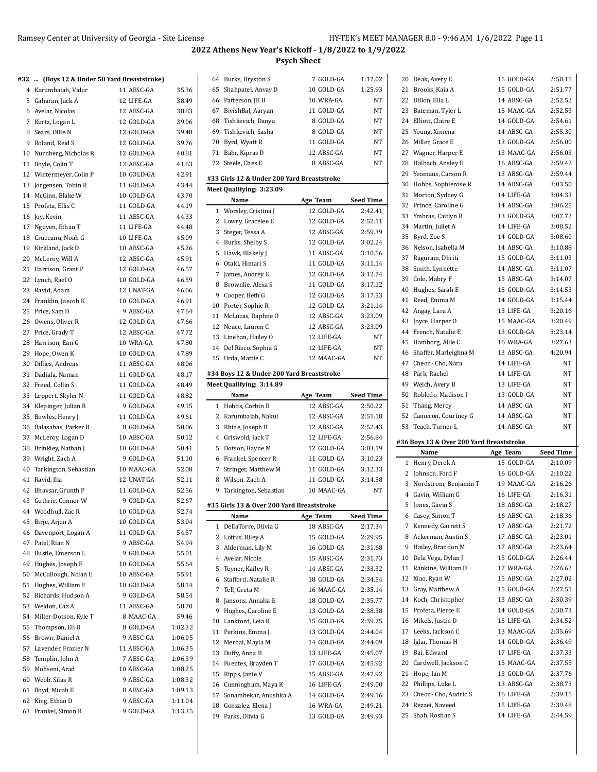## 2022 Athens New Year's Kickoff - 1/8/2022 to 1/9/2022

### Psych Sheet

#### #32 ... (Boys 12 & Under 50 Yard Breaststroke)

| | Name | Age | Team | Seed Time |
|---|---|---|---|---|
| 4 | Karumbaiah, Vidur | 11 | ABSC-GA | 35.36 |
| 5 | Gaharan, Jack A | 12 | LIFE-GA | 38.49 |
| 6 | Avelar, Nicolas | 12 | ABSC-GA | 38.83 |
| 7 | Kurtz, Logan L | 12 | GOLD-GA | 39.06 |
| 8 | Sears, Ollie N | 12 | GOLD-GA | 39.48 |
| 9 | Roland, Reid S | 12 | GOLD-GA | 39.76 |
| 10 | Nurnberg, Nicholas R | 12 | GOLD-GA | 40.81 |
| 11 | Boyle, Colin T | 12 | ABSC-GA | 41.63 |
| 12 | Wintermeyer, Colin P | 10 | GOLD-GA | 42.91 |
| 13 | Jorgensen, Tobin R | 11 | GOLD-GA | 43.44 |
| 14 | McGinn, Blake W | 10 | GOLD-GA | 43.70 |
| 15 | Profeta, Ellis C | 11 | GOLD-GA | 44.19 |
| 16 | Joy, Kevin | 11 | ABSC-GA | 44.33 |
| 17 | Nguyen, Ethan T | 11 | LIFE-GA | 44.48 |
| 18 | Cruceanu, Noah G | 10 | LIFE-GA | 45.09 |
| 19 | Kirkland, Jack D | 10 | ABSC-GA | 45.26 |
| 20 | McLeroy, Will A | 12 | ABSC-GA | 45.91 |
| 21 | Harrison, Grant P | 12 | GOLD-GA | 46.57 |
| 22 | Lynch, Raef O | 10 | GOLD-GA | 46.59 |
| 23 | Ravid, Adam | 12 | UNAT-GA | 46.66 |
| 24 | Franklin, Jaecob K | 10 | GOLD-GA | 46.91 |
| 25 | Price, Sam D | 9 | ABSC-GA | 47.64 |
| 26 | Owens, Oliver R | 12 | GOLD-GA | 47.66 |
| 27 | Price, Grady T | 12 | ABSC-GA | 47.72 |
| 28 | Harrison, Ean G | 10 | WRA-GA | 47.80 |
| 29 | Hope, Owen K | 10 | GOLD-GA | 47.89 |
| 30 | Dillies, Andreas | 11 | ABSC-GA | 48.06 |
| 31 | Dadiala, Naman | 11 | GOLD-GA | 48.17 |
| 32 | Freed, Collin S | 11 | GOLD-GA | 48.49 |
| 33 | Leppert, Skyler N | 11 | GOLD-GA | 48.82 |
| 34 | Klepinger, Julian R | 9 | GOLD-GA | 49.15 |
| 35 | Bowles, Henry J | 11 | GOLD-GA | 49.61 |
| 36 | Balasabas, Parker B | 8 | GOLD-GA | 50.06 |
| 37 | McLeroy, Logan D | 10 | ABSC-GA | 50.12 |
| 38 | Brinkley, Nathan J | 10 | GOLD-GA | 50.41 |
| 39 | Wright, Zach A | 9 | GOLD-GA | 51.10 |
| 40 | Tarkington, Sebastian | 10 | MAAC-GA | 52.08 |
| 41 | Ravid, Ilia | 12 | UNAT-GA | 52.11 |
| 42 | Bhavsar, Grunth P | 11 | GOLD-GA | 52.56 |
| 43 | Guthrie, Connor W | 9 | GOLD-GA | 52.67 |
| 44 | Woodhull, Zac R | 10 | GOLD-GA | 52.74 |
| 45 | Birje, Arjun A | 10 | GOLD-GA | 53.04 |
| 46 | Davenport, Logan A | 11 | GOLD-GA | 54.57 |
| 47 | Patel, Rian N | 9 | ABSC-GA | 54.94 |
| 48 | Bustle, Emerson L | 9 | GOLD-GA | 55.01 |
| 49 | Hughes, Joseph F | 10 | GOLD-GA | 55.64 |
| 50 | McCullough, Nolan E | 10 | ABSC-GA | 55.91 |
| 51 | Hughes, William F | 10 | GOLD-GA | 58.14 |
| 52 | Richards, Hudson A | 9 | GOLD-GA | 58.54 |
| 53 | Weldon, Caz A | 11 | ABSC-GA | 58.70 |
| 54 | Miller-Dotson, Kyle T | 8 | MAAC-GA | 59.46 |
| 55 | Thompson, Eli B | 8 | GOLD-GA | 1:02.32 |
| 56 | Brown, Daniel A | 9 | ABSC-GA | 1:06.05 |
| 57 | Lavender, Frazier N | 11 | ABSC-GA | 1:06.35 |
| 58 | Templin, John A | 7 | ABSC-GA | 1:06.39 |
| 59 | Mohseni, Arad | 10 | ABSC-GA | 1:08.25 |
| 60 | Webb, Silas R | 9 | ABSC-GA | 1:08.32 |
| 61 | Boyd, Micah E | 8 | ABSC-GA | 1:09.13 |
| 62 | King, Ethan D | 9 | ABSC-GA | 1:11.04 |
| 63 | Frankel, Simon R | 9 | GOLD-GA | 1:13.35 |
| 64 | Burks, Bryston S | 7 | GOLD-GA | 1:17.02 |
| 65 | Shahpatel, Anvay D | 10 | GOLD-GA | 1:25.93 |
| 66 | Patterson, JB B | 10 | WRA-GA | NT |
| 67 | BivishBal, Aaryan | 11 | GOLD-GA | NT |
| 68 | Tishkevich, Danya | 8 | GOLD-GA | NT |
| 69 | Tishkevich, Sasha | 8 | GOLD-GA | NT |
| 70 | Byrd, Wyatt R | 11 | GOLD-GA | NT |
| 71 | Bahr, Kipras D | 12 | ABSC-GA | NT |
| 72 | Steele, Ches E | 8 | ABSC-GA | NT |

#### #33 Girls 12 & Under 200 Yard Breaststroke

Meet Qualifying: 3:23.09

| | Name | Age | Team | Seed Time |
|---|---|---|---|---|
| 1 | Worsley, Cristina J | 12 | GOLD-GA | 2:42.41 |
| 2 | Lowry, Gracelee E | 12 | GOLD-GA | 2:52.11 |
| 3 | Steger, Tessa A | 12 | ABSC-GA | 2:59.39 |
| 4 | Burks, Shelby S | 12 | GOLD-GA | 3:02.24 |
| 5 | Hawk, Blakely J | 11 | ABSC-GA | 3:10.56 |
| 6 | Otaki, Himari S | 11 | GOLD-GA | 3:11.14 |
| 7 | James, Audrey K | 12 | GOLD-GA | 3:12.74 |
| 8 | Brownlie, Alexa S | 11 | GOLD-GA | 3:17.12 |
| 9 | Cooper, Beth G | 12 | GOLD-GA | 3:17.53 |
| 10 | Porter, Sophie R | 12 | GOLD-GA | 3:21.14 |
| 11 | McLucas, Daphne O | 12 | ABSC-GA | 3:23.09 |
| 12 | Neace, Lauren C | 12 | ABSC-GA | 3:23.09 |
| 13 | Linehan, Hailey O | 12 | LIFE-GA | NT |
| 14 | Del Risco, Sophia G | 12 | LIFE-GA | NT |
| 15 | Urda, Mattie C | 12 | MAAC-GA | NT |

#### #34 Boys 12 & Under 200 Yard Breaststroke

Meet Qualifying: 3:14.89

| | Name | Age | Team | Seed Time |
|---|---|---|---|---|
| 1 | Hobbs, Corbin B | 12 | ABSC-GA | 2:50.22 |
| 2 | Karumbaiah, Nakul | 12 | ABSC-GA | 2:51.18 |
| 3 | Rhine, Joseph B | 12 | ABSC-GA | 2:52.43 |
| 4 | Griswold, Jack T | 12 | LIFE-GA | 2:56.84 |
| 5 | Dotson, Bayne M | 12 | GOLD-GA | 3:03.19 |
| 6 | Frankel, Spencer R | 11 | GOLD-GA | 3:10.23 |
| 7 | Stringer, Matthew M | 11 | GOLD-GA | 3:12.33 |
| 8 | Wilson, Zach A | 11 | GOLD-GA | 3:14.58 |
| 9 | Tarkington, Sebastian | 10 | MAAC-GA | NT |

#### #35 Girls 13 & Over 200 Yard Breaststroke

| | Name | Age | Team | Seed Time |
|---|---|---|---|---|
| 1 | DellaTorre, Olivia G | 18 | ABSC-GA | 2:17.34 |
| 2 | Loftus, Riley A | 15 | GOLD-GA | 2:29.95 |
| 3 | Alderman, Lily M | 16 | GOLD-GA | 2:31.68 |
| 4 | Avelar, Nicole | 15 | ABSC-GA | 2:31.73 |
| 5 | Teyner, Kailey R | 14 | ABSC-GA | 2:33.32 |
| 6 | Stafford, Natalie R | 18 | GOLD-GA | 2:34.54 |
| 7 | Tell, Greta M | 16 | MAAC-GA | 2:35.14 |
| 8 | Jansons, Annalia E | 18 | GOLD-GA | 2:35.77 |
| 9 | Hughes, Caroline E | 13 | GOLD-GA | 2:38.38 |
| 10 | Lankford, Leia R | 15 | GOLD-GA | 2:39.75 |
| 11 | Perkins, Emma J | 13 | GOLD-GA | 2:44.04 |
| 12 | Merhai, Mayla M | 14 | GOLD-GA | 2:44.09 |
| 13 | Duffy, Anna B | 13 | LIFE-GA | 2:45.07 |
| 14 | Fuentes, Brayden T | 17 | GOLD-GA | 2:45.92 |
| 15 | Ripps, Janie V | 15 | ABSC-GA | 2:47.92 |
| 16 | Cunningham, Maya K | 16 | LIFE-GA | 2:49.00 |
| 17 | Sonambekar, Anushka A | 14 | GOLD-GA | 2:49.16 |
| 18 | Gonzalez, Elena J | 16 | WRA-GA | 2:49.21 |
| 19 | Parks, Olivia G | 13 | GOLD-GA | 2:49.93 |
| 20 | Deak, Avery E | 15 | GOLD-GA | 2:50.15 |
| 21 | Brooks, Kaia A | 15 | GOLD-GA | 2:51.77 |
| 22 | Dillon, Ella L | 14 | ABSC-GA | 2:52.52 |
| 23 | Bateman, Tyler L | 15 | MAAC-GA | 2:52.53 |
| 24 | Elliott, Claire E | 14 | GOLD-GA | 2:54.61 |
| 25 | Young, Ximena | 14 | ABSC-GA | 2:55.30 |
| 26 | Miller, Grace E | 13 | GOLD-GA | 2:56.00 |
| 27 | Wagner, Harper E | 13 | MAAC-GA | 2:56.03 |
| 28 | Halbach, Ansley E | 16 | ABSC-GA | 2:59.42 |
| 29 | Yeomans, Carson R | 13 | ABSC-GA | 2:59.44 |
| 30 | Hobbs, Sophierose R | 14 | ABSC-GA | 3:03.50 |
| 31 | Morton, Sydney G | 14 | LIFE-GA | 3:04.33 |
| 32 | Prince, Caroline G | 14 | ABSC-GA | 3:06.25 |
| 33 | Ymbras, Caitlyn R | 13 | GOLD-GA | 3:07.72 |
| 34 | Martin, Juliet A | 14 | LIFE-GA | 3:08.52 |
| 35 | Byrd, Zoe S | 14 | GOLD-GA | 3:08.60 |
| 36 | Nelson, Isabella M | 14 | ABSC-GA | 3:10.88 |
| 37 | Raguram, Dhriti | 15 | GOLD-GA | 3:11.03 |
| 38 | Smith, Lynnette | 14 | ABSC-GA | 3:11.07 |
| 39 | Cole, Mabry F | 15 | ABSC-GA | 3:14.07 |
| 40 | Hughes, Sarah E | 15 | GOLD-GA | 3:14.53 |
| 41 | Reed, Emma M | 14 | GOLD-GA | 3:15.44 |
| 42 | Angay, Lara A | 13 | LIFE-GA | 3:20.16 |
| 43 | Joyce, Harper O | 15 | MAAC-GA | 3:20.49 |
| 44 | French, Natalie E | 13 | GOLD-GA | 3:23.14 |
| 45 | Hamborg, Allie C | 16 | WRA-GA | 3:27.63 |
| 46 | Shaffer, Marleighna M | 13 | ABSC-GA | 4:20.94 |
| 47 | Cheon- Cho, Nara | 14 | LIFE-GA | NT |
| 48 | Park, Rachel | 14 | LIFE-GA | NT |
| 49 | Welch, Avery B | 13 | LIFE-GA | NT |
| 50 | Robledo, Madison I | 13 | GOLD-GA | NT |
| 51 | Thang, Mercy | 14 | ABSC-GA | NT |
| 52 | Cameron, Courtney G | 14 | ABSC-GA | NT |
| 53 | Teach, Turner L | 14 | ABSC-GA | NT |

#### #36 Boys 13 & Over 200 Yard Breaststroke

| | Name | Age | Team | Seed Time |
|---|---|---|---|---|
| 1 | Henry, Derek A | 15 | GOLD-GA | 2:10.09 |
| 2 | Johnson, Ford F | 16 | GOLD-GA | 2:10.22 |
| 3 | Nordstrom, Benjamin T | 19 | MAAC-GA | 2:16.26 |
| 4 | Gavin, William G | 16 | LIFE-GA | 2:16.31 |
| 5 | Jones, Gavin S | 18 | ABSC-GA | 2:18.27 |
| 6 | Casey, Simon T | 16 | ABSC-GA | 2:18.36 |
| 7 | Kennedy, Garrett S | 17 | ABSC-GA | 2:21.72 |
| 8 | Ackerman, Austin S | 17 | ABSC-GA | 2:23.01 |
| 9 | Hailey, Brandon M | 17 | ABSC-GA | 2:23.64 |
| 10 | Dela Vega, Dylan J | 15 | GOLD-GA | 2:26.44 |
| 11 | Rankine, William D | 17 | WRA-GA | 2:26.62 |
| 12 | Xiao, Ryan W | 15 | ABSC-GA | 2:27.02 |
| 13 | Gray, Matthew A | 15 | GOLD-GA | 2:27.51 |
| 14 | Koch, Christopher | 13 | ABSC-GA | 2:30.39 |
| 15 | Profeta, Pierce E | 14 | GOLD-GA | 2:30.73 |
| 16 | Mikels, Justin D | 15 | LIFE-GA | 2:34.52 |
| 17 | Leeks, Jackson C | 13 | MAAC-GA | 2:35.69 |
| 18 | Iglar, Thomas H | 14 | GOLD-GA | 2:36.49 |
| 19 | Bai, Edward | 17 | LIFE-GA | 2:37.33 |
| 20 | Cardwell, Jackson C | 15 | MAAC-GA | 2:37.55 |
| 21 | Hope, Ian M | 13 | GOLD-GA | 2:37.76 |
| 22 | Phillips, Luke L | 13 | ABSC-GA | 2:38.73 |
| 23 | Cheon- Cho, Audric S | 16 | LIFE-GA | 2:39.15 |
| 24 | Rezaei, Naveed | 15 | LIFE-GA | 2:39.48 |
| 25 | Shah, Roshan S | 14 | LIFE-GA | 2:44.59 |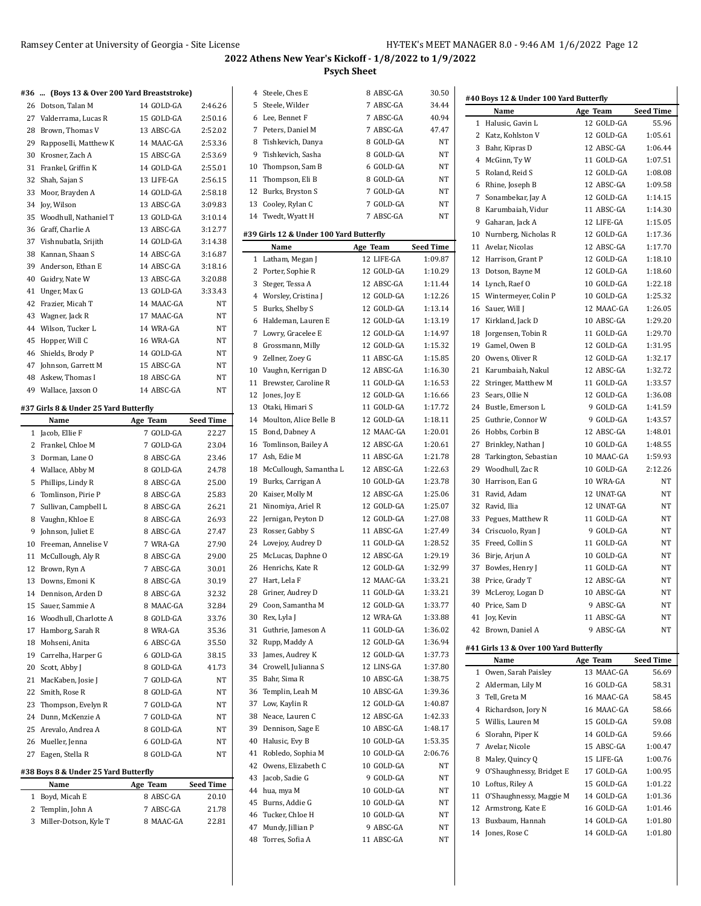## 2022 Athens New Year's Kickoff - 1/8/2022 to 1/9/2022

### Psych Sheet

#### #36 ... (Boys 13 & Over 200 Yard Breaststroke)

| | Name | Age | Team | Seed Time |
|---|---|---|---|---|
| 26 | Dotson, Talan M | 14 | GOLD-GA | 2:46.26 |
| 27 | Valderrama, Lucas R | 15 | GOLD-GA | 2:50.16 |
| 28 | Brown, Thomas V | 13 | ABSC-GA | 2:52.02 |
| 29 | Rapposelli, Matthew K | 14 | MAAC-GA | 2:53.36 |
| 30 | Krosner, Zach A | 15 | ABSC-GA | 2:53.69 |
| 31 | Frankel, Griffin K | 14 | GOLD-GA | 2:55.01 |
| 32 | Shah, Sajan S | 13 | LIFE-GA | 2:56.15 |
| 33 | Moor, Brayden A | 14 | GOLD-GA | 2:58.18 |
| 34 | Joy, Wilson | 13 | ABSC-GA | 3:09.83 |
| 35 | Woodhull, Nathaniel T | 13 | GOLD-GA | 3:10.14 |
| 36 | Graff, Charlie A | 13 | ABSC-GA | 3:12.77 |
| 37 | Vishnubatla, Srijith | 14 | GOLD-GA | 3:14.38 |
| 38 | Kannan, Shaan S | 14 | ABSC-GA | 3:16.87 |
| 39 | Anderson, Ethan E | 14 | ABSC-GA | 3:18.16 |
| 40 | Guidry, Nate W | 13 | ABSC-GA | 3:20.88 |
| 41 | Unger, Max G | 13 | GOLD-GA | 3:33.43 |
| 42 | Frazier, Micah T | 14 | MAAC-GA | NT |
| 43 | Wagner, Jack R | 17 | MAAC-GA | NT |
| 44 | Wilson, Tucker L | 14 | WRA-GA | NT |
| 45 | Hopper, Will C | 16 | WRA-GA | NT |
| 46 | Shields, Brody P | 14 | GOLD-GA | NT |
| 47 | Johnson, Garrett M | 15 | ABSC-GA | NT |
| 48 | Askew, Thomas I | 18 | ABSC-GA | NT |
| 49 | Wallace, Jaxson O | 14 | ABSC-GA | NT |

#### #37 Girls 8 & Under 25 Yard Butterfly

| | Name | Age | Team | Seed Time |
|---|---|---|---|---|
| 1 | Jacob, Ellie F | 7 | GOLD-GA | 22.27 |
| 2 | Frankel, Chloe M | 7 | GOLD-GA | 23.04 |
| 3 | Dorman, Lane O | 8 | ABSC-GA | 23.46 |
| 4 | Wallace, Abby M | 8 | GOLD-GA | 24.78 |
| 5 | Phillips, Lindy R | 8 | ABSC-GA | 25.00 |
| 6 | Tomlinson, Pirie P | 8 | ABSC-GA | 25.83 |
| 7 | Sullivan, Campbell L | 8 | ABSC-GA | 26.21 |
| 8 | Vaughn, Khloe E | 8 | ABSC-GA | 26.93 |
| 9 | Johnson, Juliet E | 8 | ABSC-GA | 27.47 |
| 10 | Freeman, Annelise V | 7 | WRA-GA | 27.90 |
| 11 | McCullough, Aly R | 8 | ABSC-GA | 29.00 |
| 12 | Brown, Ryn A | 7 | ABSC-GA | 30.01 |
| 13 | Downs, Emoni K | 8 | ABSC-GA | 30.19 |
| 14 | Dennison, Arden D | 8 | ABSC-GA | 32.32 |
| 15 | Sauer, Sammie A | 8 | MAAC-GA | 32.84 |
| 16 | Woodhull, Charlotte A | 8 | GOLD-GA | 33.76 |
| 17 | Hamborg, Sarah R | 8 | WRA-GA | 35.36 |
| 18 | Mohseni, Anita | 6 | ABSC-GA | 35.50 |
| 19 | Carrelha, Harper G | 6 | GOLD-GA | 38.15 |
| 20 | Scott, Abby J | 8 | GOLD-GA | 41.73 |
| 21 | MacKaben, Josie J | 7 | GOLD-GA | NT |
| 22 | Smith, Rose R | 8 | GOLD-GA | NT |
| 23 | Thompson, Evelyn R | 7 | GOLD-GA | NT |
| 24 | Dunn, McKenzie A | 7 | GOLD-GA | NT |
| 25 | Arevalo, Andrea A | 8 | GOLD-GA | NT |
| 26 | Mueller, Jenna | 6 | GOLD-GA | NT |
| 27 | Eagen, Stella R | 8 | GOLD-GA | NT |

#### #38 Boys 8 & Under 25 Yard Butterfly

| | Name | Age | Team | Seed Time |
|---|---|---|---|---|
| 1 | Boyd, Micah E | 8 | ABSC-GA | 20.10 |
| 2 | Templin, John A | 7 | ABSC-GA | 21.78 |
| 3 | Miller-Dotson, Kyle T | 8 | MAAC-GA | 22.81 |
| 4 | Steele, Ches E | 8 | ABSC-GA | 30.50 |
| 5 | Steele, Wilder | 7 | ABSC-GA | 34.44 |
| 6 | Lee, Bennet F | 7 | ABSC-GA | 40.94 |
| 7 | Peters, Daniel M | 7 | ABSC-GA | 47.47 |
| 8 | Tishkevich, Danya | 8 | GOLD-GA | NT |
| 9 | Tishkevich, Sasha | 8 | GOLD-GA | NT |
| 10 | Thompson, Sam B | 6 | GOLD-GA | NT |
| 11 | Thompson, Eli B | 8 | GOLD-GA | NT |
| 12 | Burks, Bryston S | 7 | GOLD-GA | NT |
| 13 | Cooley, Rylan C | 7 | GOLD-GA | NT |
| 14 | Twedt, Wyatt H | 7 | ABSC-GA | NT |

#### #39 Girls 12 & Under 100 Yard Butterfly

| | Name | Age | Team | Seed Time |
|---|---|---|---|---|
| 1 | Latham, Megan J | 12 | LIFE-GA | 1:09.87 |
| 2 | Porter, Sophie R | 12 | GOLD-GA | 1:10.29 |
| 3 | Steger, Tessa A | 12 | ABSC-GA | 1:11.44 |
| 4 | Worsley, Cristina J | 12 | GOLD-GA | 1:12.26 |
| 5 | Burks, Shelby S | 12 | GOLD-GA | 1:13.14 |
| 6 | Haldeman, Lauren E | 12 | GOLD-GA | 1:13.19 |
| 7 | Lowry, Gracelee E | 12 | GOLD-GA | 1:14.97 |
| 8 | Grossmann, Milly | 12 | GOLD-GA | 1:15.32 |
| 9 | Zellner, Zoey G | 11 | ABSC-GA | 1:15.85 |
| 10 | Vaughn, Kerrigan D | 12 | ABSC-GA | 1:16.30 |
| 11 | Brewster, Caroline R | 11 | GOLD-GA | 1:16.53 |
| 12 | Jones, Joy E | 12 | GOLD-GA | 1:16.66 |
| 13 | Otaki, Himari S | 11 | GOLD-GA | 1:17.72 |
| 14 | Moulton, Alice Belle B | 12 | GOLD-GA | 1:18.11 |
| 15 | Bond, Dabney A | 12 | MAAC-GA | 1:20.01 |
| 16 | Tomlinson, Bailey A | 12 | ABSC-GA | 1:20.61 |
| 17 | Ash, Edie M | 11 | ABSC-GA | 1:21.78 |
| 18 | McCullough, Samantha L | 12 | ABSC-GA | 1:22.63 |
| 19 | Burks, Carrigan A | 10 | GOLD-GA | 1:23.78 |
| 20 | Kaiser, Molly M | 12 | ABSC-GA | 1:25.06 |
| 21 | Ninomiya, Ariel R | 12 | GOLD-GA | 1:25.07 |
| 22 | Jernigan, Peyton D | 12 | GOLD-GA | 1:27.08 |
| 23 | Rosser, Gabby S | 11 | ABSC-GA | 1:27.49 |
| 24 | Lovejoy, Audrey D | 11 | GOLD-GA | 1:28.52 |
| 25 | McLucas, Daphne O | 12 | ABSC-GA | 1:29.19 |
| 26 | Henrichs, Kate R | 12 | GOLD-GA | 1:32.99 |
| 27 | Hart, Lela F | 12 | MAAC-GA | 1:33.21 |
| 28 | Griner, Audrey D | 11 | GOLD-GA | 1:33.21 |
| 29 | Coon, Samantha M | 12 | GOLD-GA | 1:33.77 |
| 30 | Rex, Lyla J | 12 | WRA-GA | 1:33.88 |
| 31 | Guthrie, Jameson A | 11 | GOLD-GA | 1:36.02 |
| 32 | Rupp, Maddy A | 12 | GOLD-GA | 1:36.94 |
| 33 | James, Audrey K | 12 | GOLD-GA | 1:37.73 |
| 34 | Crowell, Julianna S | 12 | LINS-GA | 1:37.80 |
| 35 | Bahr, Sima R | 10 | ABSC-GA | 1:38.75 |
| 36 | Templin, Leah M | 10 | ABSC-GA | 1:39.36 |
| 37 | Low, Kaylin R | 12 | GOLD-GA | 1:40.87 |
| 38 | Neace, Lauren C | 12 | ABSC-GA | 1:42.33 |
| 39 | Dennison, Sage E | 10 | ABSC-GA | 1:48.17 |
| 40 | Halusic, Evy B | 10 | GOLD-GA | 1:53.35 |
| 41 | Robledo, Sophia M | 10 | GOLD-GA | 2:06.76 |
| 42 | Owens, Elizabeth C | 10 | GOLD-GA | NT |
| 43 | Jacob, Sadie G | 9 | GOLD-GA | NT |
| 44 | hua, mya M | 10 | GOLD-GA | NT |
| 45 | Burns, Addie G | 10 | GOLD-GA | NT |
| 46 | Tucker, Chloe H | 10 | GOLD-GA | NT |
| 47 | Mundy, Jillian P | 9 | ABSC-GA | NT |
| 48 | Torres, Sofia A | 11 | ABSC-GA | NT |

#### #40 Boys 12 & Under 100 Yard Butterfly

| | Name | Age | Team | Seed Time |
|---|---|---|---|---|
| 1 | Halusic, Gavin L | 12 | GOLD-GA | 55.96 |
| 2 | Katz, Kohlston V | 12 | GOLD-GA | 1:05.61 |
| 3 | Bahr, Kipras D | 12 | ABSC-GA | 1:06.44 |
| 4 | McGinn, Ty W | 11 | GOLD-GA | 1:07.51 |
| 5 | Roland, Reid S | 12 | GOLD-GA | 1:08.08 |
| 6 | Rhine, Joseph B | 12 | ABSC-GA | 1:09.58 |
| 7 | Sonambekar, Jay A | 12 | GOLD-GA | 1:14.15 |
| 8 | Karumbaiah, Vidur | 11 | ABSC-GA | 1:14.30 |
| 9 | Gaharan, Jack A | 12 | LIFE-GA | 1:15.05 |
| 10 | Nurnberg, Nicholas R | 12 | GOLD-GA | 1:17.36 |
| 11 | Avelar, Nicolas | 12 | ABSC-GA | 1:17.70 |
| 12 | Harrison, Grant P | 12 | GOLD-GA | 1:18.10 |
| 13 | Dotson, Bayne M | 12 | GOLD-GA | 1:18.60 |
| 14 | Lynch, Raef O | 10 | GOLD-GA | 1:22.18 |
| 15 | Wintermeyer, Colin P | 10 | GOLD-GA | 1:25.32 |
| 16 | Sauer, Will J | 12 | MAAC-GA | 1:26.05 |
| 17 | Kirkland, Jack D | 10 | ABSC-GA | 1:29.20 |
| 18 | Jorgensen, Tobin R | 11 | GOLD-GA | 1:29.70 |
| 19 | Gamel, Owen B | 12 | GOLD-GA | 1:31.95 |
| 20 | Owens, Oliver R | 12 | GOLD-GA | 1:32.17 |
| 21 | Karumbaiah, Nakul | 12 | ABSC-GA | 1:32.72 |
| 22 | Stringer, Matthew M | 11 | GOLD-GA | 1:33.57 |
| 23 | Sears, Ollie N | 12 | GOLD-GA | 1:36.08 |
| 24 | Bustle, Emerson L | 9 | GOLD-GA | 1:41.59 |
| 25 | Guthrie, Connor W | 9 | GOLD-GA | 1:43.57 |
| 26 | Hobbs, Corbin B | 12 | ABSC-GA | 1:48.01 |
| 27 | Brinkley, Nathan J | 10 | GOLD-GA | 1:48.55 |
| 28 | Tarkington, Sebastian | 10 | MAAC-GA | 1:59.93 |
| 29 | Woodhull, Zac R | 10 | GOLD-GA | 2:12.26 |
| 30 | Harrison, Ean G | 10 | WRA-GA | NT |
| 31 | Ravid, Adam | 12 | UNAT-GA | NT |
| 32 | Ravid, Ilia | 12 | UNAT-GA | NT |
| 33 | Pegues, Matthew R | 11 | GOLD-GA | NT |
| 34 | Criscuolo, Ryan J | 9 | GOLD-GA | NT |
| 35 | Freed, Collin S | 11 | GOLD-GA | NT |
| 36 | Birje, Arjun A | 10 | GOLD-GA | NT |
| 37 | Bowles, Henry J | 11 | GOLD-GA | NT |
| 38 | Price, Grady T | 12 | ABSC-GA | NT |
| 39 | McLeroy, Logan D | 10 | ABSC-GA | NT |
| 40 | Price, Sam D | 9 | ABSC-GA | NT |
| 41 | Joy, Kevin | 11 | ABSC-GA | NT |
| 42 | Brown, Daniel A | 9 | ABSC-GA | NT |

#### #41 Girls 13 & Over 100 Yard Butterfly

| | Name | Age | Team | Seed Time |
|---|---|---|---|---|
| 1 | Owen, Sarah Paisley | 13 | MAAC-GA | 56.69 |
| 2 | Alderman, Lily M | 16 | GOLD-GA | 58.31 |
| 3 | Tell, Greta M | 16 | MAAC-GA | 58.45 |
| 4 | Richardson, Jory N | 16 | MAAC-GA | 58.66 |
| 5 | Willis, Lauren M | 15 | GOLD-GA | 59.08 |
| 6 | Slorahn, Piper K | 14 | GOLD-GA | 59.66 |
| 7 | Avelar, Nicole | 15 | ABSC-GA | 1:00.47 |
| 8 | Maley, Quincy Q | 15 | LIFE-GA | 1:00.76 |
| 9 | O'Shaughnessy, Bridget E | 17 | GOLD-GA | 1:00.95 |
| 10 | Loftus, Riley A | 15 | GOLD-GA | 1:01.22 |
| 11 | O'Shaughnessy, Maggie M | 14 | GOLD-GA | 1:01.36 |
| 12 | Armstrong, Kate E | 16 | GOLD-GA | 1:01.46 |
| 13 | Buxbaum, Hannah | 14 | GOLD-GA | 1:01.80 |
| 14 | Jones, Rose C | 14 | GOLD-GA | 1:01.80 |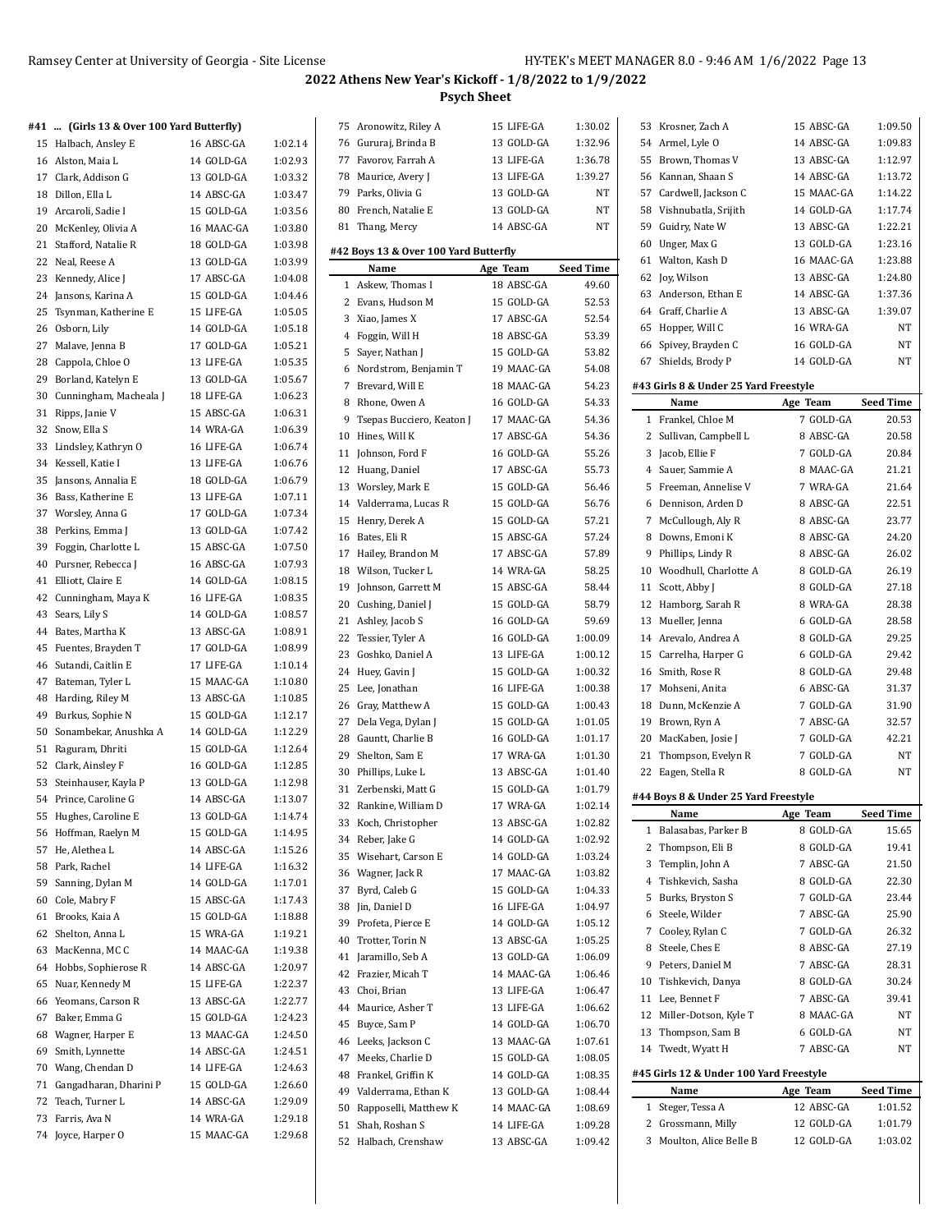## 2022 Athens New Year's Kickoff - 1/8/2022 to 1/9/2022

### Psych Sheet

#### #41 ... (Girls 13 & Over 100 Yard Butterfly)

| | Name | Age | Team | Seed Time |
|---|---|---|---|---|
| 15 | Halbach, Ansley E | 16 | ABSC-GA | 1:02.14 |
| 16 | Alston, Maia L | 14 | GOLD-GA | 1:02.93 |
| 17 | Clark, Addison G | 13 | GOLD-GA | 1:03.32 |
| 18 | Dillon, Ella L | 14 | ABSC-GA | 1:03.47 |
| 19 | Arcaroli, Sadie I | 15 | GOLD-GA | 1:03.56 |
| 20 | McKenley, Olivia A | 16 | MAAC-GA | 1:03.80 |
| 21 | Stafford, Natalie R | 18 | GOLD-GA | 1:03.98 |
| 22 | Neal, Reese A | 13 | GOLD-GA | 1:03.99 |
| 23 | Kennedy, Alice J | 17 | ABSC-GA | 1:04.08 |
| 24 | Jansons, Karina A | 15 | GOLD-GA | 1:04.46 |
| 25 | Tsynman, Katherine E | 15 | LIFE-GA | 1:05.05 |
| 26 | Osborn, Lily | 14 | GOLD-GA | 1:05.18 |
| 27 | Malave, Jenna B | 17 | GOLD-GA | 1:05.21 |
| 28 | Cappola, Chloe O | 13 | LIFE-GA | 1:05.35 |
| 29 | Borland, Katelyn E | 13 | GOLD-GA | 1:05.67 |
| 30 | Cunningham, Macheala J | 18 | LIFE-GA | 1:06.23 |
| 31 | Ripps, Janie V | 15 | ABSC-GA | 1:06.31 |
| 32 | Snow, Ella S | 14 | WRA-GA | 1:06.39 |
| 33 | Lindsley, Kathryn O | 16 | LIFE-GA | 1:06.74 |
| 34 | Kessell, Katie I | 13 | LIFE-GA | 1:06.76 |
| 35 | Jansons, Annalia E | 18 | GOLD-GA | 1:06.79 |
| 36 | Bass, Katherine E | 13 | LIFE-GA | 1:07.11 |
| 37 | Worsley, Anna G | 17 | GOLD-GA | 1:07.34 |
| 38 | Perkins, Emma J | 13 | GOLD-GA | 1:07.42 |
| 39 | Foggin, Charlotte L | 15 | ABSC-GA | 1:07.50 |
| 40 | Pursner, Rebecca J | 16 | ABSC-GA | 1:07.93 |
| 41 | Elliott, Claire E | 14 | GOLD-GA | 1:08.15 |
| 42 | Cunningham, Maya K | 16 | LIFE-GA | 1:08.35 |
| 43 | Sears, Lily S | 14 | GOLD-GA | 1:08.57 |
| 44 | Bates, Martha K | 13 | ABSC-GA | 1:08.91 |
| 45 | Fuentes, Brayden T | 17 | GOLD-GA | 1:08.99 |
| 46 | Sutandi, Caitlin E | 17 | LIFE-GA | 1:10.14 |
| 47 | Bateman, Tyler L | 15 | MAAC-GA | 1:10.80 |
| 48 | Harding, Riley M | 13 | ABSC-GA | 1:10.85 |
| 49 | Burkus, Sophie N | 15 | GOLD-GA | 1:12.17 |
| 50 | Sonambekar, Anushka A | 14 | GOLD-GA | 1:12.29 |
| 51 | Raguram, Dhriti | 15 | GOLD-GA | 1:12.64 |
| 52 | Clark, Ainsley F | 16 | GOLD-GA | 1:12.85 |
| 53 | Steinhauser, Kayla P | 13 | GOLD-GA | 1:12.98 |
| 54 | Prince, Caroline G | 14 | ABSC-GA | 1:13.07 |
| 55 | Hughes, Caroline E | 13 | GOLD-GA | 1:14.74 |
| 56 | Hoffman, Raelyn M | 15 | GOLD-GA | 1:14.95 |
| 57 | He, Alethea L | 14 | ABSC-GA | 1:15.26 |
| 58 | Park, Rachel | 14 | LIFE-GA | 1:16.32 |
| 59 | Sanning, Dylan M | 14 | GOLD-GA | 1:17.01 |
| 60 | Cole, Mabry F | 15 | ABSC-GA | 1:17.43 |
| 61 | Brooks, Kaia A | 15 | GOLD-GA | 1:18.88 |
| 62 | Shelton, Anna L | 15 | WRA-GA | 1:19.21 |
| 63 | MacKenna, MC C | 14 | MAAC-GA | 1:19.38 |
| 64 | Hobbs, Sophierose R | 14 | ABSC-GA | 1:20.97 |
| 65 | Nuar, Kennedy M | 15 | LIFE-GA | 1:22.37 |
| 66 | Yeomans, Carson R | 13 | ABSC-GA | 1:22.77 |
| 67 | Baker, Emma G | 15 | GOLD-GA | 1:24.23 |
| 68 | Wagner, Harper E | 13 | MAAC-GA | 1:24.50 |
| 69 | Smith, Lynnette | 14 | ABSC-GA | 1:24.51 |
| 70 | Wang, Chendan D | 14 | LIFE-GA | 1:24.63 |
| 71 | Gangadharan, Dharini P | 15 | GOLD-GA | 1:26.60 |
| 72 | Teach, Turner L | 14 | ABSC-GA | 1:29.09 |
| 73 | Farris, Ava N | 14 | WRA-GA | 1:29.18 |
| 74 | Joyce, Harper O | 15 | MAAC-GA | 1:29.68 |
| 75 | Aronowitz, Riley A | 15 | LIFE-GA | 1:30.02 |
| 76 | Gururaj, Brinda B | 13 | GOLD-GA | 1:32.96 |
| 77 | Favorov, Farrah A | 13 | LIFE-GA | 1:36.78 |
| 78 | Maurice, Avery J | 13 | LIFE-GA | 1:39.27 |
| 79 | Parks, Olivia G | 13 | GOLD-GA | NT |
| 80 | French, Natalie E | 13 | GOLD-GA | NT |
| 81 | Thang, Mercy | 14 | ABSC-GA | NT |

#### #42 Boys 13 & Over 100 Yard Butterfly

| | Name | Age | Team | Seed Time |
|---|---|---|---|---|
| 1 | Askew, Thomas I | 18 | ABSC-GA | 49.60 |
| 2 | Evans, Hudson M | 15 | GOLD-GA | 52.53 |
| 3 | Xiao, James X | 17 | ABSC-GA | 52.54 |
| 4 | Foggin, Will H | 18 | ABSC-GA | 53.39 |
| 5 | Sayer, Nathan J | 15 | GOLD-GA | 53.82 |
| 6 | Nordstrom, Benjamin T | 19 | MAAC-GA | 54.08 |
| 7 | Brevard, Will E | 18 | MAAC-GA | 54.23 |
| 8 | Rhone, Owen A | 16 | GOLD-GA | 54.33 |
| 9 | Tsepas Bucciero, Keaton J | 17 | MAAC-GA | 54.36 |
| 10 | Hines, Will K | 17 | ABSC-GA | 54.36 |
| 11 | Johnson, Ford F | 16 | GOLD-GA | 55.26 |
| 12 | Huang, Daniel | 17 | ABSC-GA | 55.73 |
| 13 | Worsley, Mark E | 15 | GOLD-GA | 56.46 |
| 14 | Valderrama, Lucas R | 15 | GOLD-GA | 56.76 |
| 15 | Henry, Derek A | 15 | GOLD-GA | 57.21 |
| 16 | Bates, Eli R | 15 | ABSC-GA | 57.24 |
| 17 | Hailey, Brandon M | 17 | ABSC-GA | 57.89 |
| 18 | Wilson, Tucker L | 14 | WRA-GA | 58.25 |
| 19 | Johnson, Garrett M | 15 | ABSC-GA | 58.44 |
| 20 | Cushing, Daniel J | 15 | GOLD-GA | 58.79 |
| 21 | Ashley, Jacob S | 16 | GOLD-GA | 59.69 |
| 22 | Tessier, Tyler A | 16 | GOLD-GA | 1:00.09 |
| 23 | Goshko, Daniel A | 13 | LIFE-GA | 1:00.12 |
| 24 | Huey, Gavin J | 15 | GOLD-GA | 1:00.32 |
| 25 | Lee, Jonathan | 16 | LIFE-GA | 1:00.38 |
| 26 | Gray, Matthew A | 15 | GOLD-GA | 1:00.43 |
| 27 | Dela Vega, Dylan J | 15 | GOLD-GA | 1:01.05 |
| 28 | Gauntt, Charlie B | 16 | GOLD-GA | 1:01.17 |
| 29 | Shelton, Sam E | 17 | WRA-GA | 1:01.30 |
| 30 | Phillips, Luke L | 13 | ABSC-GA | 1:01.40 |
| 31 | Zerbenski, Matt G | 15 | GOLD-GA | 1:01.79 |
| 32 | Rankine, William D | 17 | WRA-GA | 1:02.14 |
| 33 | Koch, Christopher | 13 | ABSC-GA | 1:02.82 |
| 34 | Reber, Jake G | 14 | GOLD-GA | 1:02.92 |
| 35 | Wisehart, Carson E | 14 | GOLD-GA | 1:03.24 |
| 36 | Wagner, Jack R | 17 | MAAC-GA | 1:03.82 |
| 37 | Byrd, Caleb G | 15 | GOLD-GA | 1:04.33 |
| 38 | Jin, Daniel D | 16 | LIFE-GA | 1:04.97 |
| 39 | Profeta, Pierce E | 14 | GOLD-GA | 1:05.12 |
| 40 | Trotter, Torin N | 13 | ABSC-GA | 1:05.25 |
| 41 | Jaramillo, Seb A | 13 | GOLD-GA | 1:06.09 |
| 42 | Frazier, Micah T | 14 | MAAC-GA | 1:06.46 |
| 43 | Choi, Brian | 13 | LIFE-GA | 1:06.47 |
| 44 | Maurice, Asher T | 13 | LIFE-GA | 1:06.62 |
| 45 | Buyce, Sam P | 14 | GOLD-GA | 1:06.70 |
| 46 | Leeks, Jackson C | 13 | MAAC-GA | 1:07.61 |
| 47 | Meeks, Charlie D | 15 | GOLD-GA | 1:08.05 |
| 48 | Frankel, Griffin K | 14 | GOLD-GA | 1:08.35 |
| 49 | Valderrama, Ethan K | 13 | GOLD-GA | 1:08.44 |
| 50 | Rapposelli, Matthew K | 14 | MAAC-GA | 1:08.69 |
| 51 | Shah, Roshan S | 14 | LIFE-GA | 1:09.28 |
| 52 | Halbach, Crenshaw | 13 | ABSC-GA | 1:09.42 |
| 53 | Krosner, Zach A | 15 | ABSC-GA | 1:09.50 |
| 54 | Armel, Lyle O | 14 | ABSC-GA | 1:09.83 |
| 55 | Brown, Thomas V | 13 | ABSC-GA | 1:12.97 |
| 56 | Kannan, Shaan S | 14 | ABSC-GA | 1:13.72 |
| 57 | Cardwell, Jackson C | 15 | MAAC-GA | 1:14.22 |
| 58 | Vishnubatla, Srijith | 14 | GOLD-GA | 1:17.74 |
| 59 | Guidry, Nate W | 13 | ABSC-GA | 1:22.21 |
| 60 | Unger, Max G | 13 | GOLD-GA | 1:23.16 |
| 61 | Walton, Kash D | 16 | MAAC-GA | 1:23.88 |
| 62 | Joy, Wilson | 13 | ABSC-GA | 1:24.80 |
| 63 | Anderson, Ethan E | 14 | ABSC-GA | 1:37.36 |
| 64 | Graff, Charlie A | 13 | ABSC-GA | 1:39.07 |
| 65 | Hopper, Will C | 16 | WRA-GA | NT |
| 66 | Spivey, Brayden C | 16 | GOLD-GA | NT |
| 67 | Shields, Brody P | 14 | GOLD-GA | NT |

#### #43 Girls 8 & Under 25 Yard Freestyle

| | Name | Age | Team | Seed Time |
|---|---|---|---|---|
| 1 | Frankel, Chloe M | 7 | GOLD-GA | 20.53 |
| 2 | Sullivan, Campbell L | 8 | ABSC-GA | 20.58 |
| 3 | Jacob, Ellie F | 7 | GOLD-GA | 20.84 |
| 4 | Sauer, Sammie A | 8 | MAAC-GA | 21.21 |
| 5 | Freeman, Annelise V | 7 | WRA-GA | 21.64 |
| 6 | Dennison, Arden D | 8 | ABSC-GA | 22.51 |
| 7 | McCullough, Aly R | 8 | ABSC-GA | 23.77 |
| 8 | Downs, Emoni K | 8 | ABSC-GA | 24.20 |
| 9 | Phillips, Lindy R | 8 | ABSC-GA | 26.02 |
| 10 | Woodhull, Charlotte A | 8 | GOLD-GA | 26.19 |
| 11 | Scott, Abby J | 8 | GOLD-GA | 27.18 |
| 12 | Hamborg, Sarah R | 8 | WRA-GA | 28.38 |
| 13 | Mueller, Jenna | 6 | GOLD-GA | 28.58 |
| 14 | Arevalo, Andrea A | 8 | GOLD-GA | 29.25 |
| 15 | Carrelha, Harper G | 6 | GOLD-GA | 29.42 |
| 16 | Smith, Rose R | 8 | GOLD-GA | 29.48 |
| 17 | Mohseni, Anita | 6 | ABSC-GA | 31.37 |
| 18 | Dunn, McKenzie A | 7 | GOLD-GA | 31.90 |
| 19 | Brown, Ryn A | 7 | ABSC-GA | 32.57 |
| 20 | MacKaben, Josie J | 7 | GOLD-GA | 42.21 |
| 21 | Thompson, Evelyn R | 7 | GOLD-GA | NT |
| 22 | Eagen, Stella R | 8 | GOLD-GA | NT |

#### #44 Boys 8 & Under 25 Yard Freestyle

| | Name | Age | Team | Seed Time |
|---|---|---|---|---|
| 1 | Balasabas, Parker B | 8 | GOLD-GA | 15.65 |
| 2 | Thompson, Eli B | 8 | GOLD-GA | 19.41 |
| 3 | Templin, John A | 7 | ABSC-GA | 21.50 |
| 4 | Tishkevich, Sasha | 8 | GOLD-GA | 22.30 |
| 5 | Burks, Bryston S | 7 | GOLD-GA | 23.44 |
| 6 | Steele, Wilder | 7 | ABSC-GA | 25.90 |
| 7 | Cooley, Rylan C | 7 | GOLD-GA | 26.32 |
| 8 | Steele, Ches E | 8 | ABSC-GA | 27.19 |
| 9 | Peters, Daniel M | 7 | ABSC-GA | 28.31 |
| 10 | Tishkevich, Danya | 8 | GOLD-GA | 30.24 |
| 11 | Lee, Bennet F | 7 | ABSC-GA | 39.41 |
| 12 | Miller-Dotson, Kyle T | 8 | MAAC-GA | NT |
| 13 | Thompson, Sam B | 6 | GOLD-GA | NT |
| 14 | Twedt, Wyatt H | 7 | ABSC-GA | NT |

#### #45 Girls 12 & Under 100 Yard Freestyle

| | Name | Age | Team | Seed Time |
|---|---|---|---|---|
| 1 | Steger, Tessa A | 12 | ABSC-GA | 1:01.52 |
| 2 | Grossmann, Milly | 12 | GOLD-GA | 1:01.79 |
| 3 | Moulton, Alice Belle B | 12 | GOLD-GA | 1:03.02 |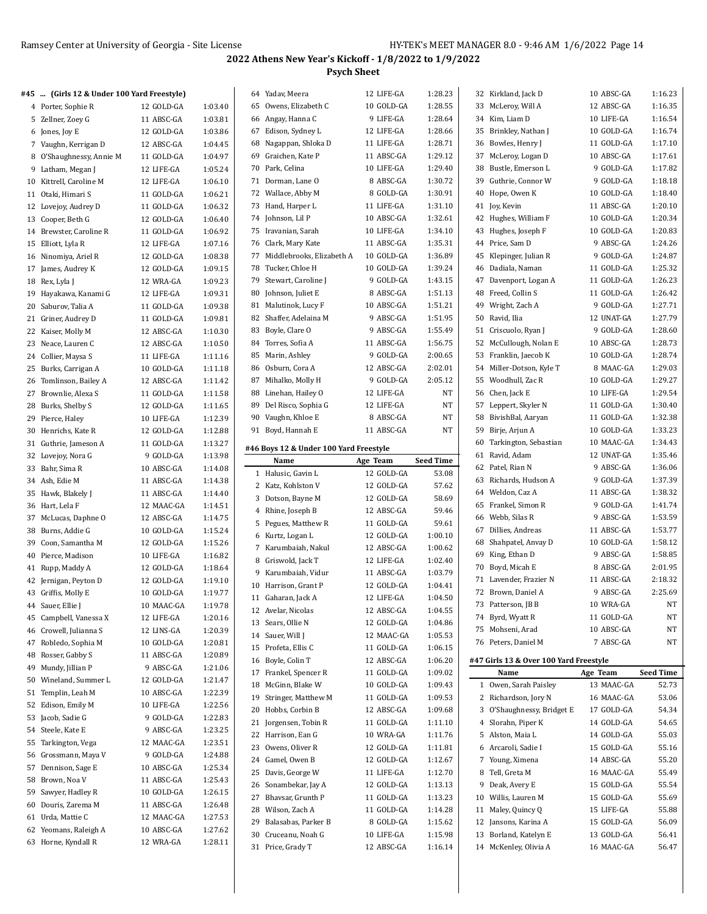## 2022 Athens New Year's Kickoff - 1/8/2022 to 1/9/2022

### Psych Sheet

#### #45 ... (Girls 12 & Under 100 Yard Freestyle)

| | Name | Age | Team | Seed Time |
|---|---|---|---|---|
| 4 | Porter, Sophie R | 12 | GOLD-GA | 1:03.40 |
| 5 | Zellner, Zoey G | 11 | ABSC-GA | 1:03.81 |
| 6 | Jones, Joy E | 12 | GOLD-GA | 1:03.86 |
| 7 | Vaughn, Kerrigan D | 12 | ABSC-GA | 1:04.45 |
| 8 | O'Shaughnessy, Annie M | 11 | GOLD-GA | 1:04.97 |
| 9 | Latham, Megan J | 12 | LIFE-GA | 1:05.24 |
| 10 | Kittrell, Caroline M | 12 | LIFE-GA | 1:06.10 |
| 11 | Otaki, Himari S | 11 | GOLD-GA | 1:06.21 |
| 12 | Lovejoy, Audrey D | 11 | GOLD-GA | 1:06.32 |
| 13 | Cooper, Beth G | 12 | GOLD-GA | 1:06.40 |
| 14 | Brewster, Caroline R | 11 | GOLD-GA | 1:06.92 |
| 15 | Elliott, Lyla R | 12 | LIFE-GA | 1:07.16 |
| 16 | Ninomiya, Ariel R | 12 | GOLD-GA | 1:08.38 |
| 17 | James, Audrey K | 12 | GOLD-GA | 1:09.15 |
| 18 | Rex, Lyla J | 12 | WRA-GA | 1:09.23 |
| 19 | Hayakawa, Kanami G | 12 | LIFE-GA | 1:09.31 |
| 20 | Saburov, Talia A | 11 | GOLD-GA | 1:09.38 |
| 21 | Griner, Audrey D | 11 | GOLD-GA | 1:09.81 |
| 22 | Kaiser, Molly M | 12 | ABSC-GA | 1:10.30 |
| 23 | Neace, Lauren C | 12 | ABSC-GA | 1:10.50 |
| 24 | Collier, Maysa S | 11 | LIFE-GA | 1:11.16 |
| 25 | Burks, Carrigan A | 10 | GOLD-GA | 1:11.18 |
| 26 | Tomlinson, Bailey A | 12 | ABSC-GA | 1:11.42 |
| 27 | Brownlie, Alexa S | 11 | GOLD-GA | 1:11.58 |
| 28 | Burks, Shelby S | 12 | GOLD-GA | 1:11.65 |
| 29 | Pierce, Haley | 10 | LIFE-GA | 1:12.39 |
| 30 | Henrichs, Kate R | 12 | GOLD-GA | 1:12.88 |
| 31 | Guthrie, Jameson A | 11 | GOLD-GA | 1:13.27 |
| 32 | Lovejoy, Nora G | 9 | GOLD-GA | 1:13.98 |
| 33 | Bahr, Sima R | 10 | ABSC-GA | 1:14.08 |
| 34 | Ash, Edie M | 11 | ABSC-GA | 1:14.38 |
| 35 | Hawk, Blakely J | 11 | ABSC-GA | 1:14.40 |
| 36 | Hart, Lela F | 12 | MAAC-GA | 1:14.51 |
| 37 | McLucas, Daphne O | 12 | ABSC-GA | 1:14.75 |
| 38 | Burns, Addie G | 10 | GOLD-GA | 1:15.24 |
| 39 | Coon, Samantha M | 12 | GOLD-GA | 1:15.26 |
| 40 | Pierce, Madison | 10 | LIFE-GA | 1:16.82 |
| 41 | Rupp, Maddy A | 12 | GOLD-GA | 1:18.64 |
| 42 | Jernigan, Peyton D | 12 | GOLD-GA | 1:19.10 |
| 43 | Griffis, Molly E | 10 | GOLD-GA | 1:19.77 |
| 44 | Sauer, Ellie J | 10 | MAAC-GA | 1:19.78 |
| 45 | Campbell, Vanessa X | 12 | LIFE-GA | 1:20.16 |
| 46 | Crowell, Julianna S | 12 | LINS-GA | 1:20.39 |
| 47 | Robledo, Sophia M | 10 | GOLD-GA | 1:20.81 |
| 48 | Rosser, Gabby S | 11 | ABSC-GA | 1:20.89 |
| 49 | Mundy, Jillian P | 9 | ABSC-GA | 1:21.06 |
| 50 | Wineland, Summer L | 12 | GOLD-GA | 1:21.47 |
| 51 | Templin, Leah M | 10 | ABSC-GA | 1:22.39 |
| 52 | Edison, Emily M | 10 | LIFE-GA | 1:22.56 |
| 53 | Jacob, Sadie G | 9 | GOLD-GA | 1:22.83 |
| 54 | Steele, Kate E | 9 | ABSC-GA | 1:23.25 |
| 55 | Tarkington, Vega | 12 | MAAC-GA | 1:23.51 |
| 56 | Grossmann, Maya V | 9 | GOLD-GA | 1:24.88 |
| 57 | Dennison, Sage E | 10 | ABSC-GA | 1:25.34 |
| 58 | Brown, Noa V | 11 | ABSC-GA | 1:25.43 |
| 59 | Sawyer, Hadley R | 10 | GOLD-GA | 1:26.15 |
| 60 | Douris, Zarema M | 11 | ABSC-GA | 1:26.48 |
| 61 | Urda, Mattie C | 12 | MAAC-GA | 1:27.53 |
| 62 | Yeomans, Raleigh A | 10 | ABSC-GA | 1:27.62 |
| 63 | Horne, Kyndall R | 12 | WRA-GA | 1:28.11 |
| 64 | Yadav, Meera | 12 | LIFE-GA | 1:28.23 |
| 65 | Owens, Elizabeth C | 10 | GOLD-GA | 1:28.55 |
| 66 | Angay, Hanna C | 9 | LIFE-GA | 1:28.64 |
| 67 | Edison, Sydney L | 12 | LIFE-GA | 1:28.66 |
| 68 | Nagappan, Shloka D | 11 | LIFE-GA | 1:28.71 |
| 69 | Graichen, Kate P | 11 | ABSC-GA | 1:29.12 |
| 70 | Park, Celina | 10 | LIFE-GA | 1:29.40 |
| 71 | Dorman, Lane O | 8 | ABSC-GA | 1:30.72 |
| 72 | Wallace, Abby M | 8 | GOLD-GA | 1:30.91 |
| 73 | Hand, Harper L | 11 | LIFE-GA | 1:31.10 |
| 74 | Johnson, Lil P | 10 | ABSC-GA | 1:32.61 |
| 75 | Iravanian, Sarah | 10 | LIFE-GA | 1:34.10 |
| 76 | Clark, Mary Kate | 11 | ABSC-GA | 1:35.31 |
| 77 | Middlebrooks, Elizabeth A | 10 | GOLD-GA | 1:36.89 |
| 78 | Tucker, Chloe H | 10 | GOLD-GA | 1:39.24 |
| 79 | Stewart, Caroline J | 9 | GOLD-GA | 1:43.15 |
| 80 | Johnson, Juliet E | 8 | ABSC-GA | 1:51.13 |
| 81 | Malutinok, Lucy F | 10 | ABSC-GA | 1:51.21 |
| 82 | Shaffer, Adelaina M | 9 | ABSC-GA | 1:51.95 |
| 83 | Boyle, Clare O | 9 | ABSC-GA | 1:55.49 |
| 84 | Torres, Sofia A | 11 | ABSC-GA | 1:56.75 |
| 85 | Marin, Ashley | 9 | GOLD-GA | 2:00.65 |
| 86 | Osburn, Cora A | 12 | ABSC-GA | 2:02.01 |
| 87 | Mihalko, Molly H | 9 | GOLD-GA | 2:05.12 |
| 88 | Linehan, Hailey O | 12 | LIFE-GA | NT |
| 89 | Del Risco, Sophia G | 12 | LIFE-GA | NT |
| 90 | Vaughn, Khloe E | 8 | ABSC-GA | NT |
| 91 | Boyd, Hannah E | 11 | ABSC-GA | NT |

#### #46 Boys 12 & Under 100 Yard Freestyle

| | Name | Age | Team | Seed Time |
|---|---|---|---|---|
| 1 | Halusic, Gavin L | 12 | GOLD-GA | 53.08 |
| 2 | Katz, Kohlston V | 12 | GOLD-GA | 57.62 |
| 3 | Dotson, Bayne M | 12 | GOLD-GA | 58.69 |
| 4 | Rhine, Joseph B | 12 | ABSC-GA | 59.46 |
| 5 | Pegues, Matthew R | 11 | GOLD-GA | 59.61 |
| 6 | Kurtz, Logan L | 12 | GOLD-GA | 1:00.10 |
| 7 | Karumbaiah, Nakul | 12 | ABSC-GA | 1:00.62 |
| 8 | Griswold, Jack T | 12 | LIFE-GA | 1:02.40 |
| 9 | Karumbaiah, Vidur | 11 | ABSC-GA | 1:03.79 |
| 10 | Harrison, Grant P | 12 | GOLD-GA | 1:04.41 |
| 11 | Gaharan, Jack A | 12 | LIFE-GA | 1:04.50 |
| 12 | Avelar, Nicolas | 12 | ABSC-GA | 1:04.55 |
| 13 | Sears, Ollie N | 12 | GOLD-GA | 1:04.86 |
| 14 | Sauer, Will J | 12 | MAAC-GA | 1:05.53 |
| 15 | Profeta, Ellis C | 11 | GOLD-GA | 1:06.15 |
| 16 | Boyle, Colin T | 12 | ABSC-GA | 1:06.20 |
| 17 | Frankel, Spencer R | 11 | GOLD-GA | 1:09.02 |
| 18 | McGinn, Blake W | 10 | GOLD-GA | 1:09.43 |
| 19 | Stringer, Matthew M | 11 | GOLD-GA | 1:09.53 |
| 20 | Hobbs, Corbin B | 12 | ABSC-GA | 1:09.68 |
| 21 | Jorgensen, Tobin R | 11 | GOLD-GA | 1:11.10 |
| 22 | Harrison, Ean G | 10 | WRA-GA | 1:11.76 |
| 23 | Owens, Oliver R | 12 | GOLD-GA | 1:11.81 |
| 24 | Gamel, Owen B | 12 | GOLD-GA | 1:12.67 |
| 25 | Davis, George W | 11 | LIFE-GA | 1:12.70 |
| 26 | Sonambekar, Jay A | 12 | GOLD-GA | 1:13.13 |
| 27 | Bhavsar, Grunth P | 11 | GOLD-GA | 1:13.23 |
| 28 | Wilson, Zach A | 11 | GOLD-GA | 1:14.28 |
| 29 | Balasabas, Parker B | 8 | GOLD-GA | 1:15.62 |
| 30 | Cruceanu, Noah G | 10 | LIFE-GA | 1:15.98 |
| 31 | Price, Grady T | 12 | ABSC-GA | 1:16.14 |
| 32 | Kirkland, Jack D | 10 | ABSC-GA | 1:16.23 |
| 33 | McLeroy, Will A | 12 | ABSC-GA | 1:16.35 |
| 34 | Kim, Liam D | 10 | LIFE-GA | 1:16.54 |
| 35 | Brinkley, Nathan J | 10 | GOLD-GA | 1:16.74 |
| 36 | Bowles, Henry J | 11 | GOLD-GA | 1:17.10 |
| 37 | McLeroy, Logan D | 10 | ABSC-GA | 1:17.61 |
| 38 | Bustle, Emerson L | 9 | GOLD-GA | 1:17.82 |
| 39 | Guthrie, Connor W | 9 | GOLD-GA | 1:18.18 |
| 40 | Hope, Owen K | 10 | GOLD-GA | 1:18.40 |
| 41 | Joy, Kevin | 11 | ABSC-GA | 1:20.10 |
| 42 | Hughes, William F | 10 | GOLD-GA | 1:20.34 |
| 43 | Hughes, Joseph F | 10 | GOLD-GA | 1:20.83 |
| 44 | Price, Sam D | 9 | ABSC-GA | 1:24.26 |
| 45 | Klepinger, Julian R | 9 | GOLD-GA | 1:24.87 |
| 46 | Dadiala, Naman | 11 | GOLD-GA | 1:25.32 |
| 47 | Davenport, Logan A | 11 | GOLD-GA | 1:26.23 |
| 48 | Freed, Collin S | 11 | GOLD-GA | 1:26.42 |
| 49 | Wright, Zach A | 9 | GOLD-GA | 1:27.71 |
| 50 | Ravid, Ilia | 12 | UNAT-GA | 1:27.79 |
| 51 | Criscuolo, Ryan J | 9 | GOLD-GA | 1:28.60 |
| 52 | McCullough, Nolan E | 10 | ABSC-GA | 1:28.73 |
| 53 | Franklin, Jaecob K | 10 | GOLD-GA | 1:28.74 |
| 54 | Miller-Dotson, Kyle T | 8 | MAAC-GA | 1:29.03 |
| 55 | Woodhull, Zac R | 10 | GOLD-GA | 1:29.27 |
| 56 | Chen, Jack E | 10 | LIFE-GA | 1:29.54 |
| 57 | Leppert, Skyler N | 11 | GOLD-GA | 1:30.40 |
| 58 | BivishBal, Aaryan | 11 | GOLD-GA | 1:32.38 |
| 59 | Birje, Arjun A | 10 | GOLD-GA | 1:33.23 |
| 60 | Tarkington, Sebastian | 10 | MAAC-GA | 1:34.43 |
| 61 | Ravid, Adam | 12 | UNAT-GA | 1:35.46 |
| 62 | Patel, Rian N | 9 | ABSC-GA | 1:36.06 |
| 63 | Richards, Hudson A | 9 | GOLD-GA | 1:37.39 |
| 64 | Weldon, Caz A | 11 | ABSC-GA | 1:38.32 |
| 65 | Frankel, Simon R | 9 | GOLD-GA | 1:41.74 |
| 66 | Webb, Silas R | 9 | ABSC-GA | 1:53.59 |
| 67 | Dillies, Andreas | 11 | ABSC-GA | 1:53.77 |
| 68 | Shahpatel, Anvay D | 10 | GOLD-GA | 1:58.12 |
| 69 | King, Ethan D | 9 | ABSC-GA | 1:58.85 |
| 70 | Boyd, Micah E | 8 | ABSC-GA | 2:01.95 |
| 71 | Lavender, Frazier N | 11 | ABSC-GA | 2:18.32 |
| 72 | Brown, Daniel A | 9 | ABSC-GA | 2:25.69 |
| 73 | Patterson, JB B | 10 | WRA-GA | NT |
| 74 | Byrd, Wyatt R | 11 | GOLD-GA | NT |
| 75 | Mohseni, Arad | 10 | ABSC-GA | NT |
| 76 | Peters, Daniel M | 7 | ABSC-GA | NT |

#### #47 Girls 13 & Over 100 Yard Freestyle

| | Name | Age | Team | Seed Time |
|---|---|---|---|---|
| 1 | Owen, Sarah Paisley | 13 | MAAC-GA | 52.73 |
| 2 | Richardson, Jory N | 16 | MAAC-GA | 53.06 |
| 3 | O'Shaughnessy, Bridget E | 17 | GOLD-GA | 54.34 |
| 4 | Slorahn, Piper K | 14 | GOLD-GA | 54.65 |
| 5 | Alston, Maia L | 14 | GOLD-GA | 55.03 |
| 6 | Arcaroli, Sadie I | 15 | GOLD-GA | 55.16 |
| 7 | Young, Ximena | 14 | ABSC-GA | 55.20 |
| 8 | Tell, Greta M | 16 | MAAC-GA | 55.49 |
| 9 | Deak, Avery E | 15 | GOLD-GA | 55.54 |
| 10 | Willis, Lauren M | 15 | GOLD-GA | 55.69 |
| 11 | Maley, Quincy Q | 15 | LIFE-GA | 55.88 |
| 12 | Jansons, Karina A | 15 | GOLD-GA | 56.09 |
| 13 | Borland, Katelyn E | 13 | GOLD-GA | 56.41 |
| 14 | McKenley, Olivia A | 16 | MAAC-GA | 56.47 |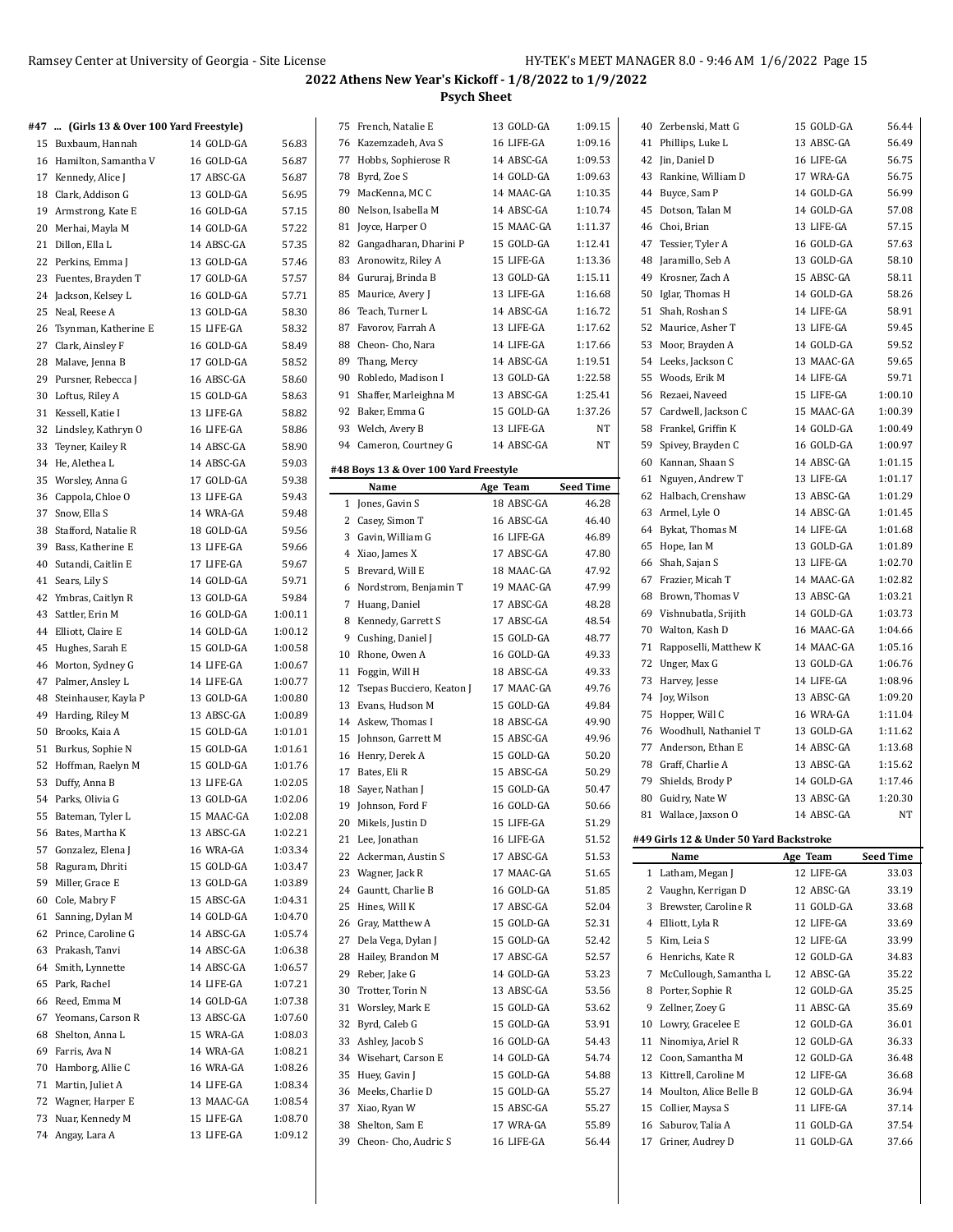## 2022 Athens New Year's Kickoff - 1/8/2022 to 1/9/2022

### Psych Sheet

#### #47 ... (Girls 13 & Over 100 Yard Freestyle)

| | Name | Age | Team | Seed Time |
|---|---|---|---|---|
| 15 | Buxbaum, Hannah | 14 | GOLD-GA | 56.83 |
| 16 | Hamilton, Samantha V | 16 | GOLD-GA | 56.87 |
| 17 | Kennedy, Alice J | 17 | ABSC-GA | 56.87 |
| 18 | Clark, Addison G | 13 | GOLD-GA | 56.95 |
| 19 | Armstrong, Kate E | 16 | GOLD-GA | 57.15 |
| 20 | Merhai, Mayla M | 14 | GOLD-GA | 57.22 |
| 21 | Dillon, Ella L | 14 | ABSC-GA | 57.35 |
| 22 | Perkins, Emma J | 13 | GOLD-GA | 57.46 |
| 23 | Fuentes, Brayden T | 17 | GOLD-GA | 57.57 |
| 24 | Jackson, Kelsey L | 16 | GOLD-GA | 57.71 |
| 25 | Neal, Reese A | 13 | GOLD-GA | 58.30 |
| 26 | Tsynman, Katherine E | 15 | LIFE-GA | 58.32 |
| 27 | Clark, Ainsley F | 16 | GOLD-GA | 58.49 |
| 28 | Malave, Jenna B | 17 | GOLD-GA | 58.52 |
| 29 | Pursner, Rebecca J | 16 | ABSC-GA | 58.60 |
| 30 | Loftus, Riley A | 15 | GOLD-GA | 58.63 |
| 31 | Kessell, Katie I | 13 | LIFE-GA | 58.82 |
| 32 | Lindsley, Kathryn O | 16 | LIFE-GA | 58.86 |
| 33 | Teyner, Kailey R | 14 | ABSC-GA | 58.90 |
| 34 | He, Alethea L | 14 | ABSC-GA | 59.03 |
| 35 | Worsley, Anna G | 17 | GOLD-GA | 59.38 |
| 36 | Cappola, Chloe O | 13 | LIFE-GA | 59.43 |
| 37 | Snow, Ella S | 14 | WRA-GA | 59.48 |
| 38 | Stafford, Natalie R | 18 | GOLD-GA | 59.56 |
| 39 | Bass, Katherine E | 13 | LIFE-GA | 59.66 |
| 40 | Sutandi, Caitlin E | 17 | LIFE-GA | 59.67 |
| 41 | Sears, Lily S | 14 | GOLD-GA | 59.71 |
| 42 | Ymbras, Caitlyn R | 13 | GOLD-GA | 59.84 |
| 43 | Sattler, Erin M | 16 | GOLD-GA | 1:00.11 |
| 44 | Elliott, Claire E | 14 | GOLD-GA | 1:00.12 |
| 45 | Hughes, Sarah E | 15 | GOLD-GA | 1:00.58 |
| 46 | Morton, Sydney G | 14 | LIFE-GA | 1:00.67 |
| 47 | Palmer, Ansley L | 14 | LIFE-GA | 1:00.77 |
| 48 | Steinhauser, Kayla P | 13 | GOLD-GA | 1:00.80 |
| 49 | Harding, Riley M | 13 | ABSC-GA | 1:00.89 |
| 50 | Brooks, Kaia A | 15 | GOLD-GA | 1:01.01 |
| 51 | Burkus, Sophie N | 15 | GOLD-GA | 1:01.61 |
| 52 | Hoffman, Raelyn M | 15 | GOLD-GA | 1:01.76 |
| 53 | Duffy, Anna B | 13 | LIFE-GA | 1:02.05 |
| 54 | Parks, Olivia G | 13 | GOLD-GA | 1:02.06 |
| 55 | Bateman, Tyler L | 15 | MAAC-GA | 1:02.08 |
| 56 | Bates, Martha K | 13 | ABSC-GA | 1:02.21 |
| 57 | Gonzalez, Elena J | 16 | WRA-GA | 1:03.34 |
| 58 | Raguram, Dhriti | 15 | GOLD-GA | 1:03.47 |
| 59 | Miller, Grace E | 13 | GOLD-GA | 1:03.89 |
| 60 | Cole, Mabry F | 15 | ABSC-GA | 1:04.31 |
| 61 | Sanning, Dylan M | 14 | GOLD-GA | 1:04.70 |
| 62 | Prince, Caroline G | 14 | ABSC-GA | 1:05.74 |
| 63 | Prakash, Tanvi | 14 | ABSC-GA | 1:06.38 |
| 64 | Smith, Lynnette | 14 | ABSC-GA | 1:06.57 |
| 65 | Park, Rachel | 14 | LIFE-GA | 1:07.21 |
| 66 | Reed, Emma M | 14 | GOLD-GA | 1:07.38 |
| 67 | Yeomans, Carson R | 13 | ABSC-GA | 1:07.60 |
| 68 | Shelton, Anna L | 15 | WRA-GA | 1:08.03 |
| 69 | Farris, Ava N | 14 | WRA-GA | 1:08.21 |
| 70 | Hamborg, Allie C | 16 | WRA-GA | 1:08.26 |
| 71 | Martin, Juliet A | 14 | LIFE-GA | 1:08.34 |
| 72 | Wagner, Harper E | 13 | MAAC-GA | 1:08.54 |
| 73 | Nuar, Kennedy M | 15 | LIFE-GA | 1:08.70 |
| 74 | Angay, Lara A | 13 | LIFE-GA | 1:09.12 |
| 75 | French, Natalie E | 13 | GOLD-GA | 1:09.15 |
| 76 | Kazemzadeh, Ava S | 16 | LIFE-GA | 1:09.16 |
| 77 | Hobbs, Sophierose R | 14 | ABSC-GA | 1:09.53 |
| 78 | Byrd, Zoe S | 14 | GOLD-GA | 1:09.63 |
| 79 | MacKenna, MC C | 14 | MAAC-GA | 1:10.35 |
| 80 | Nelson, Isabella M | 14 | ABSC-GA | 1:10.74 |
| 81 | Joyce, Harper O | 15 | MAAC-GA | 1:11.37 |
| 82 | Gangadharan, Dharini P | 15 | GOLD-GA | 1:12.41 |
| 83 | Aronowitz, Riley A | 15 | LIFE-GA | 1:13.36 |
| 84 | Gururaj, Brinda B | 13 | GOLD-GA | 1:15.11 |
| 85 | Maurice, Avery J | 13 | LIFE-GA | 1:16.68 |
| 86 | Teach, Turner L | 14 | ABSC-GA | 1:16.72 |
| 87 | Favorov, Farrah A | 13 | LIFE-GA | 1:17.62 |
| 88 | Cheon- Cho, Nara | 14 | LIFE-GA | 1:17.66 |
| 89 | Thang, Mercy | 14 | ABSC-GA | 1:19.51 |
| 90 | Robledo, Madison I | 13 | GOLD-GA | 1:22.58 |
| 91 | Shaffer, Marleighna M | 13 | ABSC-GA | 1:25.41 |
| 92 | Baker, Emma G | 15 | GOLD-GA | 1:37.26 |
| 93 | Welch, Avery B | 13 | LIFE-GA | NT |
| 94 | Cameron, Courtney G | 14 | ABSC-GA | NT |

#### #48 Boys 13 & Over 100 Yard Freestyle

| | Name | Age | Team | Seed Time |
|---|---|---|---|---|
| 1 | Jones, Gavin S | 18 | ABSC-GA | 46.28 |
| 2 | Casey, Simon T | 16 | ABSC-GA | 46.40 |
| 3 | Gavin, William G | 16 | LIFE-GA | 46.89 |
| 4 | Xiao, James X | 17 | ABSC-GA | 47.80 |
| 5 | Brevard, Will E | 18 | MAAC-GA | 47.92 |
| 6 | Nordstrom, Benjamin T | 19 | MAAC-GA | 47.99 |
| 7 | Huang, Daniel | 17 | ABSC-GA | 48.28 |
| 8 | Kennedy, Garrett S | 17 | ABSC-GA | 48.54 |
| 9 | Cushing, Daniel J | 15 | GOLD-GA | 48.77 |
| 10 | Rhone, Owen A | 16 | GOLD-GA | 49.33 |
| 11 | Foggin, Will H | 18 | ABSC-GA | 49.33 |
| 12 | Tsepas Bucciero, Keaton J | 17 | MAAC-GA | 49.76 |
| 13 | Evans, Hudson M | 15 | GOLD-GA | 49.84 |
| 14 | Askew, Thomas I | 18 | ABSC-GA | 49.90 |
| 15 | Johnson, Garrett M | 15 | ABSC-GA | 49.96 |
| 16 | Henry, Derek A | 15 | GOLD-GA | 50.20 |
| 17 | Bates, Eli R | 15 | ABSC-GA | 50.29 |
| 18 | Sayer, Nathan J | 15 | GOLD-GA | 50.47 |
| 19 | Johnson, Ford F | 16 | GOLD-GA | 50.66 |
| 20 | Mikels, Justin D | 15 | LIFE-GA | 51.29 |
| 21 | Lee, Jonathan | 16 | LIFE-GA | 51.52 |
| 22 | Ackerman, Austin S | 17 | ABSC-GA | 51.53 |
| 23 | Wagner, Jack R | 17 | MAAC-GA | 51.65 |
| 24 | Gauntt, Charlie B | 16 | GOLD-GA | 51.85 |
| 25 | Hines, Will K | 17 | ABSC-GA | 52.04 |
| 26 | Gray, Matthew A | 15 | GOLD-GA | 52.31 |
| 27 | Dela Vega, Dylan J | 15 | GOLD-GA | 52.42 |
| 28 | Hailey, Brandon M | 17 | ABSC-GA | 52.57 |
| 29 | Reber, Jake G | 14 | GOLD-GA | 53.23 |
| 30 | Trotter, Torin N | 13 | ABSC-GA | 53.56 |
| 31 | Worsley, Mark E | 15 | GOLD-GA | 53.62 |
| 32 | Byrd, Caleb G | 15 | GOLD-GA | 53.91 |
| 33 | Ashley, Jacob S | 16 | GOLD-GA | 54.43 |
| 34 | Wisehart, Carson E | 14 | GOLD-GA | 54.74 |
| 35 | Huey, Gavin J | 15 | GOLD-GA | 54.88 |
| 36 | Meeks, Charlie D | 15 | GOLD-GA | 55.27 |
| 37 | Xiao, Ryan W | 15 | ABSC-GA | 55.27 |
| 38 | Shelton, Sam E | 17 | WRA-GA | 55.89 |
| 39 | Cheon- Cho, Audric S | 16 | LIFE-GA | 56.44 |
| 40 | Zerbenski, Matt G | 15 | GOLD-GA | 56.44 |
| 41 | Phillips, Luke L | 13 | ABSC-GA | 56.49 |
| 42 | Jin, Daniel D | 16 | LIFE-GA | 56.75 |
| 43 | Rankine, William D | 17 | WRA-GA | 56.75 |
| 44 | Buyce, Sam P | 14 | GOLD-GA | 56.99 |
| 45 | Dotson, Talan M | 14 | GOLD-GA | 57.08 |
| 46 | Choi, Brian | 13 | LIFE-GA | 57.15 |
| 47 | Tessier, Tyler A | 16 | GOLD-GA | 57.63 |
| 48 | Jaramillo, Seb A | 13 | GOLD-GA | 58.10 |
| 49 | Krosner, Zach A | 15 | ABSC-GA | 58.11 |
| 50 | Iglar, Thomas H | 14 | GOLD-GA | 58.26 |
| 51 | Shah, Roshan S | 14 | LIFE-GA | 58.91 |
| 52 | Maurice, Asher T | 13 | LIFE-GA | 59.45 |
| 53 | Moor, Brayden A | 14 | GOLD-GA | 59.52 |
| 54 | Leeks, Jackson C | 13 | MAAC-GA | 59.65 |
| 55 | Woods, Erik M | 14 | LIFE-GA | 59.71 |
| 56 | Rezaei, Naveed | 15 | LIFE-GA | 1:00.10 |
| 57 | Cardwell, Jackson C | 15 | MAAC-GA | 1:00.39 |
| 58 | Frankel, Griffin K | 14 | GOLD-GA | 1:00.49 |
| 59 | Spivey, Brayden C | 16 | GOLD-GA | 1:00.97 |
| 60 | Kannan, Shaan S | 14 | ABSC-GA | 1:01.15 |
| 61 | Nguyen, Andrew T | 13 | LIFE-GA | 1:01.17 |
| 62 | Halbach, Crenshaw | 13 | ABSC-GA | 1:01.29 |
| 63 | Armel, Lyle O | 14 | ABSC-GA | 1:01.45 |
| 64 | Bykat, Thomas M | 14 | LIFE-GA | 1:01.68 |
| 65 | Hope, Ian M | 13 | GOLD-GA | 1:01.89 |
| 66 | Shah, Sajan S | 13 | LIFE-GA | 1:02.70 |
| 67 | Frazier, Micah T | 14 | MAAC-GA | 1:02.82 |
| 68 | Brown, Thomas V | 13 | ABSC-GA | 1:03.21 |
| 69 | Vishnubatla, Srijith | 14 | GOLD-GA | 1:03.73 |
| 70 | Walton, Kash D | 16 | MAAC-GA | 1:04.66 |
| 71 | Rapposelli, Matthew K | 14 | MAAC-GA | 1:05.16 |
| 72 | Unger, Max G | 13 | GOLD-GA | 1:06.76 |
| 73 | Harvey, Jesse | 14 | LIFE-GA | 1:08.96 |
| 74 | Joy, Wilson | 13 | ABSC-GA | 1:09.20 |
| 75 | Hopper, Will C | 16 | WRA-GA | 1:11.04 |
| 76 | Woodhull, Nathaniel T | 13 | GOLD-GA | 1:11.62 |
| 77 | Anderson, Ethan E | 14 | ABSC-GA | 1:13.68 |
| 78 | Graff, Charlie A | 13 | ABSC-GA | 1:15.62 |
| 79 | Shields, Brody P | 14 | GOLD-GA | 1:17.46 |
| 80 | Guidry, Nate W | 13 | ABSC-GA | 1:20.30 |
| 81 | Wallace, Jaxson O | 14 | ABSC-GA | NT |

#### #49 Girls 12 & Under 50 Yard Backstroke

| | Name | Age | Team | Seed Time |
|---|---|---|---|---|
| 1 | Latham, Megan J | 12 | LIFE-GA | 33.03 |
| 2 | Vaughn, Kerrigan D | 12 | ABSC-GA | 33.19 |
| 3 | Brewster, Caroline R | 11 | GOLD-GA | 33.68 |
| 4 | Elliott, Lyla R | 12 | LIFE-GA | 33.69 |
| 5 | Kim, Leia S | 12 | LIFE-GA | 33.99 |
| 6 | Henrichs, Kate R | 12 | GOLD-GA | 34.83 |
| 7 | McCullough, Samantha L | 12 | ABSC-GA | 35.22 |
| 8 | Porter, Sophie R | 12 | GOLD-GA | 35.25 |
| 9 | Zellner, Zoey G | 11 | ABSC-GA | 35.69 |
| 10 | Lowry, Gracelee E | 12 | GOLD-GA | 36.01 |
| 11 | Ninomiya, Ariel R | 12 | GOLD-GA | 36.33 |
| 12 | Coon, Samantha M | 12 | GOLD-GA | 36.48 |
| 13 | Kittrell, Caroline M | 12 | LIFE-GA | 36.68 |
| 14 | Moulton, Alice Belle B | 12 | GOLD-GA | 36.94 |
| 15 | Collier, Maysa S | 11 | LIFE-GA | 37.14 |
| 16 | Saburov, Talia A | 11 | GOLD-GA | 37.54 |
| 17 | Griner, Audrey D | 11 | GOLD-GA | 37.66 |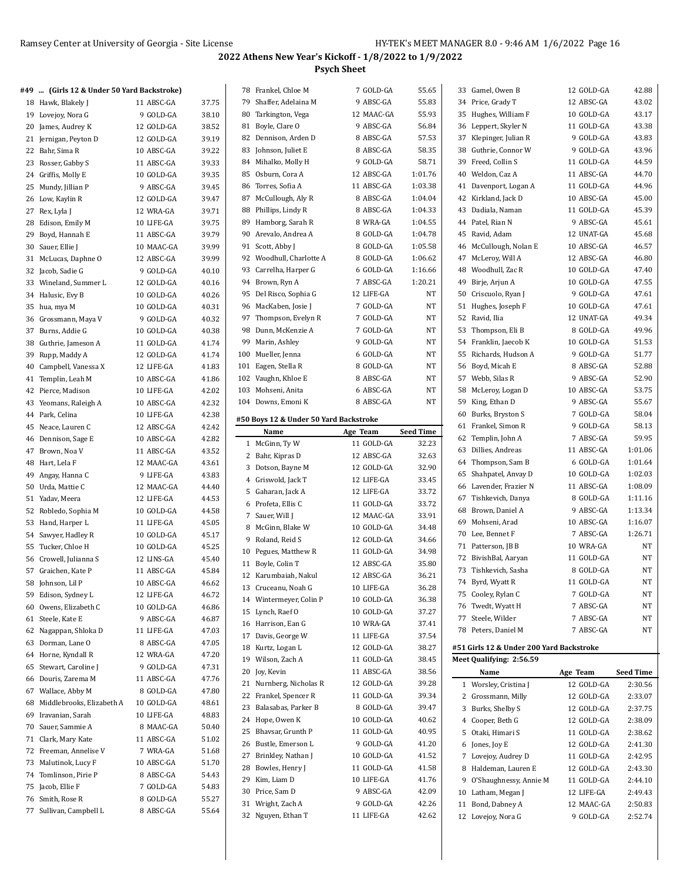## 2022 Athens New Year's Kickoff - 1/8/2022 to 1/9/2022

### Psych Sheet

#### #49 ... (Girls 12 & Under 50 Yard Backstroke)

| # | Name | Age | Team | Seed Time |
|---|---|---|---|---|
| 18 | Hawk, Blakely J | 11 | ABSC-GA | 37.75 |
| 19 | Lovejoy, Nora G | 9 | GOLD-GA | 38.10 |
| 20 | James, Audrey K | 12 | GOLD-GA | 38.52 |
| 21 | Jernigan, Peyton D | 12 | GOLD-GA | 39.19 |
| 22 | Bahr, Sima R | 10 | ABSC-GA | 39.22 |
| 23 | Rosser, Gabby S | 11 | ABSC-GA | 39.33 |
| 24 | Griffis, Molly E | 10 | GOLD-GA | 39.35 |
| 25 | Mundy, Jillian P | 9 | ABSC-GA | 39.45 |
| 26 | Low, Kaylin R | 12 | GOLD-GA | 39.47 |
| 27 | Rex, Lyla J | 12 | WRA-GA | 39.71 |
| 28 | Edison, Emily M | 10 | LIFE-GA | 39.75 |
| 29 | Boyd, Hannah E | 11 | ABSC-GA | 39.79 |
| 30 | Sauer, Ellie J | 10 | MAAC-GA | 39.99 |
| 31 | McLucas, Daphne O | 12 | ABSC-GA | 39.99 |
| 32 | Jacob, Sadie G | 9 | GOLD-GA | 40.10 |
| 33 | Wineland, Summer L | 12 | GOLD-GA | 40.16 |
| 34 | Halusic, Evy B | 10 | GOLD-GA | 40.26 |
| 35 | hua, mya M | 10 | GOLD-GA | 40.31 |
| 36 | Grossmann, Maya V | 9 | GOLD-GA | 40.32 |
| 37 | Burns, Addie G | 10 | GOLD-GA | 40.38 |
| 38 | Guthrie, Jameson A | 11 | GOLD-GA | 41.74 |
| 39 | Rupp, Maddy A | 12 | GOLD-GA | 41.74 |
| 40 | Campbell, Vanessa X | 12 | LIFE-GA | 41.83 |
| 41 | Templin, Leah M | 10 | ABSC-GA | 41.86 |
| 42 | Pierce, Madison | 10 | LIFE-GA | 42.02 |
| 43 | Yeomans, Raleigh A | 10 | ABSC-GA | 42.32 |
| 44 | Park, Celina | 10 | LIFE-GA | 42.38 |
| 45 | Neace, Lauren C | 12 | ABSC-GA | 42.42 |
| 46 | Dennison, Sage E | 10 | ABSC-GA | 42.82 |
| 47 | Brown, Noa V | 11 | ABSC-GA | 43.52 |
| 48 | Hart, Lela F | 12 | MAAC-GA | 43.61 |
| 49 | Angay, Hanna C | 9 | LIFE-GA | 43.83 |
| 50 | Urda, Mattie C | 12 | MAAC-GA | 44.40 |
| 51 | Yadav, Meera | 12 | LIFE-GA | 44.53 |
| 52 | Robledo, Sophia M | 10 | GOLD-GA | 44.58 |
| 53 | Hand, Harper L | 11 | LIFE-GA | 45.05 |
| 54 | Sawyer, Hadley R | 10 | GOLD-GA | 45.17 |
| 55 | Tucker, Chloe H | 10 | GOLD-GA | 45.25 |
| 56 | Crowell, Julianna S | 12 | LINS-GA | 45.40 |
| 57 | Graichen, Kate P | 11 | ABSC-GA | 45.84 |
| 58 | Johnson, Lil P | 10 | ABSC-GA | 46.62 |
| 59 | Edison, Sydney L | 12 | LIFE-GA | 46.72 |
| 60 | Owens, Elizabeth C | 10 | GOLD-GA | 46.86 |
| 61 | Steele, Kate E | 9 | ABSC-GA | 46.87 |
| 62 | Nagappan, Shloka D | 11 | LIFE-GA | 47.03 |
| 63 | Dorman, Lane O | 8 | ABSC-GA | 47.05 |
| 64 | Horne, Kyndall R | 12 | WRA-GA | 47.20 |
| 65 | Stewart, Caroline J | 9 | GOLD-GA | 47.31 |
| 66 | Douris, Zarema M | 11 | ABSC-GA | 47.76 |
| 67 | Wallace, Abby M | 8 | GOLD-GA | 47.80 |
| 68 | Middlebrooks, Elizabeth A | 10 | GOLD-GA | 48.61 |
| 69 | Iravanian, Sarah | 10 | LIFE-GA | 48.83 |
| 70 | Sauer, Sammie A | 8 | MAAC-GA | 50.40 |
| 71 | Clark, Mary Kate | 11 | ABSC-GA | 51.02 |
| 72 | Freeman, Annelise V | 7 | WRA-GA | 51.68 |
| 73 | Malutinok, Lucy F | 10 | ABSC-GA | 51.70 |
| 74 | Tomlinson, Pirie P | 8 | ABSC-GA | 54.43 |
| 75 | Jacob, Ellie F | 7 | GOLD-GA | 54.83 |
| 76 | Smith, Rose R | 8 | GOLD-GA | 55.27 |
| 77 | Sullivan, Campbell L | 8 | ABSC-GA | 55.64 |
| 78 | Frankel, Chloe M | 7 | GOLD-GA | 55.65 |
| 79 | Shaffer, Adelaina M | 9 | ABSC-GA | 55.83 |
| 80 | Tarkington, Vega | 12 | MAAC-GA | 55.93 |
| 81 | Boyle, Clare O | 9 | ABSC-GA | 56.84 |
| 82 | Dennison, Arden D | 8 | ABSC-GA | 57.53 |
| 83 | Johnson, Juliet E | 8 | ABSC-GA | 58.35 |
| 84 | Mihalko, Molly H | 9 | GOLD-GA | 58.71 |
| 85 | Osburn, Cora A | 12 | ABSC-GA | 1:01.76 |
| 86 | Torres, Sofia A | 11 | ABSC-GA | 1:03.38 |
| 87 | McCullough, Aly R | 8 | ABSC-GA | 1:04.04 |
| 88 | Phillips, Lindy R | 8 | ABSC-GA | 1:04.33 |
| 89 | Hamborg, Sarah R | 8 | WRA-GA | 1:04.55 |
| 90 | Arevalo, Andrea A | 8 | GOLD-GA | 1:04.78 |
| 91 | Scott, Abby J | 8 | GOLD-GA | 1:05.58 |
| 92 | Woodhull, Charlotte A | 8 | GOLD-GA | 1:06.62 |
| 93 | Carrelha, Harper G | 6 | GOLD-GA | 1:16.66 |
| 94 | Brown, Ryn A | 7 | ABSC-GA | 1:20.21 |
| 95 | Del Risco, Sophia G | 12 | LIFE-GA | NT |
| 96 | MacKaben, Josie J | 7 | GOLD-GA | NT |
| 97 | Thompson, Evelyn R | 7 | GOLD-GA | NT |
| 98 | Dunn, McKenzie A | 7 | GOLD-GA | NT |
| 99 | Marin, Ashley | 9 | GOLD-GA | NT |
| 100 | Mueller, Jenna | 6 | GOLD-GA | NT |
| 101 | Eagen, Stella R | 8 | GOLD-GA | NT |
| 102 | Vaughn, Khloe E | 8 | ABSC-GA | NT |
| 103 | Mohseni, Anita | 6 | ABSC-GA | NT |
| 104 | Downs, Emoni K | 8 | ABSC-GA | NT |

#### #50 Boys 12 & Under 50 Yard Backstroke

| # | Name | Age | Team | Seed Time |
|---|---|---|---|---|
| 1 | McGinn, Ty W | 11 | GOLD-GA | 32.23 |
| 2 | Bahr, Kipras D | 12 | ABSC-GA | 32.63 |
| 3 | Dotson, Bayne M | 12 | GOLD-GA | 32.90 |
| 4 | Griswold, Jack T | 12 | LIFE-GA | 33.45 |
| 5 | Gaharan, Jack A | 12 | LIFE-GA | 33.72 |
| 6 | Profeta, Ellis C | 11 | GOLD-GA | 33.72 |
| 7 | Sauer, Will J | 12 | MAAC-GA | 33.91 |
| 8 | McGinn, Blake W | 10 | GOLD-GA | 34.48 |
| 9 | Roland, Reid S | 12 | GOLD-GA | 34.66 |
| 10 | Pegues, Matthew R | 11 | GOLD-GA | 34.98 |
| 11 | Boyle, Colin T | 12 | ABSC-GA | 35.80 |
| 12 | Karumbaiah, Nakul | 12 | ABSC-GA | 36.21 |
| 13 | Cruceanu, Noah G | 10 | LIFE-GA | 36.28 |
| 14 | Wintermeyer, Colin P | 10 | GOLD-GA | 36.38 |
| 15 | Lynch, Raef O | 10 | GOLD-GA | 37.27 |
| 16 | Harrison, Ean G | 10 | WRA-GA | 37.41 |
| 17 | Davis, George W | 11 | LIFE-GA | 37.54 |
| 18 | Kurtz, Logan L | 12 | GOLD-GA | 38.27 |
| 19 | Wilson, Zach A | 11 | GOLD-GA | 38.45 |
| 20 | Joy, Kevin | 11 | ABSC-GA | 38.56 |
| 21 | Nurnberg, Nicholas R | 12 | GOLD-GA | 39.28 |
| 22 | Frankel, Spencer R | 11 | GOLD-GA | 39.34 |
| 23 | Balasabas, Parker B | 8 | GOLD-GA | 39.47 |
| 24 | Hope, Owen K | 10 | GOLD-GA | 40.62 |
| 25 | Bhavsar, Grunth P | 11 | GOLD-GA | 40.95 |
| 26 | Bustle, Emerson L | 9 | GOLD-GA | 41.20 |
| 27 | Brinkley, Nathan J | 10 | GOLD-GA | 41.52 |
| 28 | Bowles, Henry J | 11 | GOLD-GA | 41.58 |
| 29 | Kim, Liam D | 10 | LIFE-GA | 41.76 |
| 30 | Price, Sam D | 9 | ABSC-GA | 42.09 |
| 31 | Wright, Zach A | 9 | GOLD-GA | 42.26 |
| 32 | Nguyen, Ethan T | 11 | LIFE-GA | 42.62 |
| 33 | Gamel, Owen B | 12 | GOLD-GA | 42.88 |
| 34 | Price, Grady T | 12 | ABSC-GA | 43.02 |
| 35 | Hughes, William F | 10 | GOLD-GA | 43.17 |
| 36 | Leppert, Skyler N | 11 | GOLD-GA | 43.38 |
| 37 | Klepinger, Julian R | 9 | GOLD-GA | 43.83 |
| 38 | Guthrie, Connor W | 9 | GOLD-GA | 43.96 |
| 39 | Freed, Collin S | 11 | GOLD-GA | 44.59 |
| 40 | Weldon, Caz A | 11 | ABSC-GA | 44.70 |
| 41 | Davenport, Logan A | 11 | GOLD-GA | 44.96 |
| 42 | Kirkland, Jack D | 10 | ABSC-GA | 45.00 |
| 43 | Dadiala, Naman | 11 | GOLD-GA | 45.39 |
| 44 | Patel, Rian N | 9 | ABSC-GA | 45.61 |
| 45 | Ravid, Adam | 12 | UNAT-GA | 45.68 |
| 46 | McCullough, Nolan E | 10 | ABSC-GA | 46.57 |
| 47 | McLeroy, Will A | 12 | ABSC-GA | 46.80 |
| 48 | Woodhull, Zac R | 10 | GOLD-GA | 47.40 |
| 49 | Birje, Arjun A | 10 | GOLD-GA | 47.55 |
| 50 | Criscuolo, Ryan J | 9 | GOLD-GA | 47.61 |
| 51 | Hughes, Joseph F | 10 | GOLD-GA | 47.61 |
| 52 | Ravid, Ilia | 12 | UNAT-GA | 49.34 |
| 53 | Thompson, Eli B | 8 | GOLD-GA | 49.96 |
| 54 | Franklin, Jaecob K | 10 | GOLD-GA | 51.53 |
| 55 | Richards, Hudson A | 9 | GOLD-GA | 51.77 |
| 56 | Boyd, Micah E | 8 | ABSC-GA | 52.88 |
| 57 | Webb, Silas R | 9 | ABSC-GA | 52.90 |
| 58 | McLeroy, Logan D | 10 | ABSC-GA | 53.75 |
| 59 | King, Ethan D | 9 | ABSC-GA | 55.67 |
| 60 | Burks, Bryston S | 7 | GOLD-GA | 58.04 |
| 61 | Frankel, Simon R | 9 | GOLD-GA | 58.13 |
| 62 | Templin, John A | 7 | ABSC-GA | 59.95 |
| 63 | Dillies, Andreas | 11 | ABSC-GA | 1:01.06 |
| 64 | Thompson, Sam B | 6 | GOLD-GA | 1:01.64 |
| 65 | Shahpatel, Anvay D | 10 | GOLD-GA | 1:02.03 |
| 66 | Lavender, Frazier N | 11 | ABSC-GA | 1:08.09 |
| 67 | Tishkevich, Danya | 8 | GOLD-GA | 1:11.16 |
| 68 | Brown, Daniel A | 9 | ABSC-GA | 1:13.34 |
| 69 | Mohseni, Arad | 10 | ABSC-GA | 1:16.07 |
| 70 | Lee, Bennet F | 7 | ABSC-GA | 1:26.71 |
| 71 | Patterson, JB B | 10 | WRA-GA | NT |
| 72 | BivishBal, Aaryan | 11 | GOLD-GA | NT |
| 73 | Tishkevich, Sasha | 8 | GOLD-GA | NT |
| 74 | Byrd, Wyatt R | 11 | GOLD-GA | NT |
| 75 | Cooley, Rylan C | 7 | GOLD-GA | NT |
| 76 | Twedt, Wyatt H | 7 | ABSC-GA | NT |
| 77 | Steele, Wilder | 7 | ABSC-GA | NT |
| 78 | Peters, Daniel M | 7 | ABSC-GA | NT |

#### #51 Girls 12 & Under 200 Yard Backstroke

**Meet Qualifying: 2:56.59**

| # | Name | Age | Team | Seed Time |
|---|---|---|---|---|
| 1 | Worsley, Cristina J | 12 | GOLD-GA | 2:30.56 |
| 2 | Grossmann, Milly | 12 | GOLD-GA | 2:33.07 |
| 3 | Burks, Shelby S | 12 | GOLD-GA | 2:37.75 |
| 4 | Cooper, Beth G | 12 | GOLD-GA | 2:38.09 |
| 5 | Otaki, Himari S | 11 | GOLD-GA | 2:38.62 |
| 6 | Jones, Joy E | 12 | GOLD-GA | 2:41.30 |
| 7 | Lovejoy, Audrey D | 11 | GOLD-GA | 2:42.95 |
| 8 | Haldeman, Lauren E | 12 | GOLD-GA | 2:43.30 |
| 9 | O'Shaughnessy, Annie M | 11 | GOLD-GA | 2:44.10 |
| 10 | Latham, Megan J | 12 | LIFE-GA | 2:49.43 |
| 11 | Bond, Dabney A | 12 | MAAC-GA | 2:50.83 |
| 12 | Lovejoy, Nora G | 9 | GOLD-GA | 2:52.74 |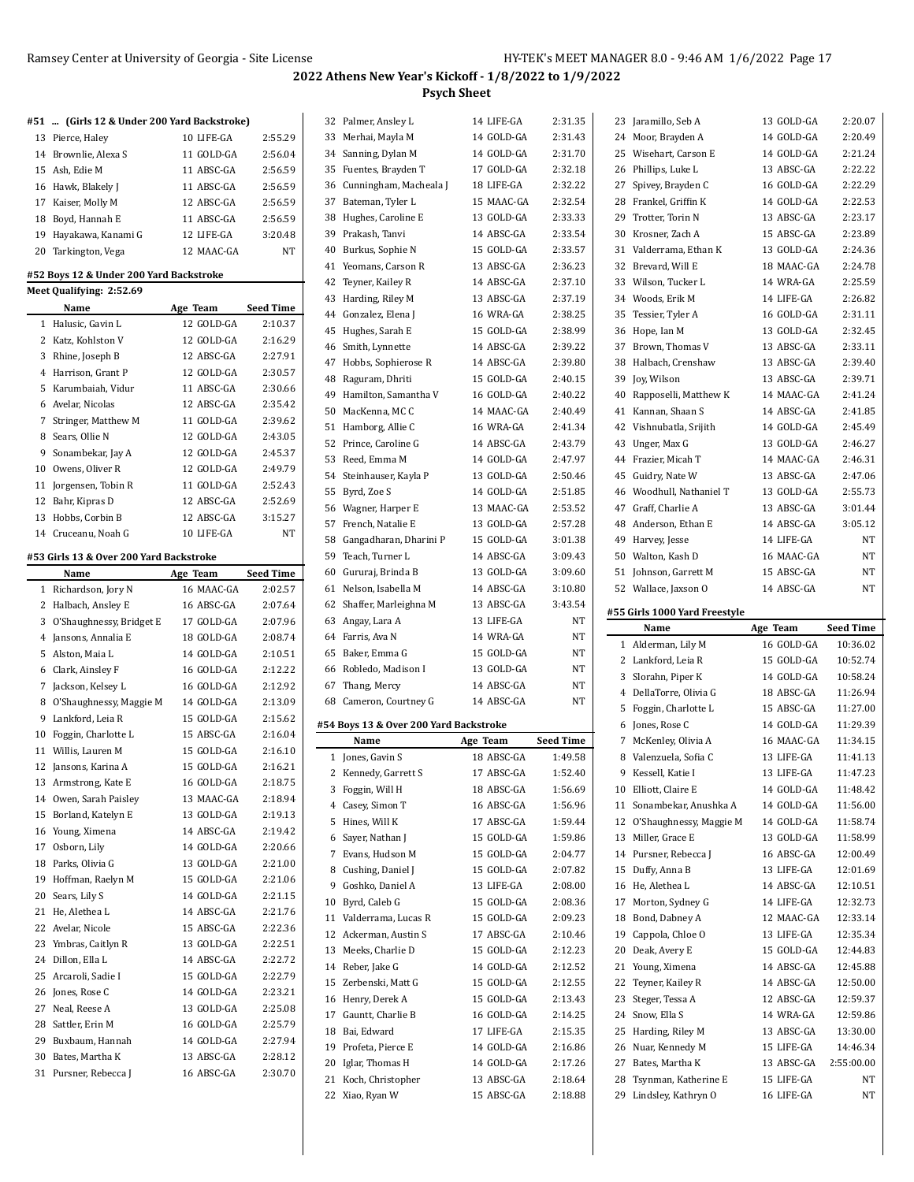## 2022 Athens New Year's Kickoff - 1/8/2022 to 1/9/2022

### Psych Sheet

#### #51 ... (Girls 12 & Under 200 Yard Backstroke)

| | Name | Age | Team | Seed Time |
|---|---|---|---|---|
| 13 | Pierce, Haley | 10 | LIFE-GA | 2:55.29 |
| 14 | Brownlie, Alexa S | 11 | GOLD-GA | 2:56.04 |
| 15 | Ash, Edie M | 11 | ABSC-GA | 2:56.59 |
| 16 | Hawk, Blakely J | 11 | ABSC-GA | 2:56.59 |
| 17 | Kaiser, Molly M | 12 | ABSC-GA | 2:56.59 |
| 18 | Boyd, Hannah E | 11 | ABSC-GA | 2:56.59 |
| 19 | Hayakawa, Kanami G | 12 | LIFE-GA | 3:20.48 |
| 20 | Tarkington, Vega | 12 | MAAC-GA | NT |

#### #52 Boys 12 & Under 200 Yard Backstroke

Meet Qualifying: 2:52.69

| | Name | Age | Team | Seed Time |
|---|---|---|---|---|
| 1 | Halusic, Gavin L | 12 | GOLD-GA | 2:10.37 |
| 2 | Katz, Kohlston V | 12 | GOLD-GA | 2:16.29 |
| 3 | Rhine, Joseph B | 12 | ABSC-GA | 2:27.91 |
| 4 | Harrison, Grant P | 12 | GOLD-GA | 2:30.57 |
| 5 | Karumbaiah, Vidur | 11 | ABSC-GA | 2:30.66 |
| 6 | Avelar, Nicolas | 12 | ABSC-GA | 2:35.42 |
| 7 | Stringer, Matthew M | 11 | GOLD-GA | 2:39.62 |
| 8 | Sears, Ollie N | 12 | GOLD-GA | 2:43.05 |
| 9 | Sonambekar, Jay A | 12 | GOLD-GA | 2:45.37 |
| 10 | Owens, Oliver R | 12 | GOLD-GA | 2:49.79 |
| 11 | Jorgensen, Tobin R | 11 | GOLD-GA | 2:52.43 |
| 12 | Bahr, Kipras D | 12 | ABSC-GA | 2:52.69 |
| 13 | Hobbs, Corbin B | 12 | ABSC-GA | 3:15.27 |
| 14 | Cruceanu, Noah G | 10 | LIFE-GA | NT |

#### #53 Girls 13 & Over 200 Yard Backstroke

| | Name | Age | Team | Seed Time |
|---|---|---|---|---|
| 1 | Richardson, Jory N | 16 | MAAC-GA | 2:02.57 |
| 2 | Halbach, Ansley E | 16 | ABSC-GA | 2:07.64 |
| 3 | O'Shaughnessy, Bridget E | 17 | GOLD-GA | 2:07.96 |
| 4 | Jansons, Annalia E | 18 | GOLD-GA | 2:08.74 |
| 5 | Alston, Maia L | 14 | GOLD-GA | 2:10.51 |
| 6 | Clark, Ainsley F | 16 | GOLD-GA | 2:12.22 |
| 7 | Jackson, Kelsey L | 16 | GOLD-GA | 2:12.92 |
| 8 | O'Shaughnessy, Maggie M | 14 | GOLD-GA | 2:13.09 |
| 9 | Lankford, Leia R | 15 | GOLD-GA | 2:15.62 |
| 10 | Foggin, Charlotte L | 15 | ABSC-GA | 2:16.04 |
| 11 | Willis, Lauren M | 15 | GOLD-GA | 2:16.10 |
| 12 | Jansons, Karina A | 15 | GOLD-GA | 2:16.21 |
| 13 | Armstrong, Kate E | 16 | GOLD-GA | 2:18.75 |
| 14 | Owen, Sarah Paisley | 13 | MAAC-GA | 2:18.94 |
| 15 | Borland, Katelyn E | 13 | GOLD-GA | 2:19.13 |
| 16 | Young, Ximena | 14 | ABSC-GA | 2:19.42 |
| 17 | Osborn, Lily | 14 | GOLD-GA | 2:20.66 |
| 18 | Parks, Olivia G | 13 | GOLD-GA | 2:21.00 |
| 19 | Hoffman, Raelyn M | 15 | GOLD-GA | 2:21.06 |
| 20 | Sears, Lily S | 14 | GOLD-GA | 2:21.15 |
| 21 | He, Alethea L | 14 | ABSC-GA | 2:21.76 |
| 22 | Avelar, Nicole | 15 | ABSC-GA | 2:22.36 |
| 23 | Ymbras, Caitlyn R | 13 | GOLD-GA | 2:22.51 |
| 24 | Dillon, Ella L | 14 | ABSC-GA | 2:22.72 |
| 25 | Arcaroli, Sadie I | 15 | GOLD-GA | 2:22.79 |
| 26 | Jones, Rose C | 14 | GOLD-GA | 2:23.21 |
| 27 | Neal, Reese A | 13 | GOLD-GA | 2:25.08 |
| 28 | Sattler, Erin M | 16 | GOLD-GA | 2:25.79 |
| 29 | Buxbaum, Hannah | 14 | GOLD-GA | 2:27.94 |
| 30 | Bates, Martha K | 13 | ABSC-GA | 2:28.12 |
| 31 | Pursner, Rebecca J | 16 | ABSC-GA | 2:30.70 |
| 32 | Palmer, Ansley L | 14 | LIFE-GA | 2:31.35 |
| 33 | Merhai, Mayla M | 14 | GOLD-GA | 2:31.43 |
| 34 | Sanning, Dylan M | 14 | GOLD-GA | 2:31.70 |
| 35 | Fuentes, Brayden T | 17 | GOLD-GA | 2:32.18 |
| 36 | Cunningham, Macheala J | 18 | LIFE-GA | 2:32.22 |
| 37 | Bateman, Tyler L | 15 | MAAC-GA | 2:32.54 |
| 38 | Hughes, Caroline E | 13 | GOLD-GA | 2:33.33 |
| 39 | Prakash, Tanvi | 14 | ABSC-GA | 2:33.54 |
| 40 | Burkus, Sophie N | 15 | GOLD-GA | 2:33.57 |
| 41 | Yeomans, Carson R | 13 | ABSC-GA | 2:36.23 |
| 42 | Teyner, Kailey R | 14 | ABSC-GA | 2:37.10 |
| 43 | Harding, Riley M | 13 | ABSC-GA | 2:37.19 |
| 44 | Gonzalez, Elena J | 16 | WRA-GA | 2:38.25 |
| 45 | Hughes, Sarah E | 15 | GOLD-GA | 2:38.99 |
| 46 | Smith, Lynnette | 14 | ABSC-GA | 2:39.22 |
| 47 | Hobbs, Sophierose R | 14 | ABSC-GA | 2:39.80 |
| 48 | Raguram, Dhriti | 15 | GOLD-GA | 2:40.15 |
| 49 | Hamilton, Samantha V | 16 | GOLD-GA | 2:40.22 |
| 50 | MacKenna, MC C | 14 | MAAC-GA | 2:40.49 |
| 51 | Hamborg, Allie C | 16 | WRA-GA | 2:41.34 |
| 52 | Prince, Caroline G | 14 | ABSC-GA | 2:43.79 |
| 53 | Reed, Emma M | 14 | GOLD-GA | 2:47.97 |
| 54 | Steinhauser, Kayla P | 13 | GOLD-GA | 2:50.46 |
| 55 | Byrd, Zoe S | 14 | GOLD-GA | 2:51.85 |
| 56 | Wagner, Harper E | 13 | MAAC-GA | 2:53.52 |
| 57 | French, Natalie E | 13 | GOLD-GA | 2:57.28 |
| 58 | Gangadharan, Dharini P | 15 | GOLD-GA | 3:01.38 |
| 59 | Teach, Turner L | 14 | ABSC-GA | 3:09.43 |
| 60 | Gururaj, Brinda B | 13 | GOLD-GA | 3:09.60 |
| 61 | Nelson, Isabella M | 14 | ABSC-GA | 3:10.80 |
| 62 | Shaffer, Marleighna M | 13 | ABSC-GA | 3:43.54 |
| 63 | Angay, Lara A | 13 | LIFE-GA | NT |
| 64 | Farris, Ava N | 14 | WRA-GA | NT |
| 65 | Baker, Emma G | 15 | GOLD-GA | NT |
| 66 | Robledo, Madison I | 13 | GOLD-GA | NT |
| 67 | Thang, Mercy | 14 | ABSC-GA | NT |
| 68 | Cameron, Courtney G | 14 | ABSC-GA | NT |

#### #54 Boys 13 & Over 200 Yard Backstroke

| | Name | Age | Team | Seed Time |
|---|---|---|---|---|
| 1 | Jones, Gavin S | 18 | ABSC-GA | 1:49.58 |
| 2 | Kennedy, Garrett S | 17 | ABSC-GA | 1:52.40 |
| 3 | Foggin, Will H | 18 | ABSC-GA | 1:56.69 |
| 4 | Casey, Simon T | 16 | ABSC-GA | 1:56.96 |
| 5 | Hines, Will K | 17 | ABSC-GA | 1:59.44 |
| 6 | Sayer, Nathan J | 15 | GOLD-GA | 1:59.86 |
| 7 | Evans, Hudson M | 15 | GOLD-GA | 2:04.77 |
| 8 | Cushing, Daniel J | 15 | GOLD-GA | 2:07.82 |
| 9 | Goshko, Daniel A | 13 | LIFE-GA | 2:08.00 |
| 10 | Byrd, Caleb G | 15 | GOLD-GA | 2:08.36 |
| 11 | Valderrama, Lucas R | 15 | GOLD-GA | 2:09.23 |
| 12 | Ackerman, Austin S | 17 | ABSC-GA | 2:10.46 |
| 13 | Meeks, Charlie D | 15 | GOLD-GA | 2:12.23 |
| 14 | Reber, Jake G | 14 | GOLD-GA | 2:12.52 |
| 15 | Zerbenski, Matt G | 15 | GOLD-GA | 2:12.55 |
| 16 | Henry, Derek A | 15 | GOLD-GA | 2:13.43 |
| 17 | Gauntt, Charlie B | 16 | GOLD-GA | 2:14.25 |
| 18 | Bai, Edward | 17 | LIFE-GA | 2:15.35 |
| 19 | Profeta, Pierce E | 14 | GOLD-GA | 2:16.86 |
| 20 | Iglar, Thomas H | 14 | GOLD-GA | 2:17.26 |
| 21 | Koch, Christopher | 13 | ABSC-GA | 2:18.64 |
| 22 | Xiao, Ryan W | 15 | ABSC-GA | 2:18.88 |
| 23 | Jaramillo, Seb A | 13 | GOLD-GA | 2:20.07 |
| 24 | Moor, Brayden A | 14 | GOLD-GA | 2:20.49 |
| 25 | Wisehart, Carson E | 14 | GOLD-GA | 2:21.24 |
| 26 | Phillips, Luke L | 13 | ABSC-GA | 2:22.22 |
| 27 | Spivey, Brayden C | 16 | GOLD-GA | 2:22.29 |
| 28 | Frankel, Griffin K | 14 | GOLD-GA | 2:22.53 |
| 29 | Trotter, Torin N | 13 | ABSC-GA | 2:23.17 |
| 30 | Krosner, Zach A | 15 | ABSC-GA | 2:23.89 |
| 31 | Valderrama, Ethan K | 13 | GOLD-GA | 2:24.36 |
| 32 | Brevard, Will E | 18 | MAAC-GA | 2:24.78 |
| 33 | Wilson, Tucker L | 14 | WRA-GA | 2:25.59 |
| 34 | Woods, Erik M | 14 | LIFE-GA | 2:26.82 |
| 35 | Tessier, Tyler A | 16 | GOLD-GA | 2:31.11 |
| 36 | Hope, Ian M | 13 | GOLD-GA | 2:32.45 |
| 37 | Brown, Thomas V | 13 | ABSC-GA | 2:33.11 |
| 38 | Halbach, Crenshaw | 13 | ABSC-GA | 2:39.40 |
| 39 | Joy, Wilson | 13 | ABSC-GA | 2:39.71 |
| 40 | Rapposelli, Matthew K | 14 | MAAC-GA | 2:41.24 |
| 41 | Kannan, Shaan S | 14 | ABSC-GA | 2:41.85 |
| 42 | Vishnubatla, Srijith | 14 | GOLD-GA | 2:45.49 |
| 43 | Unger, Max G | 13 | GOLD-GA | 2:46.27 |
| 44 | Frazier, Micah T | 14 | MAAC-GA | 2:46.31 |
| 45 | Guidry, Nate W | 13 | ABSC-GA | 2:47.06 |
| 46 | Woodhull, Nathaniel T | 13 | GOLD-GA | 2:55.73 |
| 47 | Graff, Charlie A | 13 | ABSC-GA | 3:01.44 |
| 48 | Anderson, Ethan E | 14 | ABSC-GA | 3:05.12 |
| 49 | Harvey, Jesse | 14 | LIFE-GA | NT |
| 50 | Walton, Kash D | 16 | MAAC-GA | NT |
| 51 | Johnson, Garrett M | 15 | ABSC-GA | NT |
| 52 | Wallace, Jaxson O | 14 | ABSC-GA | NT |

#### #55 Girls 1000 Yard Freestyle

| | Name | Age | Team | Seed Time |
|---|---|---|---|---|
| 1 | Alderman, Lily M | 16 | GOLD-GA | 10:36.02 |
| 2 | Lankford, Leia R | 15 | GOLD-GA | 10:52.74 |
| 3 | Slorahn, Piper K | 14 | GOLD-GA | 10:58.24 |
| 4 | DellaTorre, Olivia G | 18 | ABSC-GA | 11:26.94 |
| 5 | Foggin, Charlotte L | 15 | ABSC-GA | 11:27.00 |
| 6 | Jones, Rose C | 14 | GOLD-GA | 11:29.39 |
| 7 | McKenley, Olivia A | 16 | MAAC-GA | 11:34.15 |
| 8 | Valenzuela, Sofia C | 13 | LIFE-GA | 11:41.13 |
| 9 | Kessell, Katie I | 13 | LIFE-GA | 11:47.23 |
| 10 | Elliott, Claire E | 14 | GOLD-GA | 11:48.42 |
| 11 | Sonambekar, Anushka A | 14 | GOLD-GA | 11:56.00 |
| 12 | O'Shaughnessy, Maggie M | 14 | GOLD-GA | 11:58.74 |
| 13 | Miller, Grace E | 13 | GOLD-GA | 11:58.99 |
| 14 | Pursner, Rebecca J | 16 | ABSC-GA | 12:00.49 |
| 15 | Duffy, Anna B | 13 | LIFE-GA | 12:01.69 |
| 16 | He, Alethea L | 14 | ABSC-GA | 12:10.51 |
| 17 | Morton, Sydney G | 14 | LIFE-GA | 12:32.73 |
| 18 | Bond, Dabney A | 12 | MAAC-GA | 12:33.14 |
| 19 | Cappola, Chloe O | 13 | LIFE-GA | 12:35.34 |
| 20 | Deak, Avery E | 15 | GOLD-GA | 12:44.83 |
| 21 | Young, Ximena | 14 | ABSC-GA | 12:45.88 |
| 22 | Teyner, Kailey R | 14 | ABSC-GA | 12:50.00 |
| 23 | Steger, Tessa A | 12 | ABSC-GA | 12:59.37 |
| 24 | Snow, Ella S | 14 | WRA-GA | 12:59.86 |
| 25 | Harding, Riley M | 13 | ABSC-GA | 13:30.00 |
| 26 | Nuar, Kennedy M | 15 | LIFE-GA | 14:46.34 |
| 27 | Bates, Martha K | 13 | ABSC-GA | 2:55:00.00 |
| 28 | Tsynman, Katherine E | 15 | LIFE-GA | NT |
| 29 | Lindsley, Kathryn O | 16 | LIFE-GA | NT |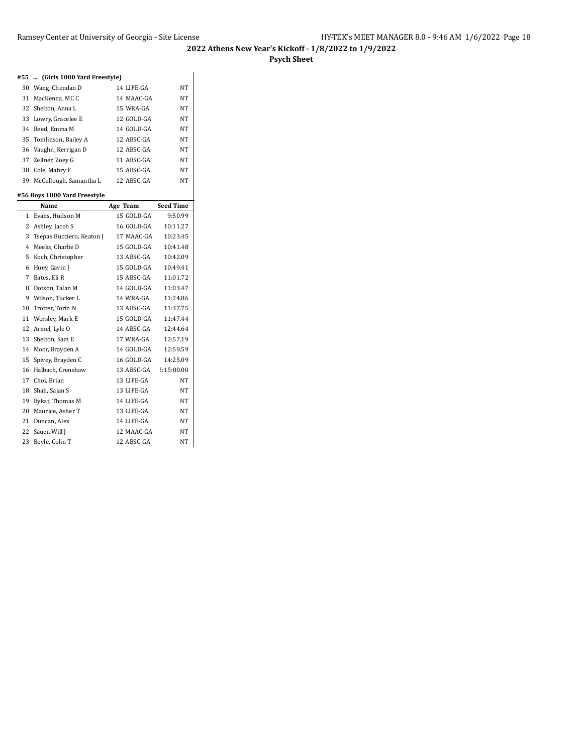### #55 ... (Girls 1000 Yard Freestyle)

| | | | | |
|---|---|---|---|---|
| 30 | Wang, Chendan D | 14 | LIFE-GA | NT |
| 31 | MacKenna, MC C | 14 | MAAC-GA | NT |
| 32 | Shelton, Anna L | 15 | WRA-GA | NT |
| 33 | Lowry, Gracelee E | 12 | GOLD-GA | NT |
| 34 | Reed, Emma M | 14 | GOLD-GA | NT |
| 35 | Tomlinson, Bailey A | 12 | ABSC-GA | NT |
| 36 | Vaughn, Kerrigan D | 12 | ABSC-GA | NT |
| 37 | Zellner, Zoey G | 11 | ABSC-GA | NT |
| 38 | Cole, Mabry F | 15 | ABSC-GA | NT |
| 39 | McCullough, Samantha L | 12 | ABSC-GA | NT |

### #56 Boys 1000 Yard Freestyle

| | Name | Age | Team | Seed Time |
|---|---|---|---|---|
| 1 | Evans, Hudson M | 15 | GOLD-GA | 9:50.99 |
| 2 | Ashley, Jacob S | 16 | GOLD-GA | 10:11.27 |
| 3 | Tsepas Bucciero, Keaton J | 17 | MAAC-GA | 10:23.45 |
| 4 | Meeks, Charlie D | 15 | GOLD-GA | 10:41.48 |
| 5 | Koch, Christopher | 13 | ABSC-GA | 10:42.09 |
| 6 | Huey, Gavin J | 15 | GOLD-GA | 10:49.41 |
| 7 | Bates, Eli R | 15 | ABSC-GA | 11:01.72 |
| 8 | Dotson, Talan M | 14 | GOLD-GA | 11:03.47 |
| 9 | Wilson, Tucker L | 14 | WRA-GA | 11:24.86 |
| 10 | Trotter, Torin N | 13 | ABSC-GA | 11:37.75 |
| 11 | Worsley, Mark E | 15 | GOLD-GA | 11:47.44 |
| 12 | Armel, Lyle O | 14 | ABSC-GA | 12:44.64 |
| 13 | Shelton, Sam E | 17 | WRA-GA | 12:57.19 |
| 14 | Moor, Brayden A | 14 | GOLD-GA | 12:59.59 |
| 15 | Spivey, Brayden C | 16 | GOLD-GA | 14:25.09 |
| 16 | Halbach, Crenshaw | 13 | ABSC-GA | 2:15:00.00 |
| 17 | Choi, Brian | 13 | LIFE-GA | NT |
| 18 | Shah, Sajan S | 13 | LIFE-GA | NT |
| 19 | Bykat, Thomas M | 14 | LIFE-GA | NT |
| 20 | Maurice, Asher T | 13 | LIFE-GA | NT |
| 21 | Duncan, Alex | 14 | LIFE-GA | NT |
| 22 | Sauer, Will J | 12 | MAAC-GA | NT |
| 23 | Boyle, Colin T | 12 | ABSC-GA | NT |